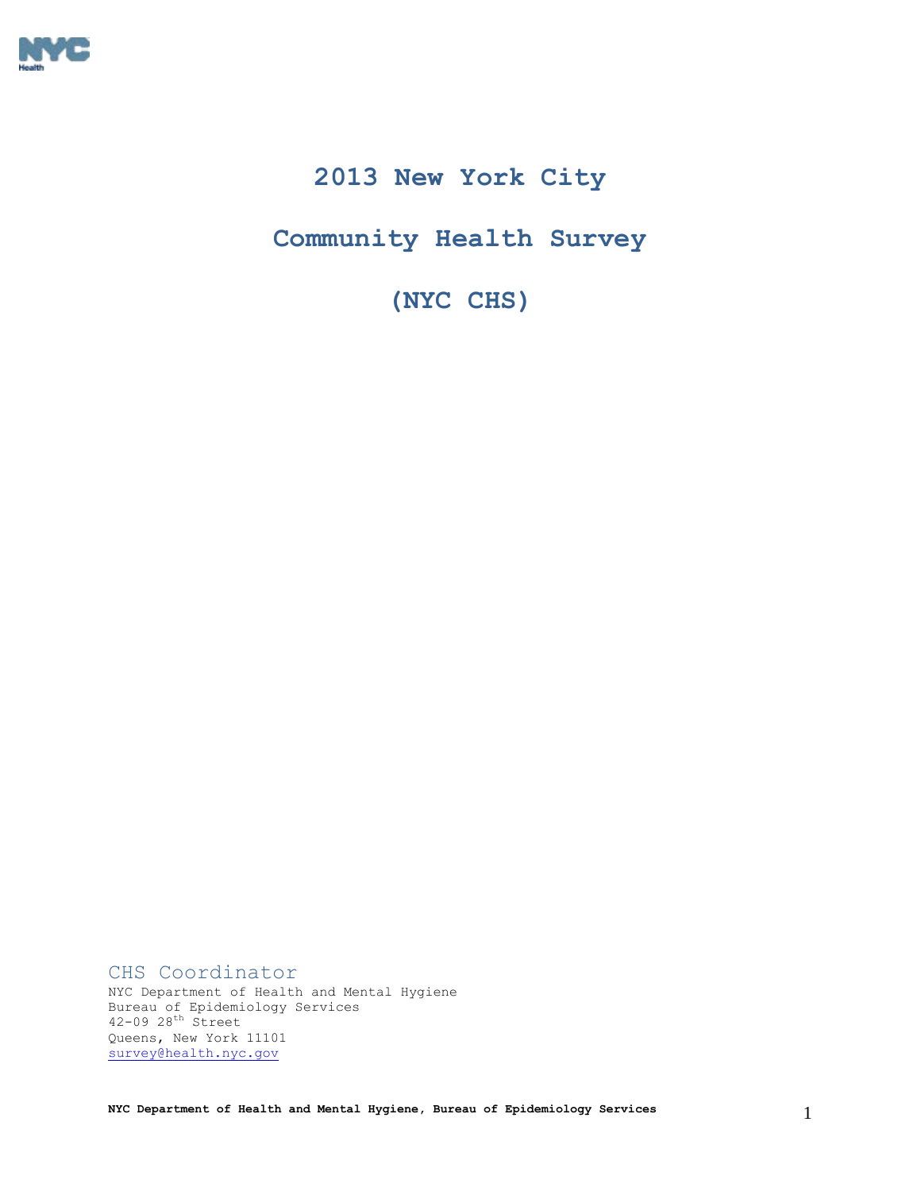# 2013 New York City

# Community Health Survey

# (NYC CHS)

## CHS Coordinator

NYC Department of Health and Mental Hygiene
Bureau of Epidemiology Services
42-09 28th Street
Queens, New York 11101
survey@health.nyc.gov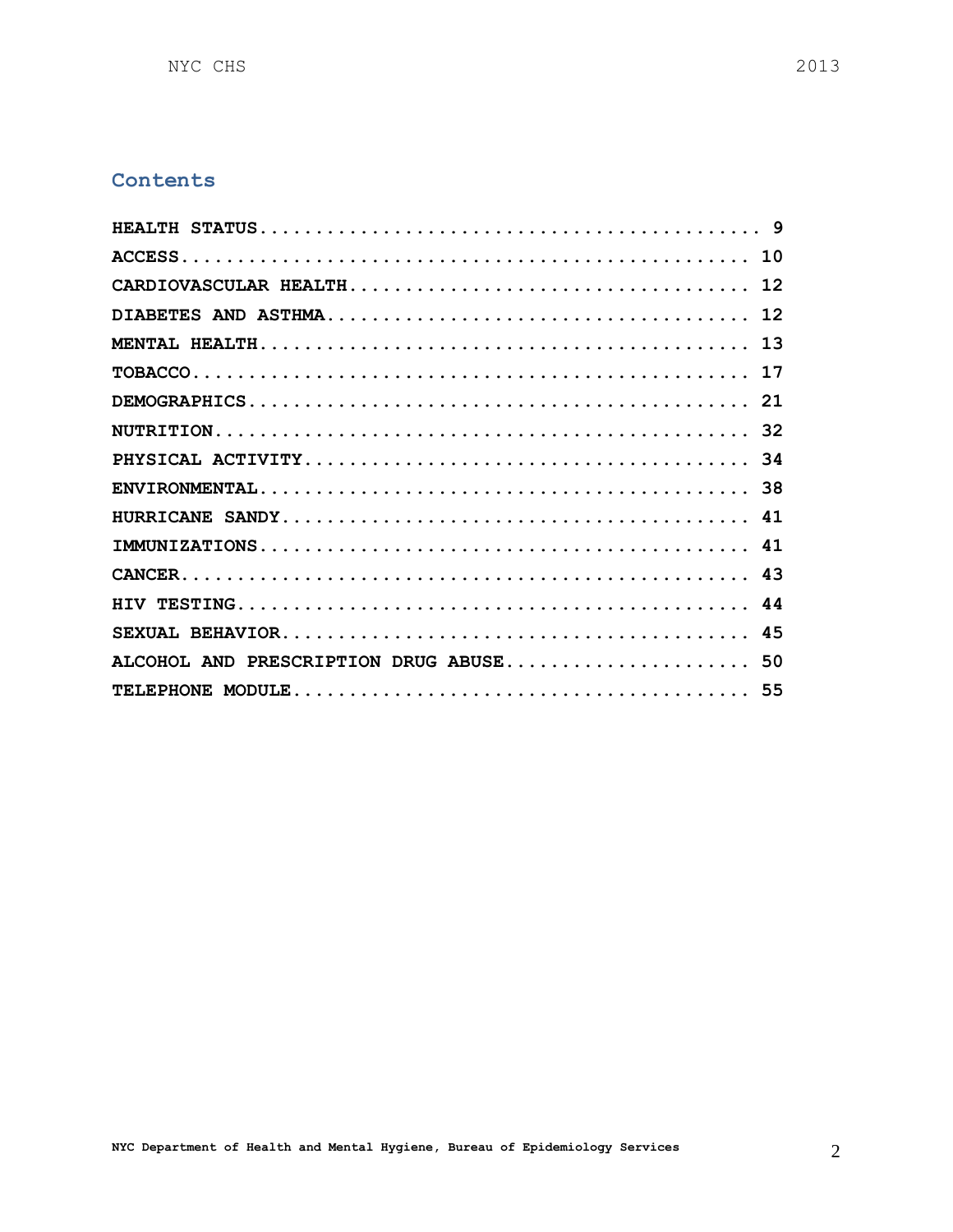## Contents

HEALTH STATUS.......................................... 9

ACCESS................................................ 10

CARDIOVASCULAR HEALTH................................. 12

DIABETES AND ASTHMA................................... 12

MENTAL HEALTH......................................... 13

TOBACCO............................................... 17

DEMOGRAPHICS.......................................... 21

NUTRITION............................................. 32

PHYSICAL ACTIVITY..................................... 34

ENVIRONMENTAL......................................... 38

HURRICANE SANDY....................................... 41

IMMUNIZATIONS......................................... 41

CANCER................................................ 43

HIV TESTING........................................... 44

SEXUAL BEHAVIOR....................................... 45

ALCOHOL AND PRESCRIPTION DRUG ABUSE................... 50

TELEPHONE MODULE...................................... 55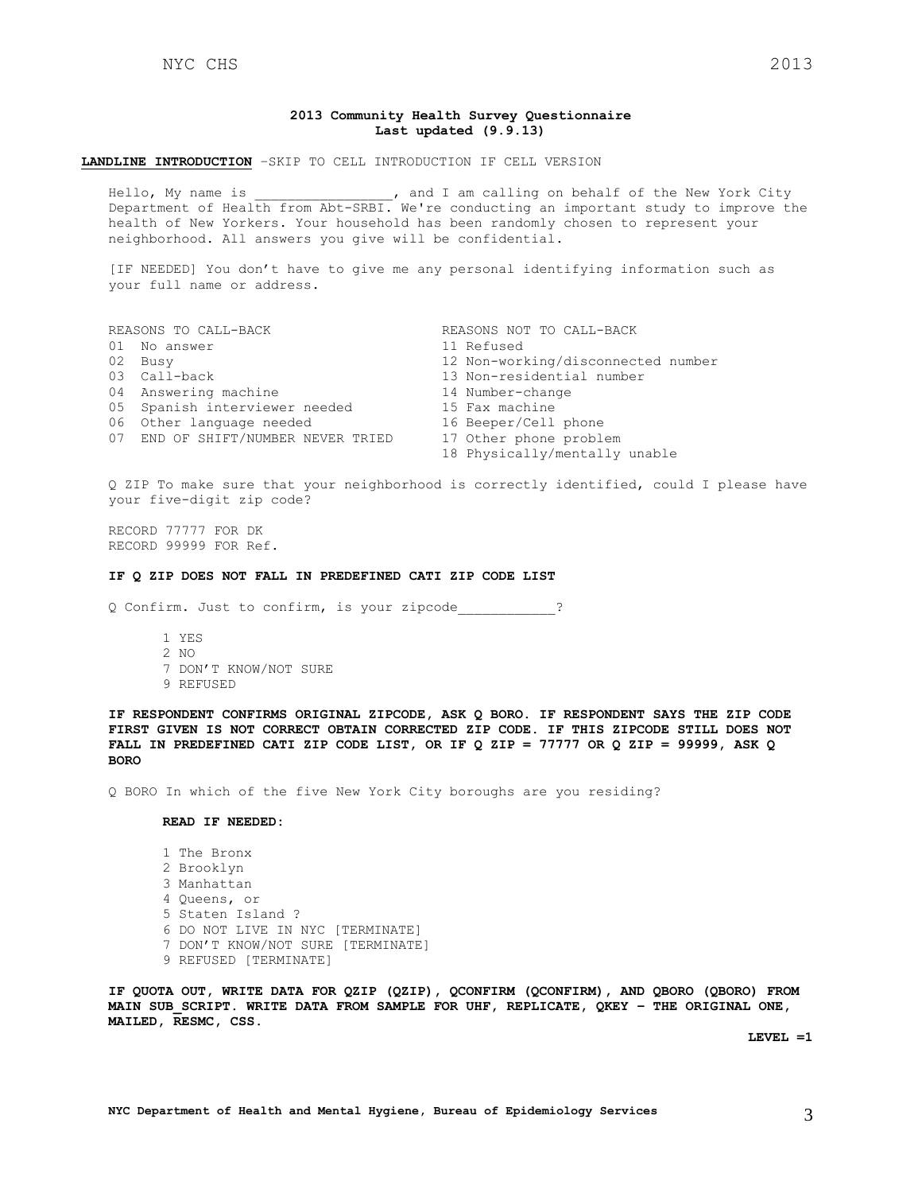# 2013 Community Health Survey Questionnaire
**Last updated (9.9.13)**

**LANDLINE INTRODUCTION** –SKIP TO CELL INTRODUCTION IF CELL VERSION

Hello, My name is _________________, and I am calling on behalf of the New York City Department of Health from Abt-SRBI. We're conducting an important study to improve the health of New Yorkers. Your household has been randomly chosen to represent your neighborhood. All answers you give will be confidential.

[IF NEEDED] You don't have to give me any personal identifying information such as your full name or address.

| REASONS TO CALL-BACK | REASONS NOT TO CALL-BACK |
|---|---|
| 01 No answer | 11 Refused |
| 02 Busy | 12 Non-working/disconnected number |
| 03 Call-back | 13 Non-residential number |
| 04 Answering machine | 14 Number-change |
| 05 Spanish interviewer needed | 15 Fax machine |
| 06 Other language needed | 16 Beeper/Cell phone |
| 07 END OF SHIFT/NUMBER NEVER TRIED | 17 Other phone problem |
| | 18 Physically/mentally unable |

Q ZIP To make sure that your neighborhood is correctly identified, could I please have your five-digit zip code?

RECORD 77777 FOR DK
RECORD 99999 FOR Ref.

**IF Q ZIP DOES NOT FALL IN PREDEFINED CATI ZIP CODE LIST**

Q Confirm. Just to confirm, is your zipcode___________?

1 YES
2 NO
7 DON'T KNOW/NOT SURE
9 REFUSED

**IF RESPONDENT CONFIRMS ORIGINAL ZIPCODE, ASK Q BORO. IF RESPONDENT SAYS THE ZIP CODE FIRST GIVEN IS NOT CORRECT OBTAIN CORRECTED ZIP CODE. IF THIS ZIPCODE STILL DOES NOT FALL IN PREDEFINED CATI ZIP CODE LIST, OR IF Q ZIP = 77777 OR Q ZIP = 99999, ASK Q BORO**

Q BORO In which of the five New York City boroughs are you residing?

**READ IF NEEDED:**

1 The Bronx
2 Brooklyn
3 Manhattan
4 Queens, or
5 Staten Island ?
6 DO NOT LIVE IN NYC [TERMINATE]
7 DON'T KNOW/NOT SURE [TERMINATE]
9 REFUSED [TERMINATE]

**IF QUOTA OUT, WRITE DATA FOR QZIP (QZIP), QCONFIRM (QCONFIRM), AND QBORO (QBORO) FROM MAIN SUB_SCRIPT. WRITE DATA FROM SAMPLE FOR UHF, REPLICATE, QKEY – THE ORIGINAL ONE, MAILED, RESMC, CSS.**

**LEVEL =1**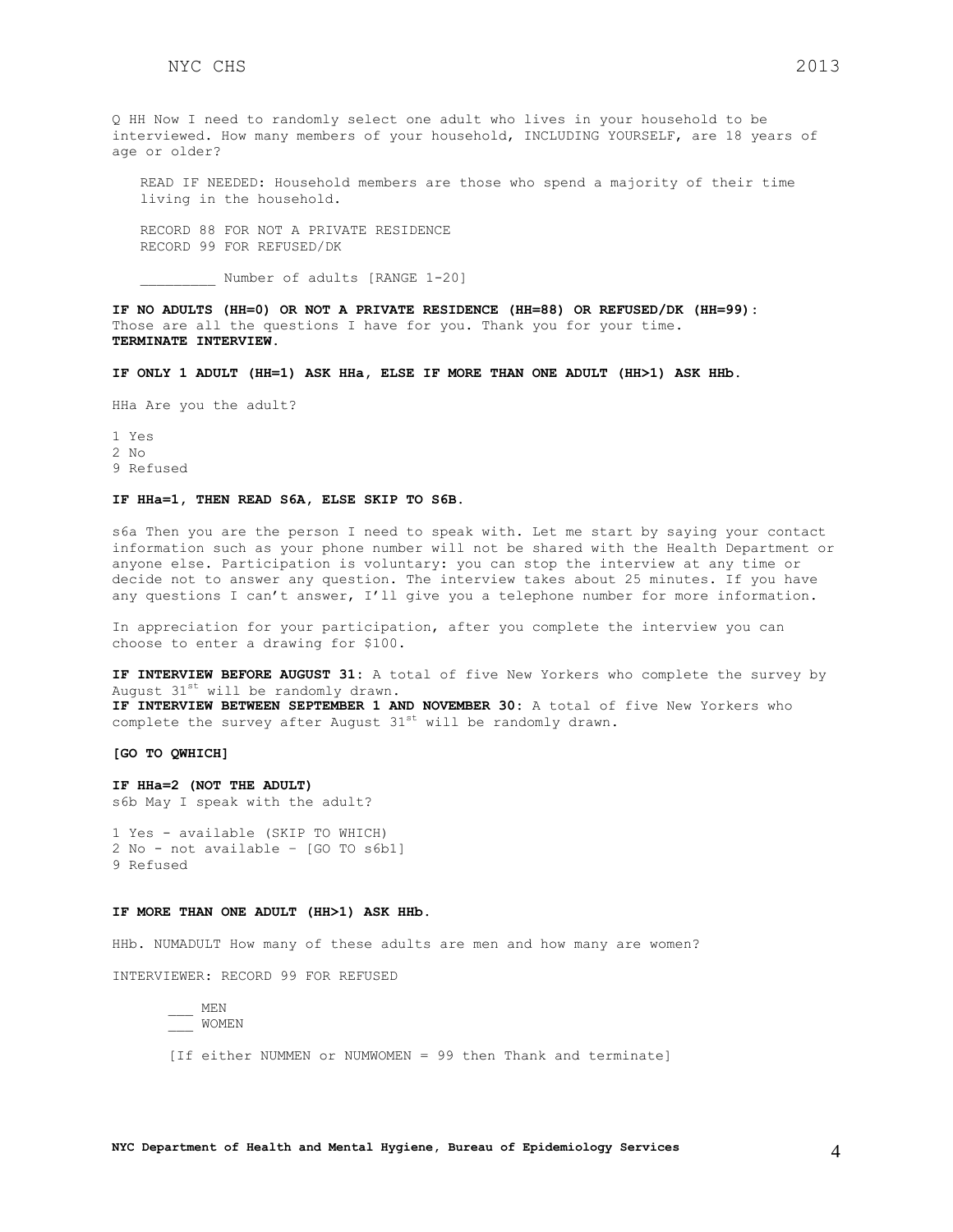Q HH Now I need to randomly select one adult who lives in your household to be interviewed. How many members of your household, INCLUDING YOURSELF, are 18 years of age or older?

READ IF NEEDED: Household members are those who spend a majority of their time living in the household.

RECORD 88 FOR NOT A PRIVATE RESIDENCE
RECORD 99 FOR REFUSED/DK

_________ Number of adults [RANGE 1-20]

**IF NO ADULTS (HH=0) OR NOT A PRIVATE RESIDENCE (HH=88) OR REFUSED/DK (HH=99):** Those are all the questions I have for you. Thank you for your time. **TERMINATE INTERVIEW.**

**IF ONLY 1 ADULT (HH=1) ASK HHa, ELSE IF MORE THAN ONE ADULT (HH>1) ASK HHb.**

HHa Are you the adult?

1 Yes
2 No
9 Refused

**IF HHa=1, THEN READ S6A, ELSE SKIP TO S6B.**

s6a Then you are the person I need to speak with. Let me start by saying your contact information such as your phone number will not be shared with the Health Department or anyone else. Participation is voluntary: you can stop the interview at any time or decide not to answer any question. The interview takes about 25 minutes. If you have any questions I can't answer, I'll give you a telephone number for more information.

In appreciation for your participation, after you complete the interview you can choose to enter a drawing for $100.

**IF INTERVIEW BEFORE AUGUST 31:** A total of five New Yorkers who complete the survey by August 31st will be randomly drawn.
**IF INTERVIEW BETWEEN SEPTEMBER 1 AND NOVEMBER 30:** A total of five New Yorkers who complete the survey after August 31st will be randomly drawn.

**[GO TO QWHICH]**

**IF HHa=2 (NOT THE ADULT)**
s6b May I speak with the adult?

1 Yes - available (SKIP TO WHICH)
2 No - not available – [GO TO s6b1]
9 Refused

**IF MORE THAN ONE ADULT (HH>1) ASK HHb.**

HHb. NUMADULT How many of these adults are men and how many are women?

INTERVIEWER: RECORD 99 FOR REFUSED

___ MEN
___ WOMEN

[If either NUMMEN or NUMWOMEN = 99 then Thank and terminate]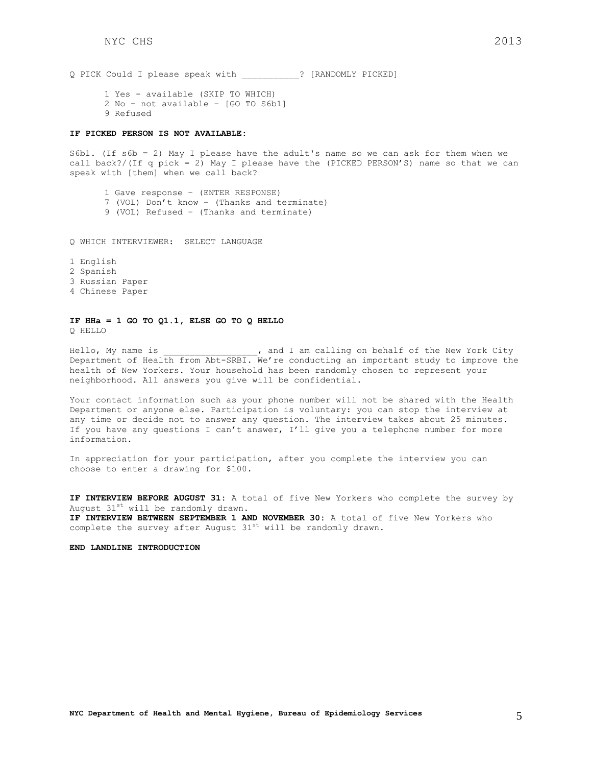Q PICK Could I please speak with ___________? [RANDOMLY PICKED]

1 Yes - available (SKIP TO WHICH)
2 No - not available – [GO TO S6b1]
9 Refused

**IF PICKED PERSON IS NOT AVAILABLE:**

S6b1. (If s6b = 2) May I please have the adult's name so we can ask for them when we call back?/(If q pick = 2) May I please have the (PICKED PERSON'S) name so that we can speak with [them] when we call back?

1 Gave response – (ENTER RESPONSE)
7 (VOL) Don't know – (Thanks and terminate)
9 (VOL) Refused – (Thanks and terminate)

Q WHICH INTERVIEWER: SELECT LANGUAGE

1 English
2 Spanish
3 Russian Paper
4 Chinese Paper

**IF HHa = 1 GO TO Q1.1, ELSE GO TO Q HELLO**
Q HELLO

Hello, My name is __________________, and I am calling on behalf of the New York City Department of Health from Abt-SRBI. We're conducting an important study to improve the health of New Yorkers. Your household has been randomly chosen to represent your neighborhood. All answers you give will be confidential.

Your contact information such as your phone number will not be shared with the Health Department or anyone else. Participation is voluntary: you can stop the interview at any time or decide not to answer any question. The interview takes about 25 minutes. If you have any questions I can't answer, I'll give you a telephone number for more information.

In appreciation for your participation, after you complete the interview you can choose to enter a drawing for $100.

**IF INTERVIEW BEFORE AUGUST 31:** A total of five New Yorkers who complete the survey by August 31st will be randomly drawn.
**IF INTERVIEW BETWEEN SEPTEMBER 1 AND NOVEMBER 30:** A total of five New Yorkers who complete the survey after August 31st will be randomly drawn.

**END LANDLINE INTRODUCTION**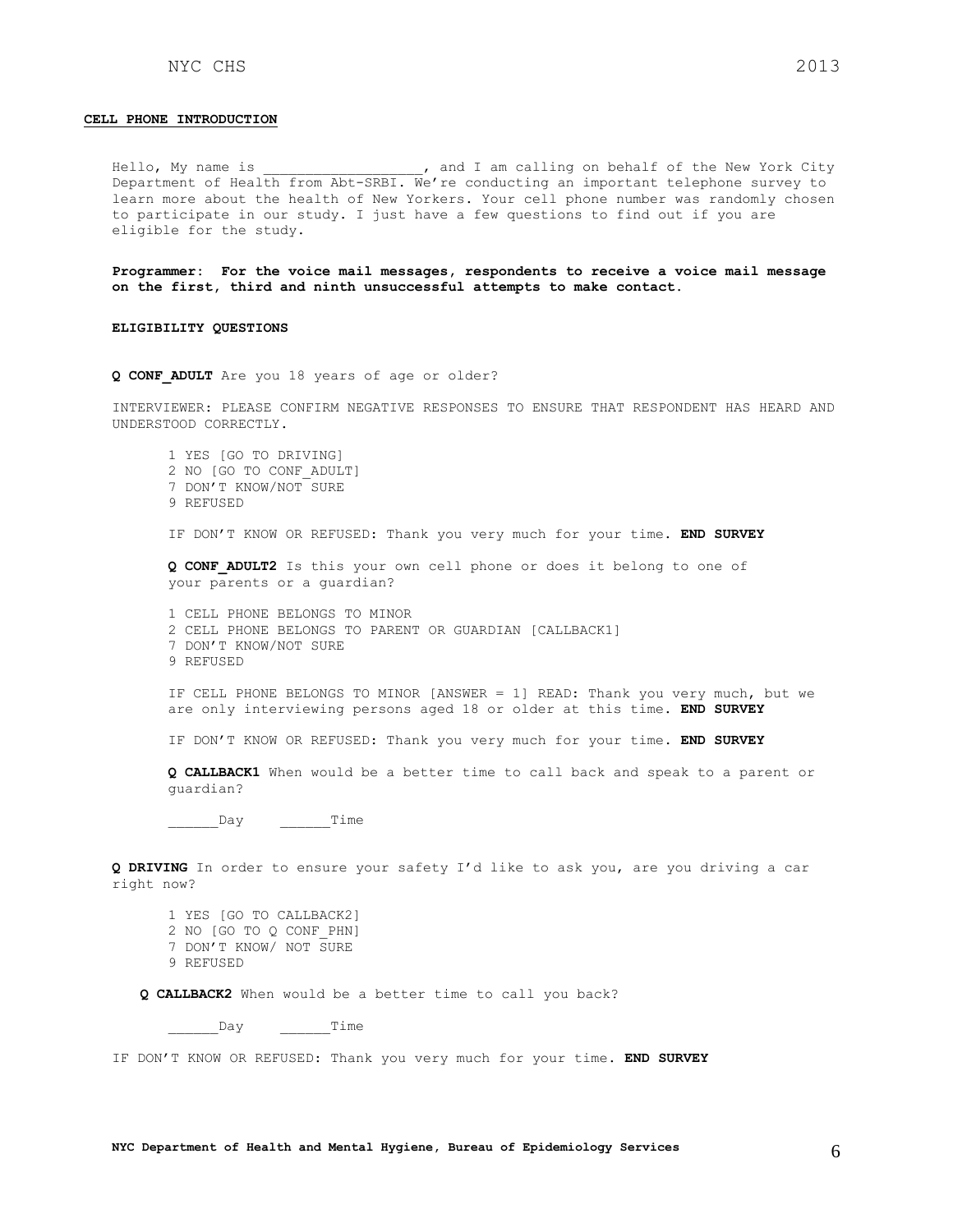**CELL PHONE INTRODUCTION**

Hello, My name is ___________________, and I am calling on behalf of the New York City Department of Health from Abt-SRBI. We're conducting an important telephone survey to learn more about the health of New Yorkers. Your cell phone number was randomly chosen to participate in our study. I just have a few questions to find out if you are eligible for the study.

**Programmer: For the voice mail messages, respondents to receive a voice mail message on the first, third and ninth unsuccessful attempts to make contact.**

**ELIGIBILITY QUESTIONS**

**Q CONF_ADULT** Are you 18 years of age or older?

INTERVIEWER: PLEASE CONFIRM NEGATIVE RESPONSES TO ENSURE THAT RESPONDENT HAS HEARD AND UNDERSTOOD CORRECTLY.

1 YES [GO TO DRIVING]
2 NO [GO TO CONF_ADULT]
7 DON'T KNOW/NOT SURE
9 REFUSED

IF DON'T KNOW OR REFUSED: Thank you very much for your time. **END SURVEY**

**Q CONF_ADULT2** Is this your own cell phone or does it belong to one of your parents or a guardian?

1 CELL PHONE BELONGS TO MINOR
2 CELL PHONE BELONGS TO PARENT OR GUARDIAN [CALLBACK1]
7 DON'T KNOW/NOT SURE
9 REFUSED

IF CELL PHONE BELONGS TO MINOR [ANSWER = 1] READ: Thank you very much, but we are only interviewing persons aged 18 or older at this time. **END SURVEY**

IF DON'T KNOW OR REFUSED: Thank you very much for your time. **END SURVEY**

**Q CALLBACK1** When would be a better time to call back and speak to a parent or guardian?

______Day ______Time

**Q DRIVING** In order to ensure your safety I'd like to ask you, are you driving a car right now?

1 YES [GO TO CALLBACK2]
2 NO [GO TO Q CONF_PHN]
7 DON'T KNOW/ NOT SURE
9 REFUSED

**Q CALLBACK2** When would be a better time to call you back?

______Day ______Time

IF DON'T KNOW OR REFUSED: Thank you very much for your time. **END SURVEY**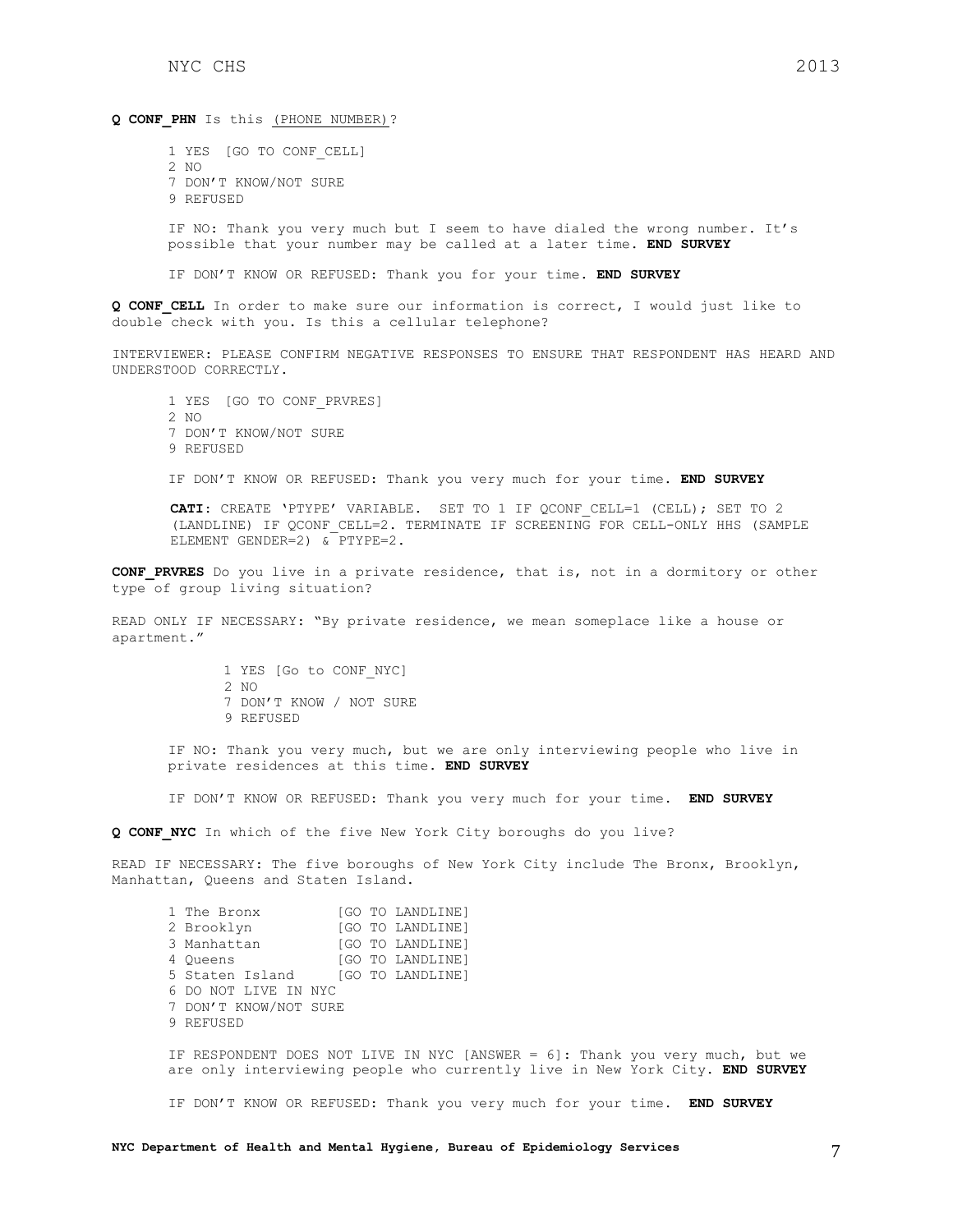**Q CONF_PHN** Is this (PHONE NUMBER)?

1 YES [GO TO CONF_CELL]
2 NO
7 DON'T KNOW/NOT SURE
9 REFUSED

IF NO: Thank you very much but I seem to have dialed the wrong number. It's possible that your number may be called at a later time. **END SURVEY**

IF DON'T KNOW OR REFUSED: Thank you for your time. **END SURVEY**

**Q CONF_CELL** In order to make sure our information is correct, I would just like to double check with you. Is this a cellular telephone?

INTERVIEWER: PLEASE CONFIRM NEGATIVE RESPONSES TO ENSURE THAT RESPONDENT HAS HEARD AND UNDERSTOOD CORRECTLY.

1 YES [GO TO CONF_PRVRES]
2 NO
7 DON'T KNOW/NOT SURE
9 REFUSED

IF DON'T KNOW OR REFUSED: Thank you very much for your time. **END SURVEY**

**CATI**: CREATE 'PTYPE' VARIABLE. SET TO 1 IF QCONF_CELL=1 (CELL); SET TO 2 (LANDLINE) IF QCONF_CELL=2. TERMINATE IF SCREENING FOR CELL-ONLY HHS (SAMPLE ELEMENT GENDER=2) & PTYPE=2.

**CONF_PRVRES** Do you live in a private residence, that is, not in a dormitory or other type of group living situation?

READ ONLY IF NECESSARY: "By private residence, we mean someplace like a house or apartment."

1 YES [Go to CONF_NYC]
2 NO
7 DON'T KNOW / NOT SURE
9 REFUSED

IF NO: Thank you very much, but we are only interviewing people who live in private residences at this time. **END SURVEY**

IF DON'T KNOW OR REFUSED: Thank you very much for your time. **END SURVEY**

**Q CONF_NYC** In which of the five New York City boroughs do you live?

READ IF NECESSARY: The five boroughs of New York City include The Bronx, Brooklyn, Manhattan, Queens and Staten Island.

1 The Bronx [GO TO LANDLINE]
2 Brooklyn [GO TO LANDLINE]
3 Manhattan [GO TO LANDLINE]
4 Queens [GO TO LANDLINE]
5 Staten Island [GO TO LANDLINE]
6 DO NOT LIVE IN NYC
7 DON'T KNOW/NOT SURE
9 REFUSED

IF RESPONDENT DOES NOT LIVE IN NYC [ANSWER = 6]: Thank you very much, but we are only interviewing people who currently live in New York City. **END SURVEY**

IF DON'T KNOW OR REFUSED: Thank you very much for your time. **END SURVEY**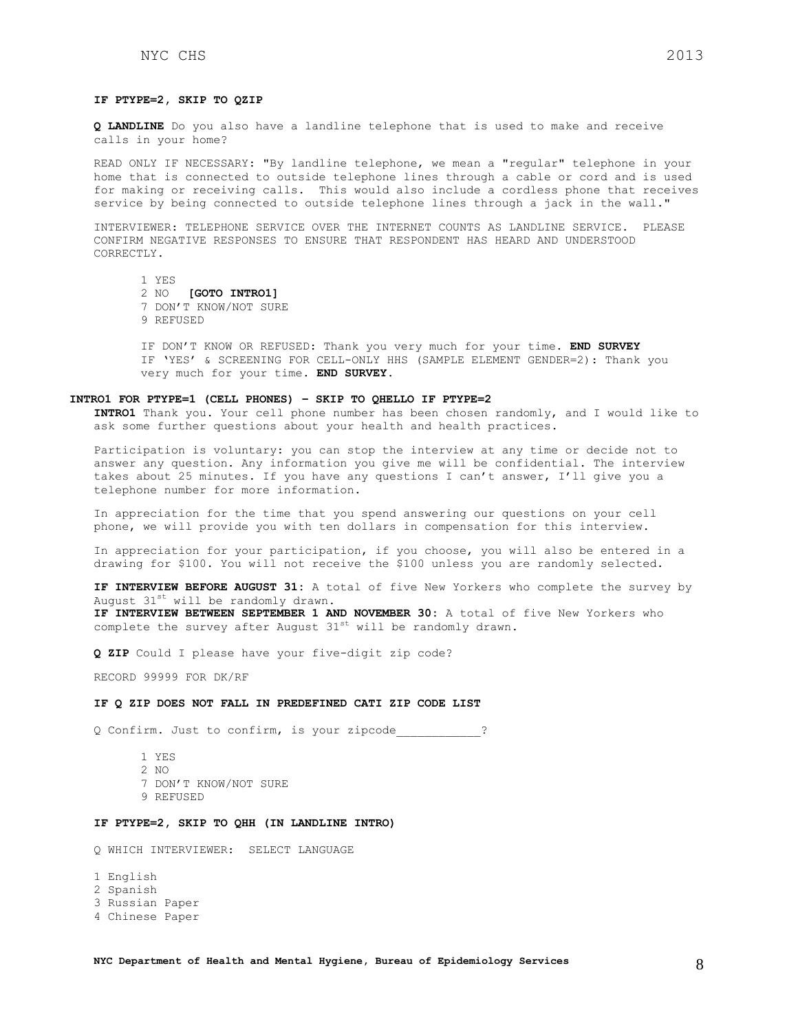**IF PTYPE=2, SKIP TO QZIP**

**Q LANDLINE** Do you also have a landline telephone that is used to make and receive calls in your home?

READ ONLY IF NECESSARY: "By landline telephone, we mean a "regular" telephone in your home that is connected to outside telephone lines through a cable or cord and is used for making or receiving calls. This would also include a cordless phone that receives service by being connected to outside telephone lines through a jack in the wall."

INTERVIEWER: TELEPHONE SERVICE OVER THE INTERNET COUNTS AS LANDLINE SERVICE. PLEASE CONFIRM NEGATIVE RESPONSES TO ENSURE THAT RESPONDENT HAS HEARD AND UNDERSTOOD CORRECTLY.

1 YES
2 NO **[GOTO INTRO1]**
7 DON'T KNOW/NOT SURE
9 REFUSED

IF DON'T KNOW OR REFUSED: Thank you very much for your time. **END SURVEY**
IF 'YES' & SCREENING FOR CELL-ONLY HHS (SAMPLE ELEMENT GENDER=2): Thank you very much for your time. **END SURVEY.**

**INTRO1 FOR PTYPE=1 (CELL PHONES) – SKIP TO QHELLO IF PTYPE=2**

**INTRO1** Thank you. Your cell phone number has been chosen randomly, and I would like to ask some further questions about your health and health practices.

Participation is voluntary: you can stop the interview at any time or decide not to answer any question. Any information you give me will be confidential. The interview takes about 25 minutes. If you have any questions I can't answer, I'll give you a telephone number for more information.

In appreciation for the time that you spend answering our questions on your cell phone, we will provide you with ten dollars in compensation for this interview.

In appreciation for your participation, if you choose, you will also be entered in a drawing for $100. You will not receive the $100 unless you are randomly selected.

**IF INTERVIEW BEFORE AUGUST 31:** A total of five New Yorkers who complete the survey by August 31st will be randomly drawn.
**IF INTERVIEW BETWEEN SEPTEMBER 1 AND NOVEMBER 30:** A total of five New Yorkers who complete the survey after August 31st will be randomly drawn.

**Q ZIP** Could I please have your five-digit zip code?

RECORD 99999 FOR DK/RF

**IF Q ZIP DOES NOT FALL IN PREDEFINED CATI ZIP CODE LIST**

Q Confirm. Just to confirm, is your zipcode____________?

1 YES
2 NO
7 DON'T KNOW/NOT SURE
9 REFUSED

**IF PTYPE=2, SKIP TO QHH (IN LANDLINE INTRO)**

Q WHICH INTERVIEWER: SELECT LANGUAGE

1 English
2 Spanish
3 Russian Paper
4 Chinese Paper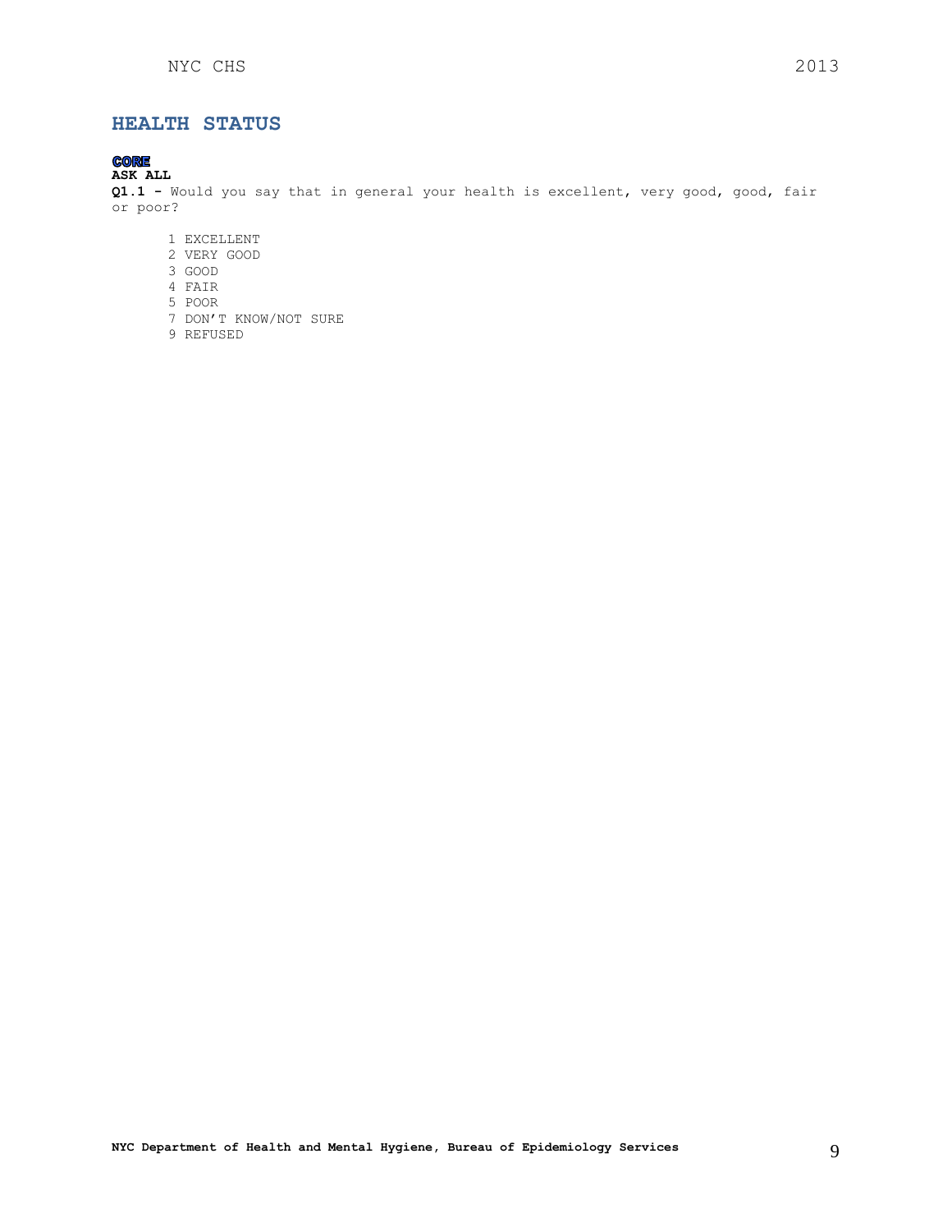## HEALTH STATUS

**CORE**
**ASK ALL**
**Q1.1 -** Would you say that in general your health is excellent, very good, good, fair or poor?

1 EXCELLENT
2 VERY GOOD
3 GOOD
4 FAIR
5 POOR
7 DON'T KNOW/NOT SURE
9 REFUSED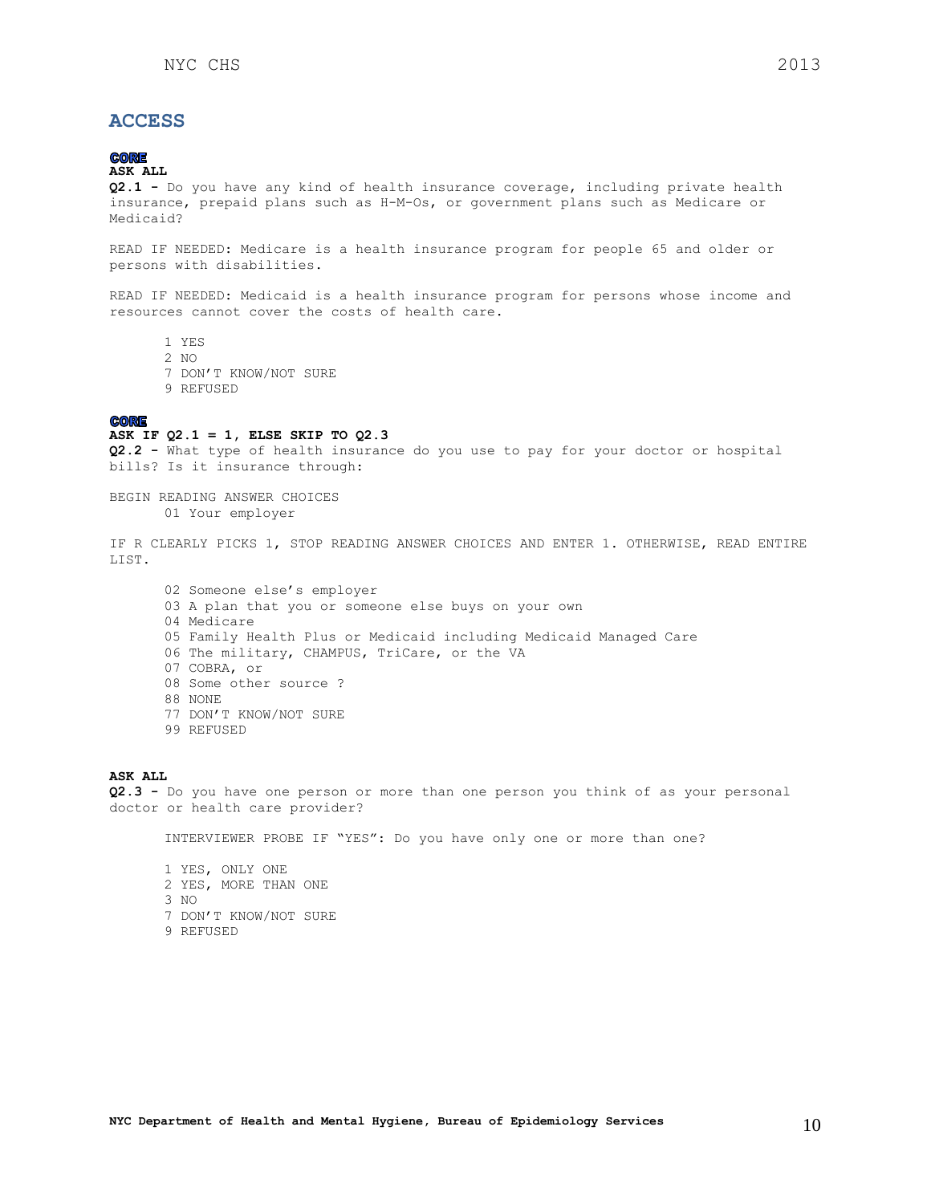## ACCESS

**CORE**
**ASK ALL**
**Q2.1 -** Do you have any kind of health insurance coverage, including private health insurance, prepaid plans such as H-M-Os, or government plans such as Medicare or Medicaid?

READ IF NEEDED: Medicare is a health insurance program for people 65 and older or persons with disabilities.

READ IF NEEDED: Medicaid is a health insurance program for persons whose income and resources cannot cover the costs of health care.

1 YES
2 NO
7 DON'T KNOW/NOT SURE
9 REFUSED

**CORE**
**ASK IF Q2.1 = 1, ELSE SKIP TO Q2.3**
**Q2.2 -** What type of health insurance do you use to pay for your doctor or hospital bills? Is it insurance through:

BEGIN READING ANSWER CHOICES
01 Your employer

IF R CLEARLY PICKS 1, STOP READING ANSWER CHOICES AND ENTER 1. OTHERWISE, READ ENTIRE LIST.

02 Someone else's employer
03 A plan that you or someone else buys on your own
04 Medicare
05 Family Health Plus or Medicaid including Medicaid Managed Care
06 The military, CHAMPUS, TriCare, or the VA
07 COBRA, or
08 Some other source ?
88 NONE
77 DON'T KNOW/NOT SURE
99 REFUSED

**ASK ALL**
**Q2.3 -** Do you have one person or more than one person you think of as your personal doctor or health care provider?

INTERVIEWER PROBE IF "YES": Do you have only one or more than one?

1 YES, ONLY ONE
2 YES, MORE THAN ONE
3 NO
7 DON'T KNOW/NOT SURE
9 REFUSED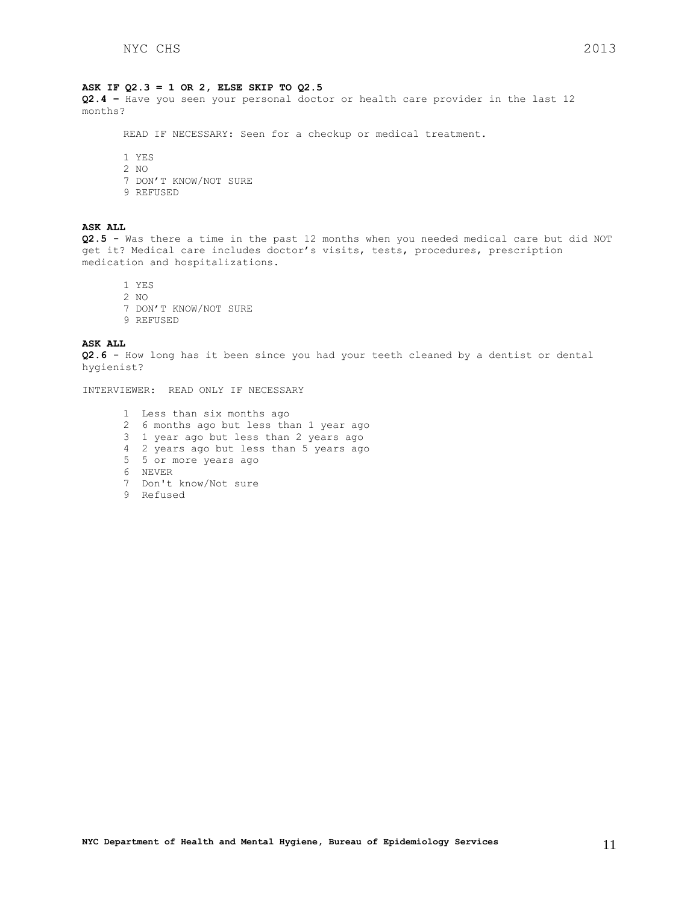**ASK IF Q2.3 = 1 OR 2, ELSE SKIP TO Q2.5**

**Q2.4 –** Have you seen your personal doctor or health care provider in the last 12 months?

READ IF NECESSARY: Seen for a checkup or medical treatment.

1 YES
2 NO
7 DON'T KNOW/NOT SURE
9 REFUSED

**ASK ALL**

**Q2.5 -** Was there a time in the past 12 months when you needed medical care but did NOT get it? Medical care includes doctor's visits, tests, procedures, prescription medication and hospitalizations.

1 YES
2 NO
7 DON'T KNOW/NOT SURE
9 REFUSED

**ASK ALL**

**Q2.6** - How long has it been since you had your teeth cleaned by a dentist or dental hygienist?

INTERVIEWER: READ ONLY IF NECESSARY

1 Less than six months ago
2 6 months ago but less than 1 year ago
3 1 year ago but less than 2 years ago
4 2 years ago but less than 5 years ago
5 5 or more years ago
6 NEVER
7 Don't know/Not sure
9 Refused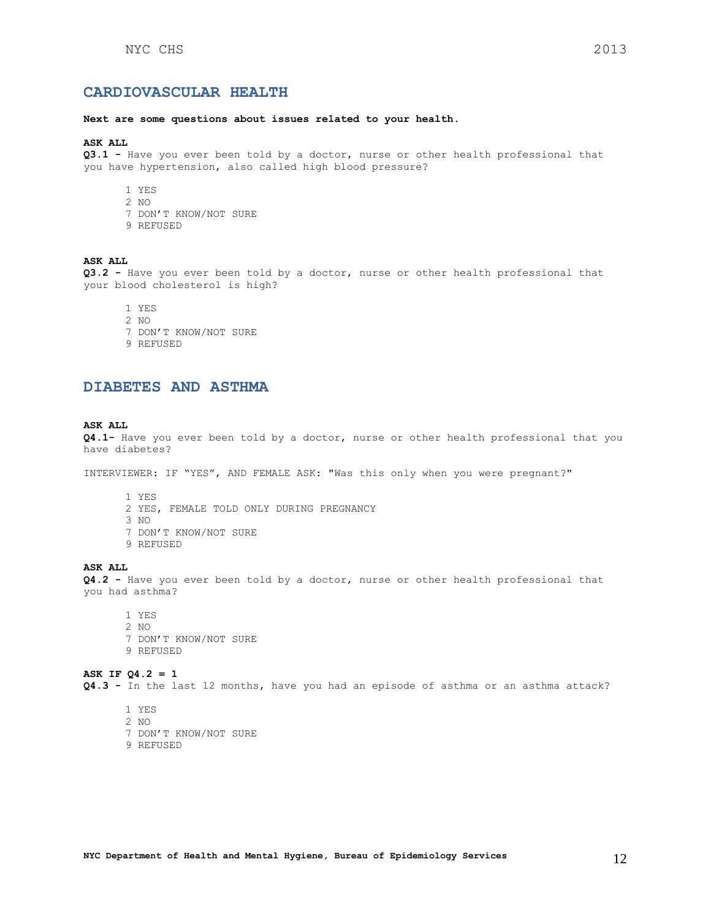## CARDIOVASCULAR HEALTH

**Next are some questions about issues related to your health.**

**ASK ALL**
**Q3.1 -** Have you ever been told by a doctor, nurse or other health professional that you have hypertension, also called high blood pressure?

1 YES
2 NO
7 DON'T KNOW/NOT SURE
9 REFUSED

**ASK ALL**
**Q3.2 -** Have you ever been told by a doctor, nurse or other health professional that your blood cholesterol is high?

1 YES
2 NO
7 DON'T KNOW/NOT SURE
9 REFUSED

## DIABETES AND ASTHMA

**ASK ALL**
**Q4.1-** Have you ever been told by a doctor, nurse or other health professional that you have diabetes?

INTERVIEWER: IF "YES", AND FEMALE ASK: "Was this only when you were pregnant?"

1 YES
2 YES, FEMALE TOLD ONLY DURING PREGNANCY
3 NO
7 DON'T KNOW/NOT SURE
9 REFUSED

**ASK ALL**
**Q4.2 -** Have you ever been told by a doctor, nurse or other health professional that you had asthma?

1 YES
2 NO
7 DON'T KNOW/NOT SURE
9 REFUSED

**ASK IF Q4.2 = 1**
**Q4.3 -** In the last 12 months, have you had an episode of asthma or an asthma attack?

1 YES
2 NO
7 DON'T KNOW/NOT SURE
9 REFUSED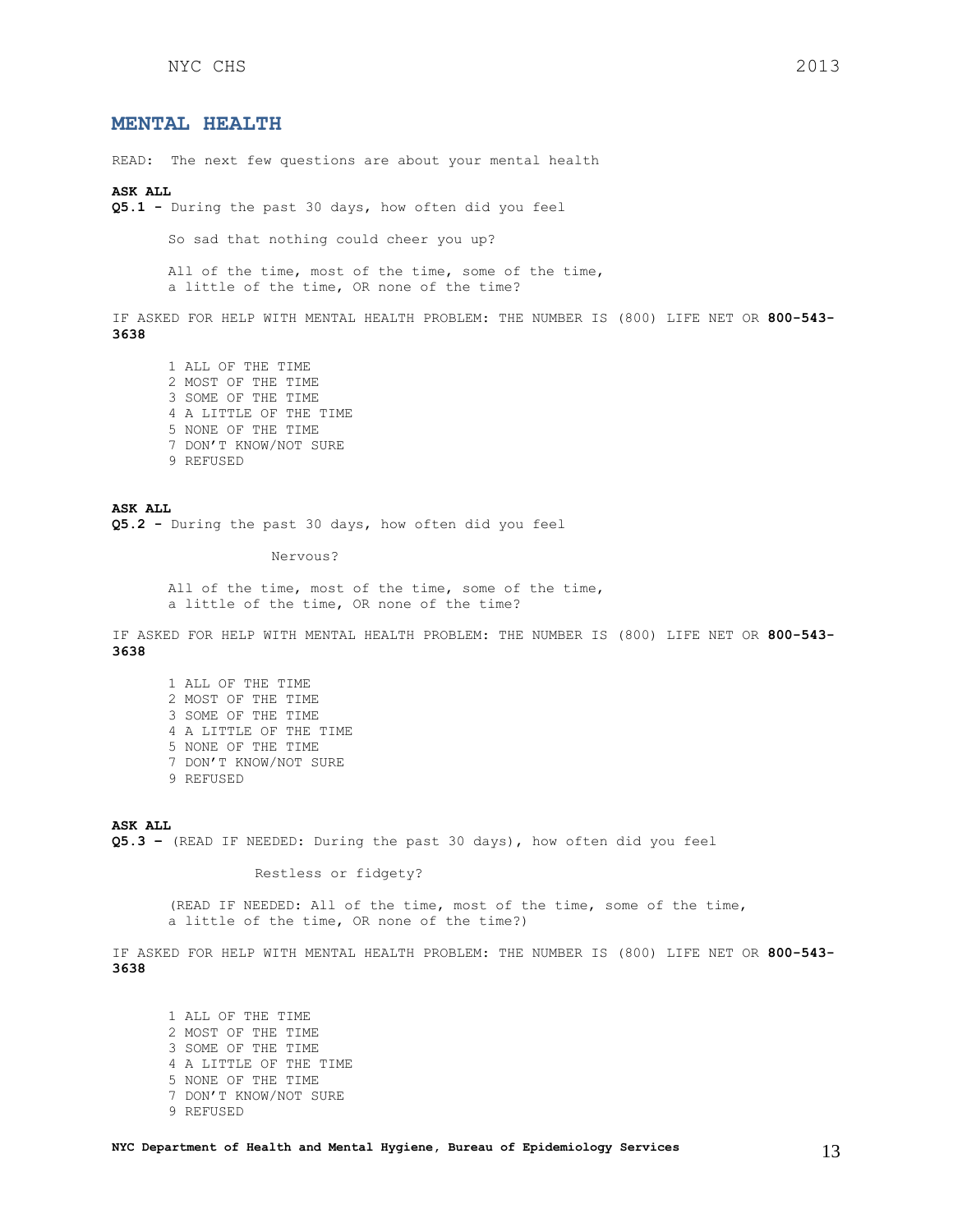## MENTAL HEALTH

READ: The next few questions are about your mental health

**ASK ALL**

**Q5.1 -** During the past 30 days, how often did you feel

So sad that nothing could cheer you up?

All of the time, most of the time, some of the time, a little of the time, OR none of the time?

IF ASKED FOR HELP WITH MENTAL HEALTH PROBLEM: THE NUMBER IS (800) LIFE NET OR **800-543-3638**

1 ALL OF THE TIME
2 MOST OF THE TIME
3 SOME OF THE TIME
4 A LITTLE OF THE TIME
5 NONE OF THE TIME
7 DON'T KNOW/NOT SURE
9 REFUSED

**ASK ALL**

**Q5.2 -** During the past 30 days, how often did you feel

Nervous?

All of the time, most of the time, some of the time, a little of the time, OR none of the time?

IF ASKED FOR HELP WITH MENTAL HEALTH PROBLEM: THE NUMBER IS (800) LIFE NET OR **800-543-3638**

1 ALL OF THE TIME
2 MOST OF THE TIME
3 SOME OF THE TIME
4 A LITTLE OF THE TIME
5 NONE OF THE TIME
7 DON'T KNOW/NOT SURE
9 REFUSED

**ASK ALL**

**Q5.3 –** (READ IF NEEDED: During the past 30 days), how often did you feel

Restless or fidgety?

(READ IF NEEDED: All of the time, most of the time, some of the time, a little of the time, OR none of the time?)

IF ASKED FOR HELP WITH MENTAL HEALTH PROBLEM: THE NUMBER IS (800) LIFE NET OR **800-543-3638**

1 ALL OF THE TIME
2 MOST OF THE TIME
3 SOME OF THE TIME
4 A LITTLE OF THE TIME
5 NONE OF THE TIME
7 DON'T KNOW/NOT SURE
9 REFUSED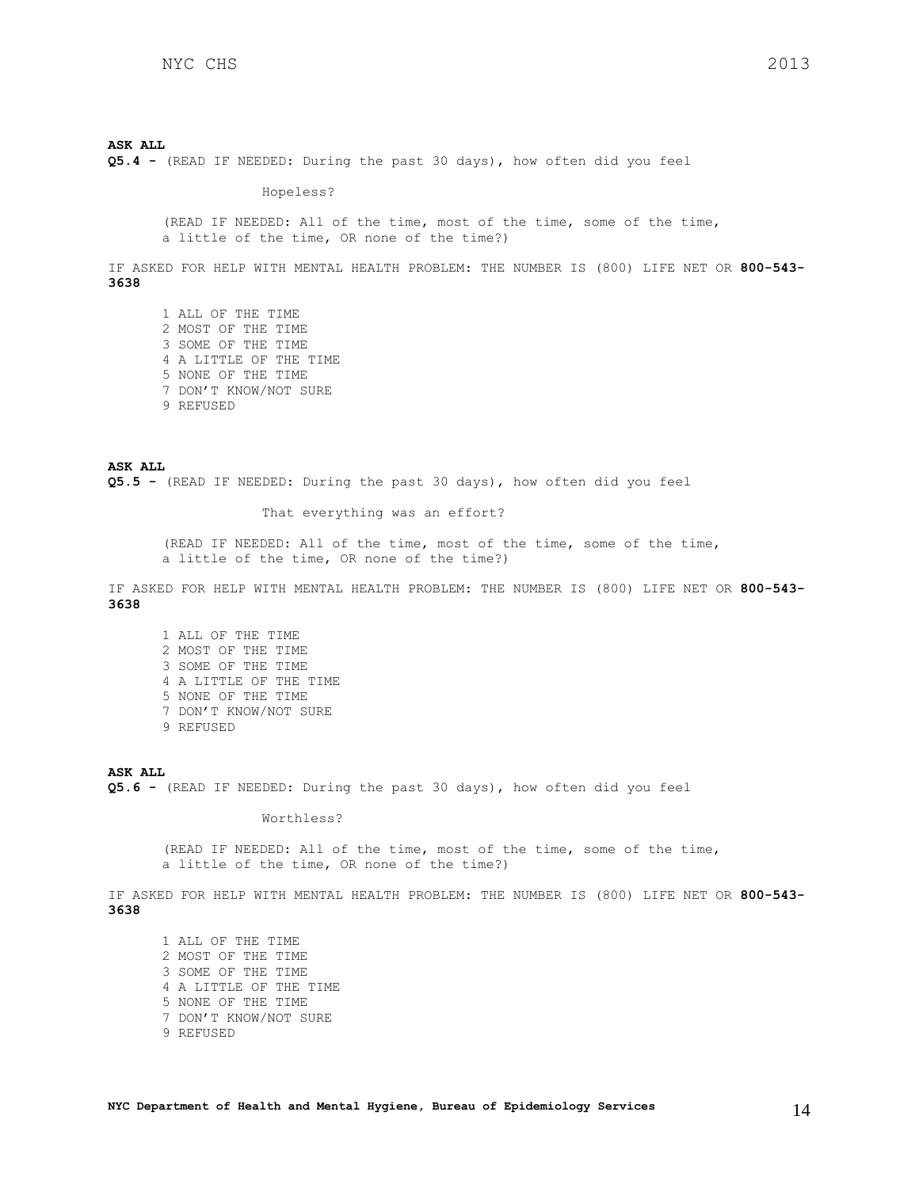**ASK ALL**

**Q5.4 -** (READ IF NEEDED: During the past 30 days), how often did you feel

Hopeless?

(READ IF NEEDED: All of the time, most of the time, some of the time, a little of the time, OR none of the time?)

IF ASKED FOR HELP WITH MENTAL HEALTH PROBLEM: THE NUMBER IS (800) LIFE NET OR **800-543-3638**

1 ALL OF THE TIME
2 MOST OF THE TIME
3 SOME OF THE TIME
4 A LITTLE OF THE TIME
5 NONE OF THE TIME
7 DON'T KNOW/NOT SURE
9 REFUSED

**ASK ALL**

**Q5.5 -** (READ IF NEEDED: During the past 30 days), how often did you feel

That everything was an effort?

(READ IF NEEDED: All of the time, most of the time, some of the time, a little of the time, OR none of the time?)

IF ASKED FOR HELP WITH MENTAL HEALTH PROBLEM: THE NUMBER IS (800) LIFE NET OR **800-543-3638**

1 ALL OF THE TIME
2 MOST OF THE TIME
3 SOME OF THE TIME
4 A LITTLE OF THE TIME
5 NONE OF THE TIME
7 DON'T KNOW/NOT SURE
9 REFUSED

**ASK ALL**

**Q5.6 -** (READ IF NEEDED: During the past 30 days), how often did you feel

Worthless?

(READ IF NEEDED: All of the time, most of the time, some of the time, a little of the time, OR none of the time?)

IF ASKED FOR HELP WITH MENTAL HEALTH PROBLEM: THE NUMBER IS (800) LIFE NET OR **800-543-3638**

1 ALL OF THE TIME
2 MOST OF THE TIME
3 SOME OF THE TIME
4 A LITTLE OF THE TIME
5 NONE OF THE TIME
7 DON'T KNOW/NOT SURE
9 REFUSED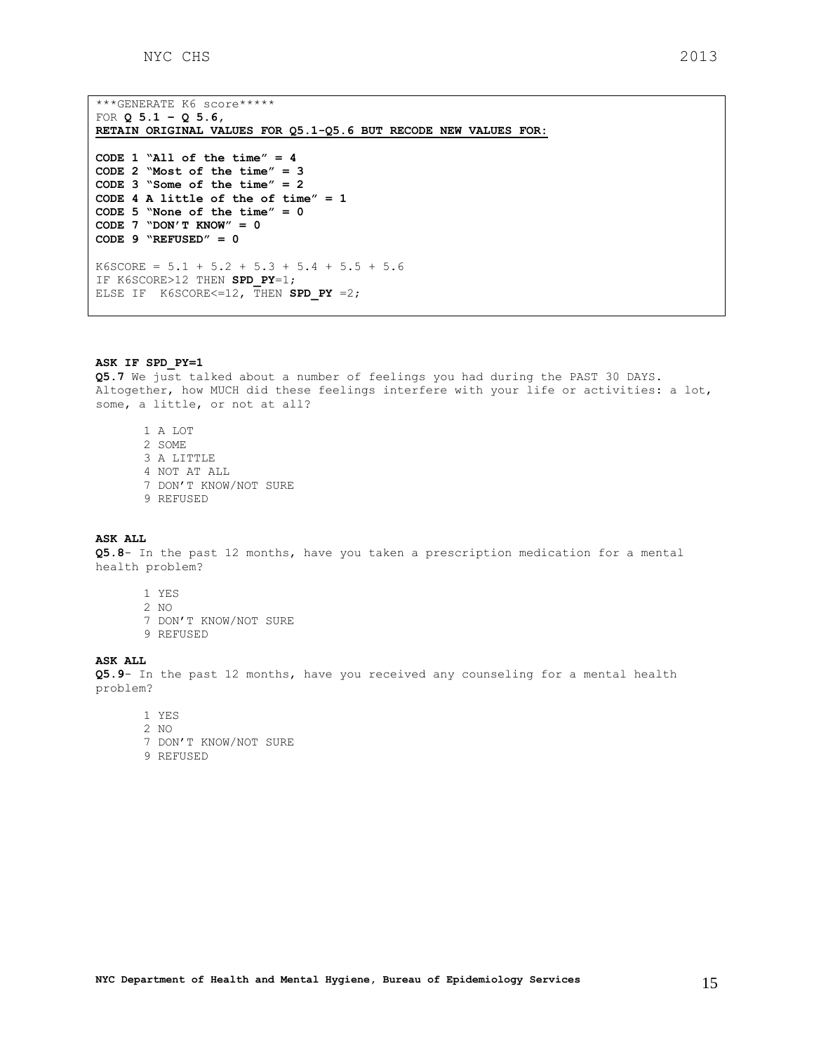```
***GENERATE K6 score*****
FOR Q 5.1 – Q 5.6,
RETAIN ORIGINAL VALUES FOR Q5.1-Q5.6 BUT RECODE NEW VALUES FOR:

CODE 1 "All of the time" = 4
CODE 2 "Most of the time" = 3
CODE 3 "Some of the time" = 2
CODE 4 A little of the of time" = 1
CODE 5 "None of the time" = 0
CODE 7 "DON'T KNOW" = 0
CODE 9 "REFUSED" = 0

K6SCORE = 5.1 + 5.2 + 5.3 + 5.4 + 5.5 + 5.6
IF K6SCORE>12 THEN SPD_PY=1;
ELSE IF  K6SCORE<=12, THEN SPD_PY =2;
```

**ASK IF SPD_PY=1**

**Q5.7** We just talked about a number of feelings you had during the PAST 30 DAYS. Altogether, how MUCH did these feelings interfere with your life or activities: a lot, some, a little, or not at all?

1 A LOT
2 SOME
3 A LITTLE
4 NOT AT ALL
7 DON'T KNOW/NOT SURE
9 REFUSED

**ASK ALL**

**Q5.8**- In the past 12 months, have you taken a prescription medication for a mental health problem?

1 YES
2 NO
7 DON'T KNOW/NOT SURE
9 REFUSED

**ASK ALL**

**Q5.9**- In the past 12 months, have you received any counseling for a mental health problem?

1 YES
2 NO
7 DON'T KNOW/NOT SURE
9 REFUSED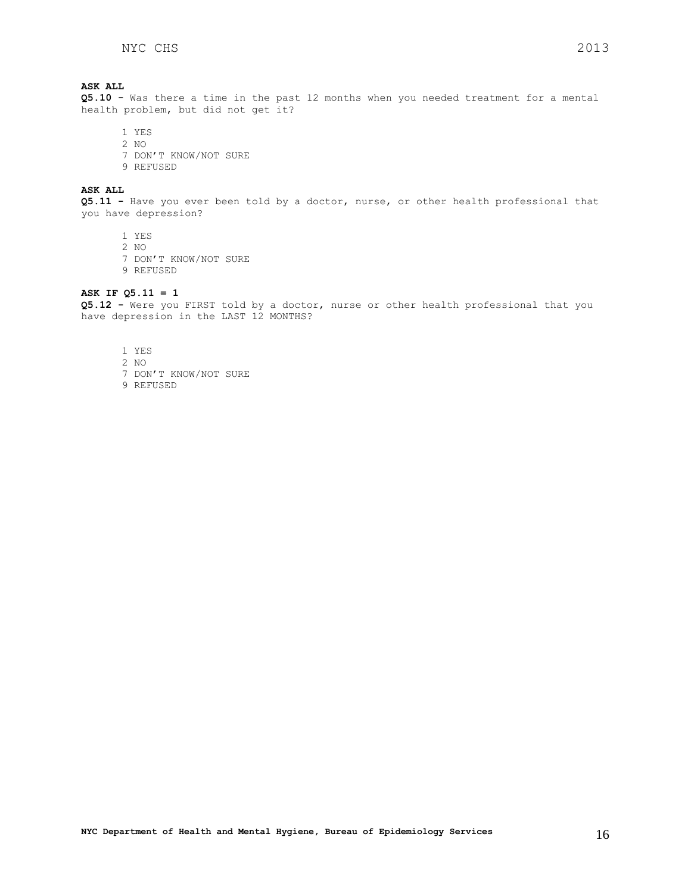**ASK ALL**

**Q5.10 -** Was there a time in the past 12 months when you needed treatment for a mental health problem, but did not get it?

1 YES
2 NO
7 DON'T KNOW/NOT SURE
9 REFUSED

**ASK ALL**

**Q5.11 -** Have you ever been told by a doctor, nurse, or other health professional that you have depression?

1 YES
2 NO
7 DON'T KNOW/NOT SURE
9 REFUSED

**ASK IF Q5.11 = 1**

**Q5.12 -** Were you FIRST told by a doctor, nurse or other health professional that you have depression in the LAST 12 MONTHS?

1 YES
2 NO
7 DON'T KNOW/NOT SURE
9 REFUSED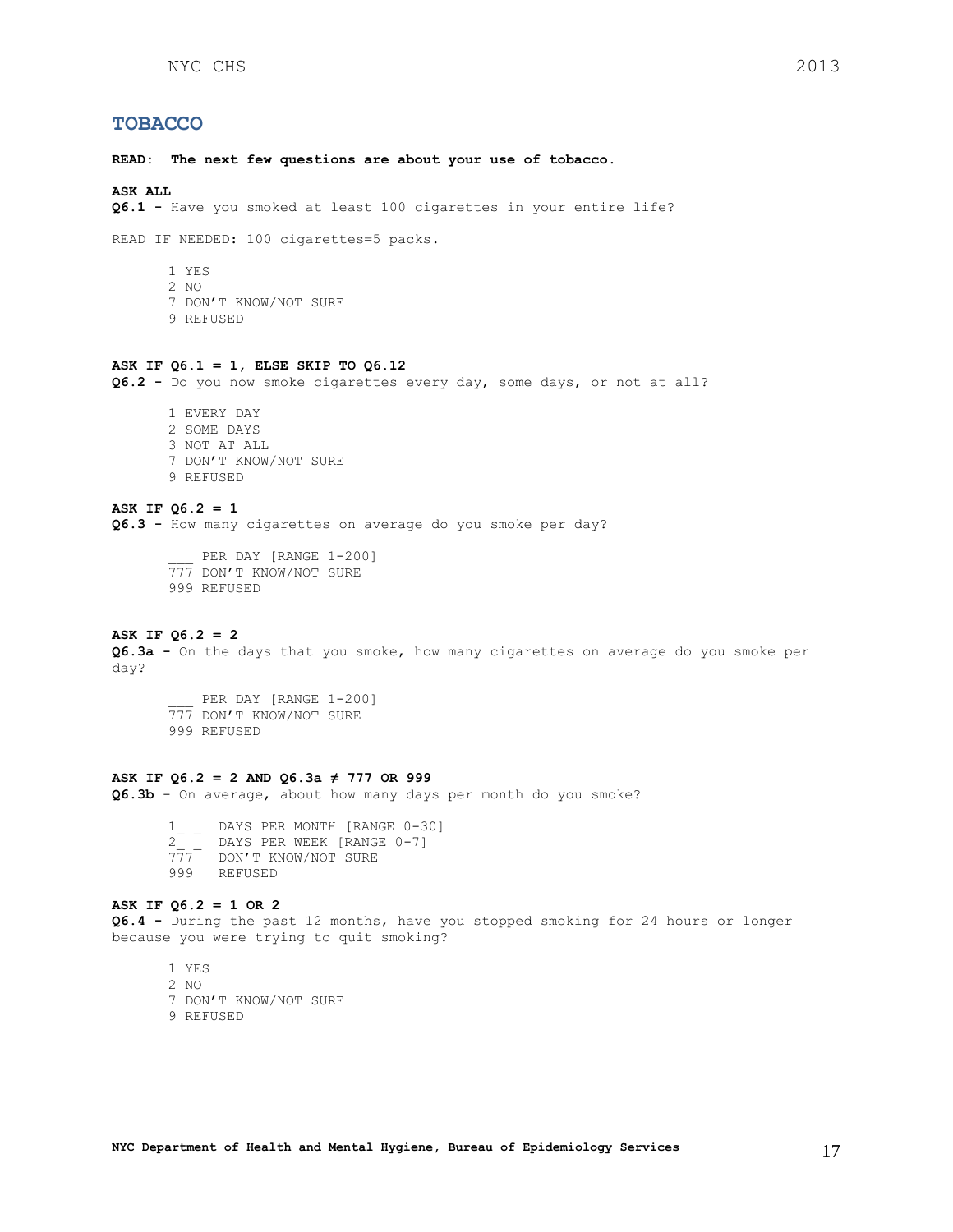# TOBACCO

**READ: The next few questions are about your use of tobacco.**

**ASK ALL**
**Q6.1 -** Have you smoked at least 100 cigarettes in your entire life?

READ IF NEEDED: 100 cigarettes=5 packs.

1 YES
2 NO
7 DON'T KNOW/NOT SURE
9 REFUSED

**ASK IF Q6.1 = 1, ELSE SKIP TO Q6.12**
**Q6.2 -** Do you now smoke cigarettes every day, some days, or not at all?

1 EVERY DAY
2 SOME DAYS
3 NOT AT ALL
7 DON'T KNOW/NOT SURE
9 REFUSED

**ASK IF Q6.2 = 1**
**Q6.3 -** How many cigarettes on average do you smoke per day?

___ PER DAY [RANGE 1-200]
777 DON'T KNOW/NOT SURE
999 REFUSED

**ASK IF Q6.2 = 2**
**Q6.3a -** On the days that you smoke, how many cigarettes on average do you smoke per day?

___ PER DAY [RANGE 1-200]
777 DON'T KNOW/NOT SURE
999 REFUSED

**ASK IF Q6.2 = 2 AND Q6.3a ≠ 777 OR 999**
**Q6.3b** - On average, about how many days per month do you smoke?

1_ _ DAYS PER MONTH [RANGE 0-30]
2_ _ DAYS PER WEEK [RANGE 0-7]
777 DON'T KNOW/NOT SURE
999 REFUSED

**ASK IF Q6.2 = 1 OR 2**
**Q6.4 -** During the past 12 months, have you stopped smoking for 24 hours or longer because you were trying to quit smoking?

1 YES
2 NO
7 DON'T KNOW/NOT SURE
9 REFUSED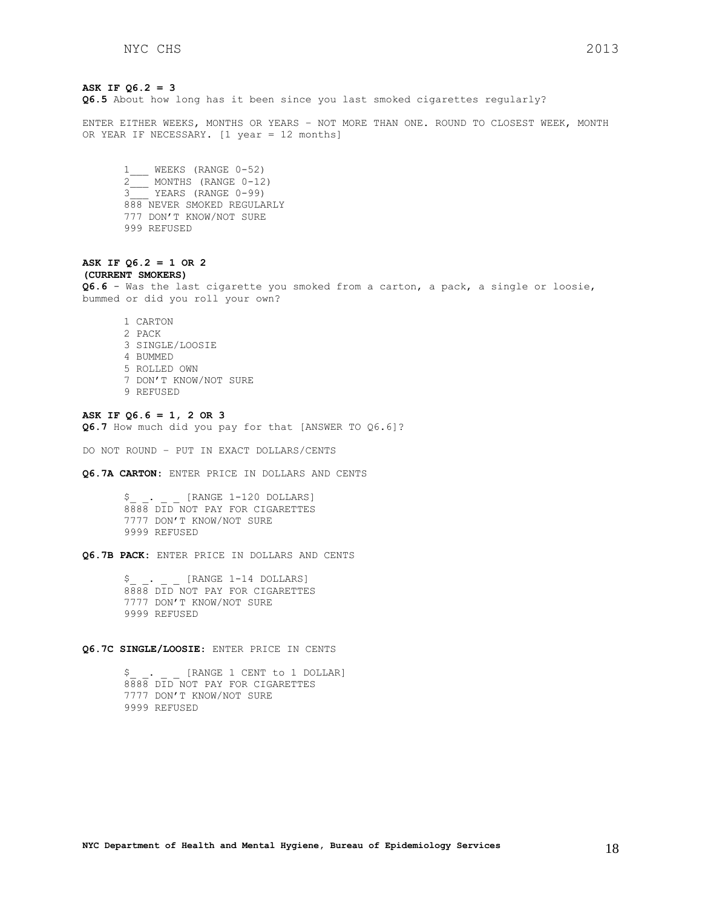**ASK IF Q6.2 = 3**
**Q6.5** About how long has it been since you last smoked cigarettes regularly?

ENTER EITHER WEEKS, MONTHS OR YEARS – NOT MORE THAN ONE. ROUND TO CLOSEST WEEK, MONTH OR YEAR IF NECESSARY. [1 year = 12 months]

1___ WEEKS (RANGE 0-52)
2___ MONTHS (RANGE 0-12)
3___ YEARS (RANGE 0-99)
888 NEVER SMOKED REGULARLY
777 DON'T KNOW/NOT SURE
999 REFUSED

**ASK IF Q6.2 = 1 OR 2**
**(CURRENT SMOKERS)**
**Q6.6** - Was the last cigarette you smoked from a carton, a pack, a single or loosie, bummed or did you roll your own?

1 CARTON
2 PACK
3 SINGLE/LOOSIE
4 BUMMED
5 ROLLED OWN
7 DON'T KNOW/NOT SURE
9 REFUSED

**ASK IF Q6.6 = 1, 2 OR 3**
**Q6.7** How much did you pay for that [ANSWER TO Q6.6]?

DO NOT ROUND – PUT IN EXACT DOLLARS/CENTS

**Q6.7A CARTON:** ENTER PRICE IN DOLLARS AND CENTS

$_ _. _ _ [RANGE 1-120 DOLLARS]
8888 DID NOT PAY FOR CIGARETTES
7777 DON'T KNOW/NOT SURE
9999 REFUSED

**Q6.7B PACK:** ENTER PRICE IN DOLLARS AND CENTS

$_ _. _ _ [RANGE 1-14 DOLLARS]
8888 DID NOT PAY FOR CIGARETTES
7777 DON'T KNOW/NOT SURE
9999 REFUSED

**Q6.7C SINGLE/LOOSIE:** ENTER PRICE IN CENTS

$_ _. _ _ [RANGE 1 CENT to 1 DOLLAR]
8888 DID NOT PAY FOR CIGARETTES
7777 DON'T KNOW/NOT SURE
9999 REFUSED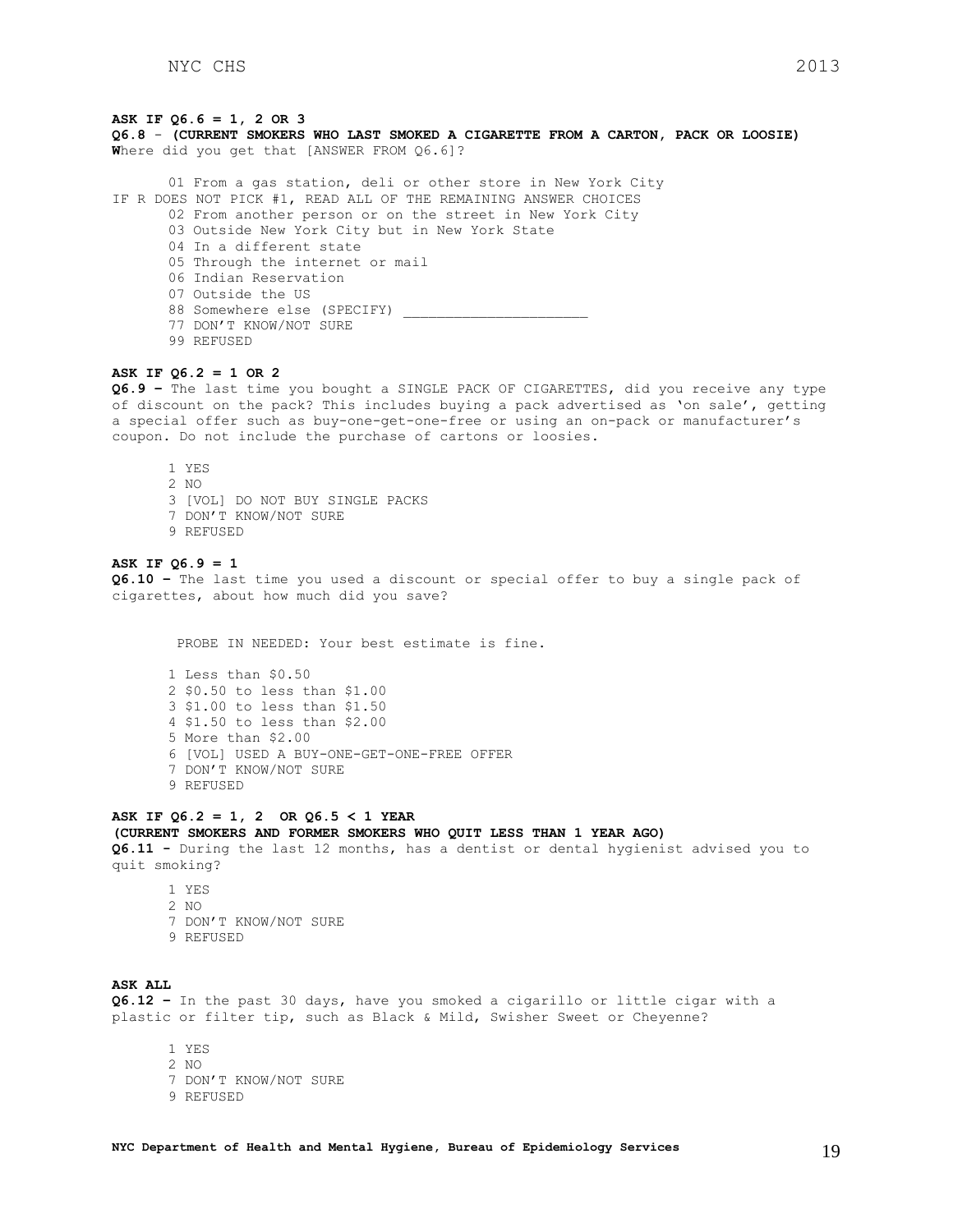**ASK IF Q6.6 = 1, 2 OR 3**
**Q6.8** - **(CURRENT SMOKERS WHO LAST SMOKED A CIGARETTE FROM A CARTON, PACK OR LOOSIE)**
**W**here did you get that [ANSWER FROM Q6.6]?

01 From a gas station, deli or other store in New York City
IF R DOES NOT PICK #1, READ ALL OF THE REMAINING ANSWER CHOICES
02 From another person or on the street in New York City
03 Outside New York City but in New York State
04 In a different state
05 Through the internet or mail
06 Indian Reservation
07 Outside the US
88 Somewhere else (SPECIFY) ______________________
77 DON'T KNOW/NOT SURE
99 REFUSED

**ASK IF Q6.2 = 1 OR 2**
**Q6.9 –** The last time you bought a SINGLE PACK OF CIGARETTES, did you receive any type of discount on the pack? This includes buying a pack advertised as 'on sale', getting a special offer such as buy-one-get-one-free or using an on-pack or manufacturer's coupon. Do not include the purchase of cartons or loosies.

1 YES
2 NO
3 [VOL] DO NOT BUY SINGLE PACKS
7 DON'T KNOW/NOT SURE
9 REFUSED

**ASK IF Q6.9 = 1**
**Q6.10 –** The last time you used a discount or special offer to buy a single pack of cigarettes, about how much did you save?

PROBE IN NEEDED: Your best estimate is fine.

1 Less than $0.50
2 $0.50 to less than $1.00
3 $1.00 to less than $1.50
4 $1.50 to less than $2.00
5 More than $2.00
6 [VOL] USED A BUY-ONE-GET-ONE-FREE OFFER
7 DON'T KNOW/NOT SURE
9 REFUSED

**ASK IF Q6.2 = 1, 2 OR Q6.5 < 1 YEAR**
**(CURRENT SMOKERS AND FORMER SMOKERS WHO QUIT LESS THAN 1 YEAR AGO)**
**Q6.11 -** During the last 12 months, has a dentist or dental hygienist advised you to quit smoking?

1 YES
2 NO
7 DON'T KNOW/NOT SURE
9 REFUSED

**ASK ALL**
**Q6.12 –** In the past 30 days, have you smoked a cigarillo or little cigar with a plastic or filter tip, such as Black & Mild, Swisher Sweet or Cheyenne?

1 YES
2 NO
7 DON'T KNOW/NOT SURE
9 REFUSED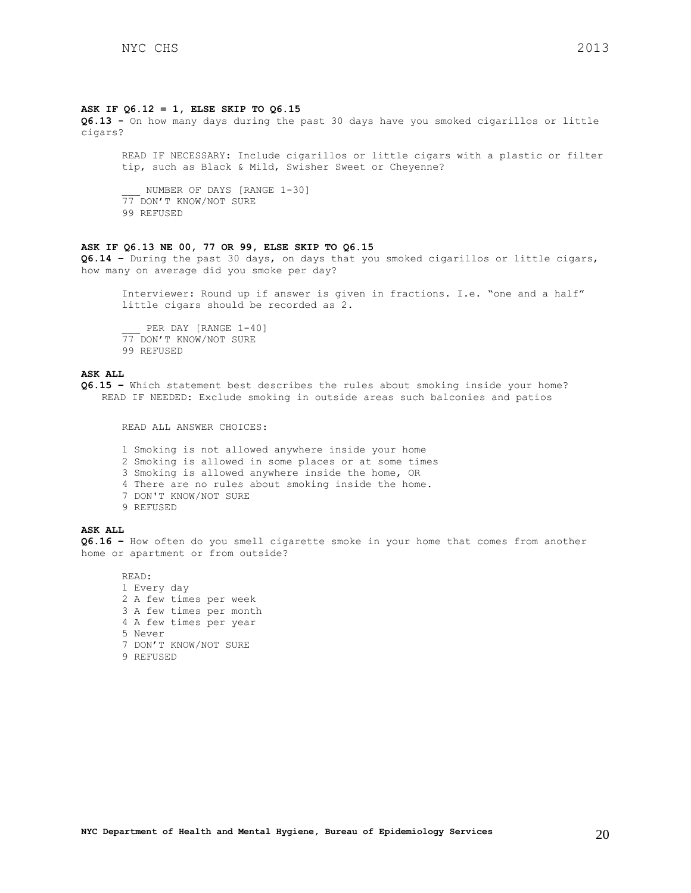**ASK IF Q6.12 = 1, ELSE SKIP TO Q6.15**

**Q6.13 -** On how many days during the past 30 days have you smoked cigarillos or little cigars?

READ IF NECESSARY: Include cigarillos or little cigars with a plastic or filter tip, such as Black & Mild, Swisher Sweet or Cheyenne?

___ NUMBER OF DAYS [RANGE 1-30]
77 DON'T KNOW/NOT SURE
99 REFUSED

**ASK IF Q6.13 NE 00, 77 OR 99, ELSE SKIP TO Q6.15**

**Q6.14 –** During the past 30 days, on days that you smoked cigarillos or little cigars, how many on average did you smoke per day?

Interviewer: Round up if answer is given in fractions. I.e. "one and a half" little cigars should be recorded as 2.

___ PER DAY [RANGE 1-40]
77 DON'T KNOW/NOT SURE
99 REFUSED

**ASK ALL**

**Q6.15 –** Which statement best describes the rules about smoking inside your home?
READ IF NEEDED: Exclude smoking in outside areas such balconies and patios

READ ALL ANSWER CHOICES:

1 Smoking is not allowed anywhere inside your home
2 Smoking is allowed in some places or at some times
3 Smoking is allowed anywhere inside the home, OR
4 There are no rules about smoking inside the home.
7 DON'T KNOW/NOT SURE
9 REFUSED

**ASK ALL**

**Q6.16 –** How often do you smell cigarette smoke in your home that comes from another home or apartment or from outside?

READ:
1 Every day
2 A few times per week
3 A few times per month
4 A few times per year
5 Never
7 DON'T KNOW/NOT SURE
9 REFUSED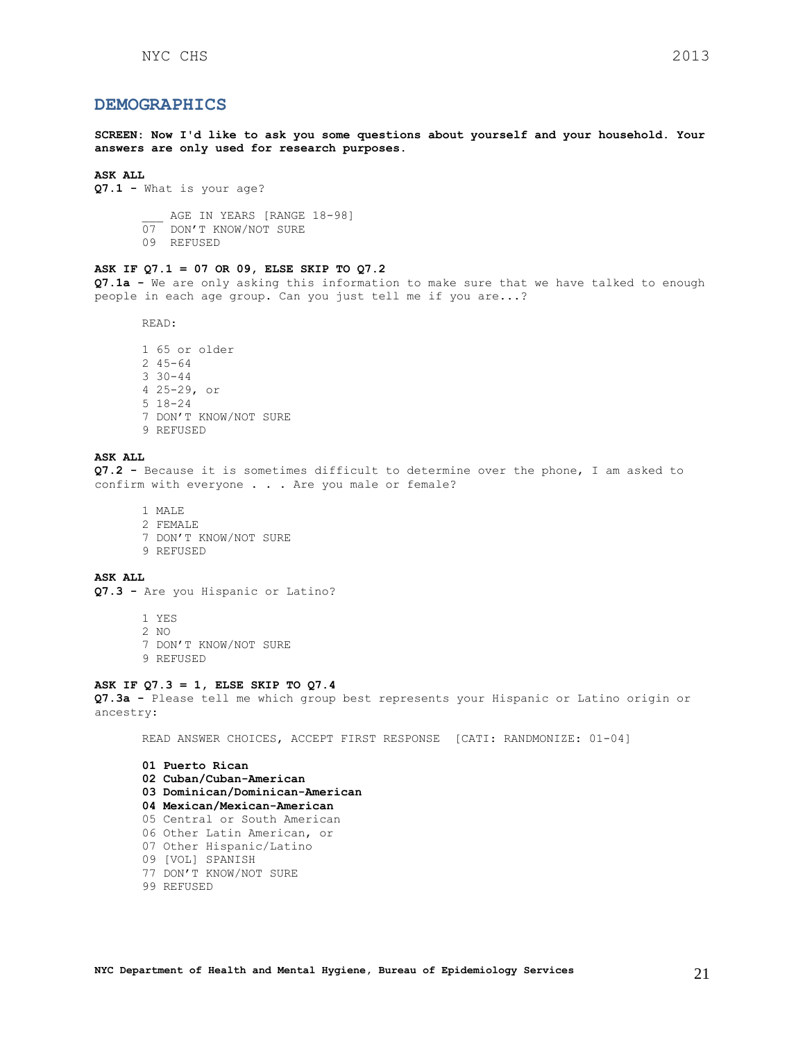## DEMOGRAPHICS

**SCREEN: Now I'd like to ask you some questions about yourself and your household. Your answers are only used for research purposes.**

**ASK ALL**

**Q7.1 -** What is your age?

\_\_\_ AGE IN YEARS [RANGE 18-98]
07 DON'T KNOW/NOT SURE
09 REFUSED

**ASK IF Q7.1 = 07 OR 09, ELSE SKIP TO Q7.2**

**Q7.1a -** We are only asking this information to make sure that we have talked to enough people in each age group. Can you just tell me if you are...?

READ:

1 65 or older
2 45-64
3 30-44
4 25-29, or
5 18-24
7 DON'T KNOW/NOT SURE
9 REFUSED

**ASK ALL**

**Q7.2 -** Because it is sometimes difficult to determine over the phone, I am asked to confirm with everyone . . . Are you male or female?

1 MALE
2 FEMALE
7 DON'T KNOW/NOT SURE
9 REFUSED

**ASK ALL**

**Q7.3 -** Are you Hispanic or Latino?

1 YES
2 NO
7 DON'T KNOW/NOT SURE
9 REFUSED

**ASK IF Q7.3 = 1, ELSE SKIP TO Q7.4**

**Q7.3a -** Please tell me which group best represents your Hispanic or Latino origin or ancestry:

READ ANSWER CHOICES, ACCEPT FIRST RESPONSE [CATI: RANDMONIZE: 01-04]

**01 Puerto Rican**
**02 Cuban/Cuban-American**
**03 Dominican/Dominican-American**
**04 Mexican/Mexican-American**
05 Central or South American
06 Other Latin American, or
07 Other Hispanic/Latino
09 [VOL] SPANISH
77 DON'T KNOW/NOT SURE
99 REFUSED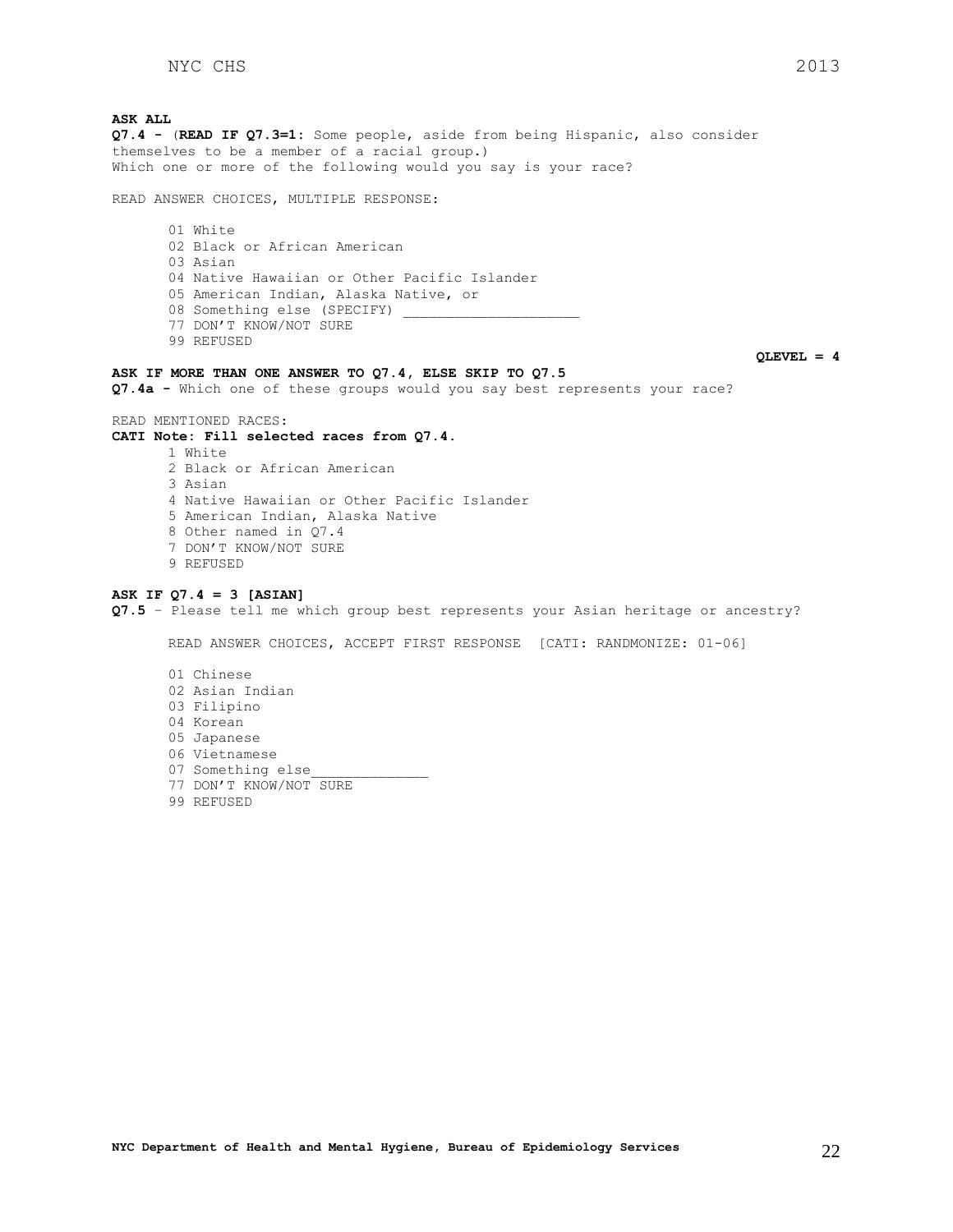**ASK ALL**

**Q7.4 -** (**READ IF Q7.3=1:** Some people, aside from being Hispanic, also consider themselves to be a member of a racial group.) Which one or more of the following would you say is your race?

READ ANSWER CHOICES, MULTIPLE RESPONSE:

01 White
02 Black or African American
03 Asian
04 Native Hawaiian or Other Pacific Islander
05 American Indian, Alaska Native, or
08 Something else (SPECIFY) ____________________
77 DON'T KNOW/NOT SURE
99 REFUSED

**QLEVEL = 4**

**ASK IF MORE THAN ONE ANSWER TO Q7.4, ELSE SKIP TO Q7.5**

**Q7.4a -** Which one of these groups would you say best represents your race?

READ MENTIONED RACES:

**CATI Note: Fill selected races from Q7.4.**

1 White
2 Black or African American
3 Asian
4 Native Hawaiian or Other Pacific Islander
5 American Indian, Alaska Native
8 Other named in Q7.4
7 DON'T KNOW/NOT SURE
9 REFUSED

**ASK IF Q7.4 = 3 [ASIAN]**

**Q7.5** – Please tell me which group best represents your Asian heritage or ancestry?

READ ANSWER CHOICES, ACCEPT FIRST RESPONSE [CATI: RANDMONIZE: 01-06]

01 Chinese
02 Asian Indian
03 Filipino
04 Korean
05 Japanese
06 Vietnamese
07 Something else_____________
77 DON'T KNOW/NOT SURE
99 REFUSED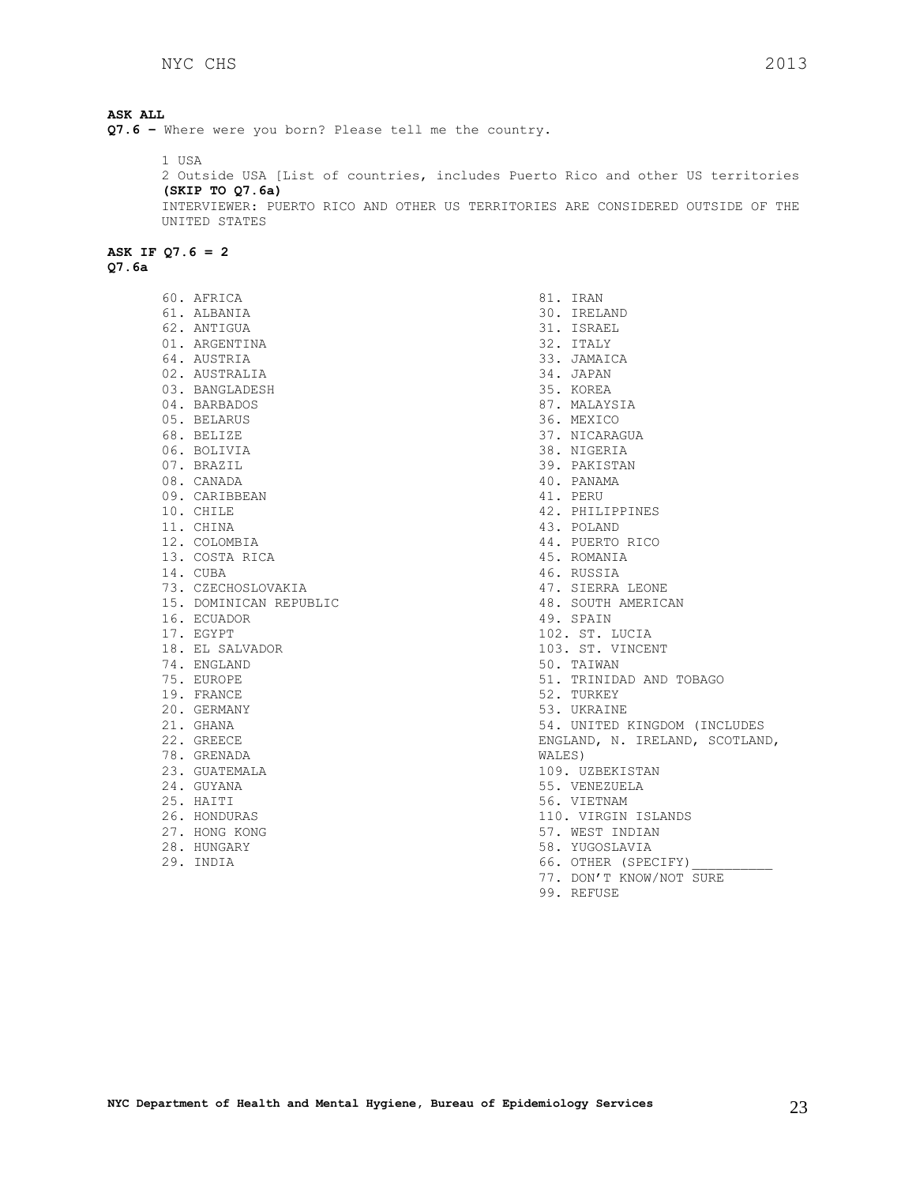**ASK ALL**

**Q7.6 –** Where were you born? Please tell me the country.

1 USA
2 Outside USA [List of countries, includes Puerto Rico and other US territories **(SKIP TO Q7.6a)**
INTERVIEWER: PUERTO RICO AND OTHER US TERRITORIES ARE CONSIDERED OUTSIDE OF THE UNITED STATES

**ASK IF Q7.6 = 2**
**Q7.6a**

60. AFRICA
61. ALBANIA
62. ANTIGUA
01. ARGENTINA
64. AUSTRIA
02. AUSTRALIA
03. BANGLADESH
04. BARBADOS
05. BELARUS
68. BELIZE
06. BOLIVIA
07. BRAZIL
08. CANADA
09. CARIBBEAN
10. CHILE
11. CHINA
12. COLOMBIA
13. COSTA RICA
14. CUBA
73. CZECHOSLOVAKIA
15. DOMINICAN REPUBLIC
16. ECUADOR
17. EGYPT
18. EL SALVADOR
74. ENGLAND
75. EUROPE
19. FRANCE
20. GERMANY
21. GHANA
22. GREECE
78. GRENADA
23. GUATEMALA
24. GUYANA
25. HAITI
26. HONDURAS
27. HONG KONG
28. HUNGARY
29. INDIA
81. IRAN
30. IRELAND
31. ISRAEL
32. ITALY
33. JAMAICA
34. JAPAN
35. KOREA
87. MALAYSIA
36. MEXICO
37. NICARAGUA
38. NIGERIA
39. PAKISTAN
40. PANAMA
41. PERU
42. PHILIPPINES
43. POLAND
44. PUERTO RICO
45. ROMANIA
46. RUSSIA
47. SIERRA LEONE
48. SOUTH AMERICAN
49. SPAIN
102. ST. LUCIA
103. ST. VINCENT
50. TAIWAN
51. TRINIDAD AND TOBAGO
52. TURKEY
53. UKRAINE
54. UNITED KINGDOM (INCLUDES ENGLAND, N. IRELAND, SCOTLAND, WALES)
109. UZBEKISTAN
55. VENEZUELA
56. VIETNAM
110. VIRGIN ISLANDS
57. WEST INDIAN
58. YUGOSLAVIA
66. OTHER (SPECIFY)__________
77. DON'T KNOW/NOT SURE
99. REFUSE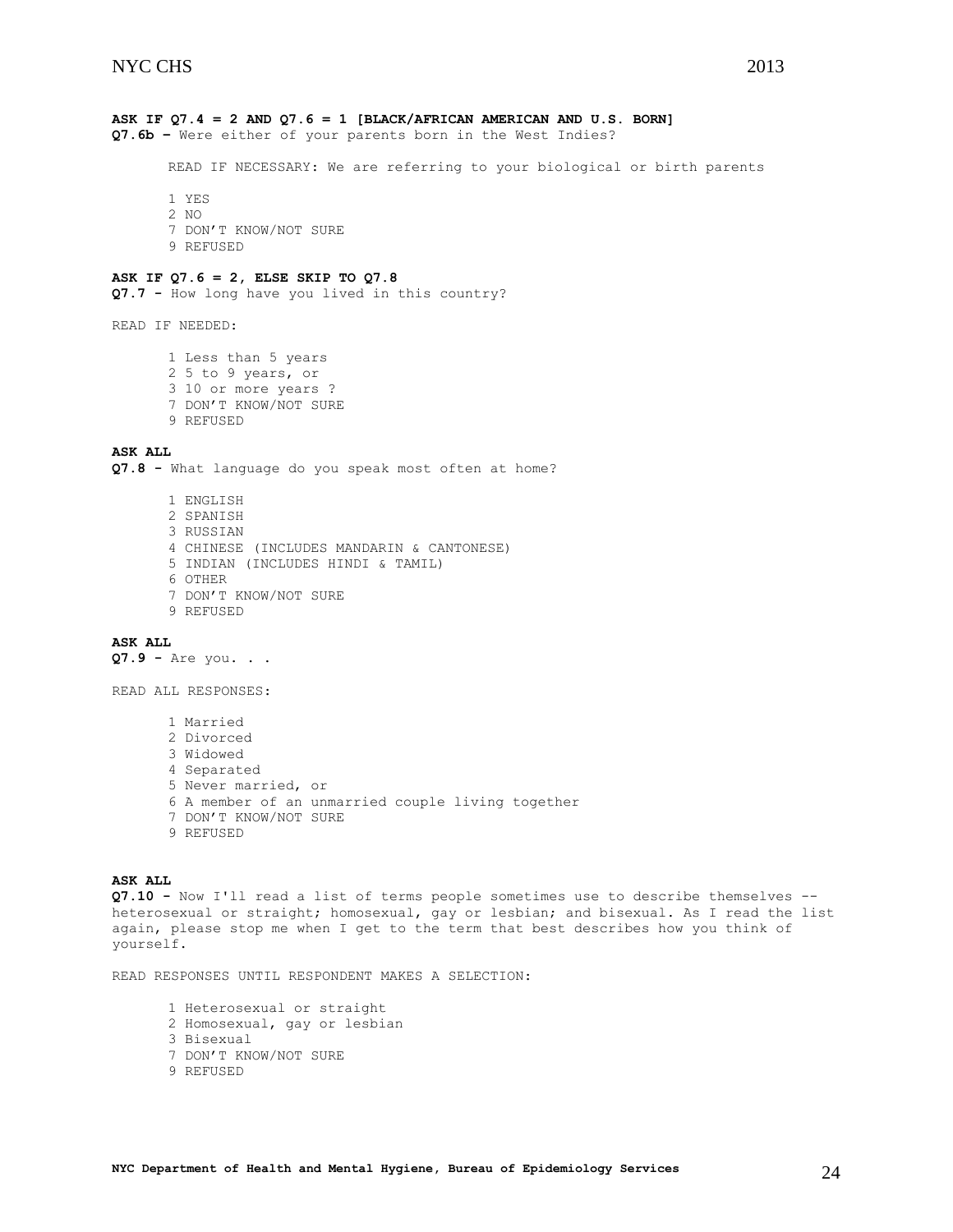**ASK IF Q7.4 = 2 AND Q7.6 = 1 [BLACK/AFRICAN AMERICAN AND U.S. BORN]**
**Q7.6b –** Were either of your parents born in the West Indies?

READ IF NECESSARY: We are referring to your biological or birth parents

1 YES
2 NO
7 DON'T KNOW/NOT SURE
9 REFUSED

**ASK IF Q7.6 = 2, ELSE SKIP TO Q7.8**
**Q7.7 -** How long have you lived in this country?

READ IF NEEDED:

1 Less than 5 years
2 5 to 9 years, or
3 10 or more years ?
7 DON'T KNOW/NOT SURE
9 REFUSED

**ASK ALL**
**Q7.8 -** What language do you speak most often at home?

1 ENGLISH
2 SPANISH
3 RUSSIAN
4 CHINESE (INCLUDES MANDARIN & CANTONESE)
5 INDIAN (INCLUDES HINDI & TAMIL)
6 OTHER
7 DON'T KNOW/NOT SURE
9 REFUSED

**ASK ALL**
**Q7.9 -** Are you. . .

READ ALL RESPONSES:

1 Married
2 Divorced
3 Widowed
4 Separated
5 Never married, or
6 A member of an unmarried couple living together
7 DON'T KNOW/NOT SURE
9 REFUSED

**ASK ALL**
**Q7.10 -** Now I'll read a list of terms people sometimes use to describe themselves -- heterosexual or straight; homosexual, gay or lesbian; and bisexual. As I read the list again, please stop me when I get to the term that best describes how you think of yourself.

READ RESPONSES UNTIL RESPONDENT MAKES A SELECTION:

1 Heterosexual or straight
2 Homosexual, gay or lesbian
3 Bisexual
7 DON'T KNOW/NOT SURE
9 REFUSED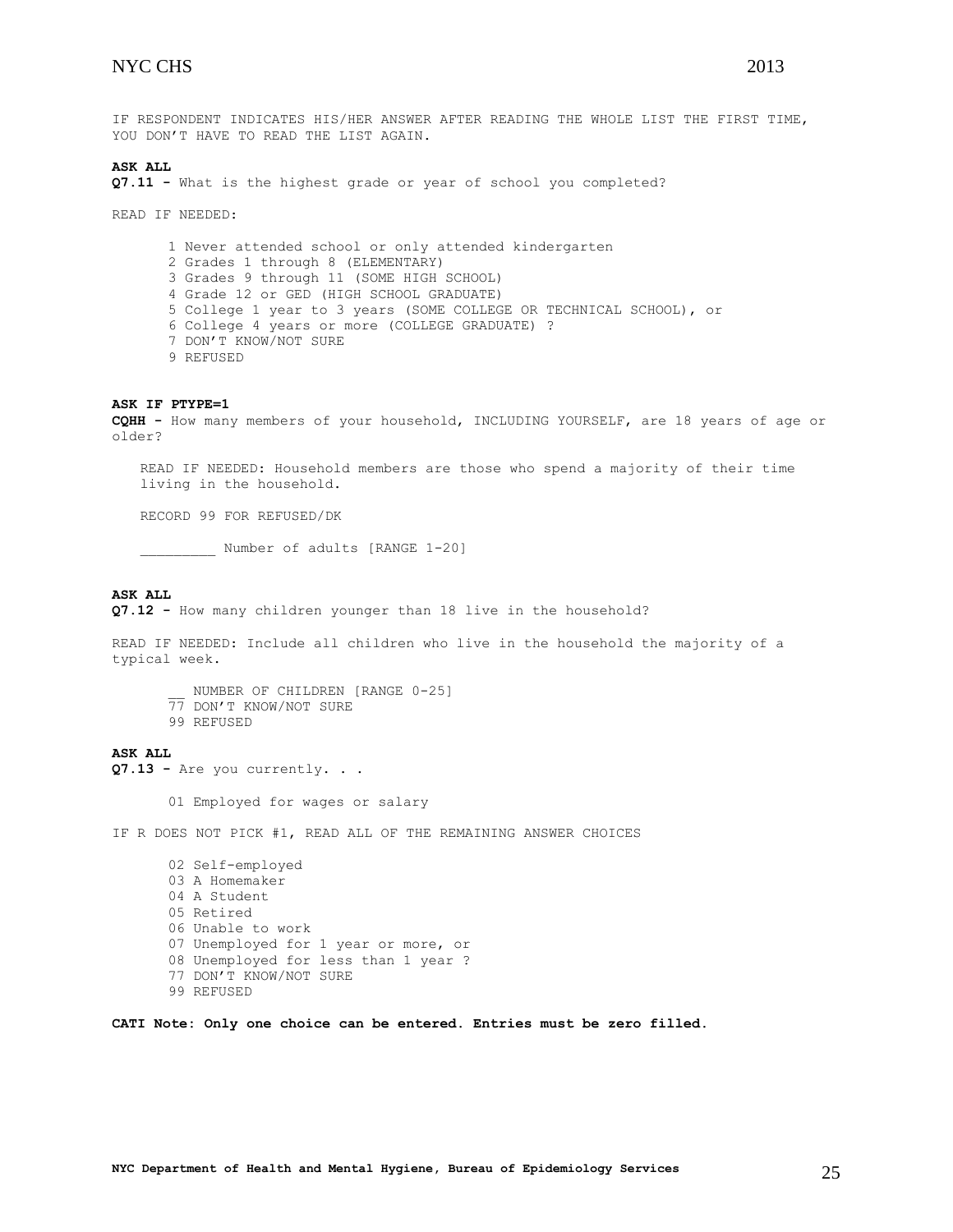IF RESPONDENT INDICATES HIS/HER ANSWER AFTER READING THE WHOLE LIST THE FIRST TIME, YOU DON'T HAVE TO READ THE LIST AGAIN.

**ASK ALL**

**Q7.11 -** What is the highest grade or year of school you completed?

READ IF NEEDED:

1 Never attended school or only attended kindergarten
2 Grades 1 through 8 (ELEMENTARY)
3 Grades 9 through 11 (SOME HIGH SCHOOL)
4 Grade 12 or GED (HIGH SCHOOL GRADUATE)
5 College 1 year to 3 years (SOME COLLEGE OR TECHNICAL SCHOOL), or
6 College 4 years or more (COLLEGE GRADUATE) ?
7 DON'T KNOW/NOT SURE
9 REFUSED

**ASK IF PTYPE=1**

**CQHH -** How many members of your household, INCLUDING YOURSELF, are 18 years of age or older?

READ IF NEEDED: Household members are those who spend a majority of their time living in the household.

RECORD 99 FOR REFUSED/DK

_________ Number of adults [RANGE 1-20]

**ASK ALL**

**Q7.12 -** How many children younger than 18 live in the household?

READ IF NEEDED: Include all children who live in the household the majority of a typical week.

__ NUMBER OF CHILDREN [RANGE 0-25]
77 DON'T KNOW/NOT SURE
99 REFUSED

**ASK ALL**

**Q7.13 -** Are you currently. . .

01 Employed for wages or salary

IF R DOES NOT PICK #1, READ ALL OF THE REMAINING ANSWER CHOICES

02 Self-employed
03 A Homemaker
04 A Student
05 Retired
06 Unable to work
07 Unemployed for 1 year or more, or
08 Unemployed for less than 1 year ?
77 DON'T KNOW/NOT SURE
99 REFUSED

**CATI Note: Only one choice can be entered. Entries must be zero filled.**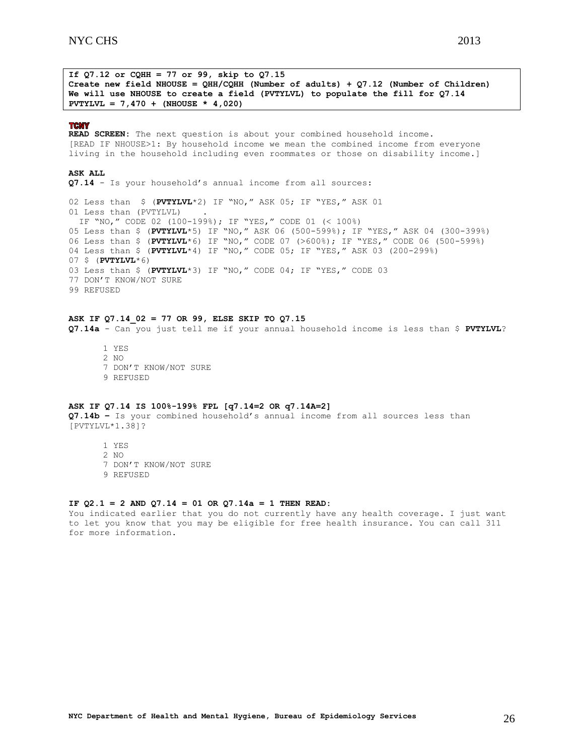**If Q7.12 or CQHH = 77 or 99, skip to Q7.15**
**Create new field NHOUSE = QHH/CQHH (Number of adults) + Q7.12 (Number of Children)**
**We will use NHOUSE to create a field (PVTYLVL) to populate the fill for Q7.14**
**PVTYLVL = 7,470 + (NHOUSE * 4,020)**

**TCNY**
**READ SCREEN:** The next question is about your combined household income. [READ IF NHOUSE>1: By household income we mean the combined income from everyone living in the household including even roommates or those on disability income.]

**ASK ALL**
**Q7.14** - Is your household's annual income from all sources:

02 Less than $ (**PVTYLVL***2) IF "NO," ASK 05; IF "YES," ASK 01
01 Less than (PVTYLVL) .
IF "NO," CODE 02 (100-199%); IF "YES," CODE 01 (< 100%)
05 Less than $ (**PVTYLVL***5) IF "NO," ASK 06 (500-599%); IF "YES," ASK 04 (300-399%)
06 Less than $ (**PVTYLVL***6) IF "NO," CODE 07 (>600%); IF "YES," CODE 06 (500-599%)
04 Less than $ (**PVTYLVL***4) IF "NO," CODE 05; IF "YES," ASK 03 (200-299%)
07 $ (**PVTYLVL***6)
03 Less than $ (**PVTYLVL***3) IF "NO," CODE 04; IF "YES," CODE 03
77 DON'T KNOW/NOT SURE
99 REFUSED

**ASK IF Q7.14_02 = 77 OR 99, ELSE SKIP TO Q7.15**
**Q7.14a** - Can you just tell me if your annual household income is less than $ **PVTYLVL**?

1 YES
2 NO
7 DON'T KNOW/NOT SURE
9 REFUSED

**ASK IF Q7.14 IS 100%-199% FPL [q7.14=2 OR q7.14A=2]**
**Q7.14b –** Is your combined household's annual income from all sources less than [PVTYLVL*1.38]?

1 YES
2 NO
7 DON'T KNOW/NOT SURE
9 REFUSED

**IF Q2.1 = 2 AND Q7.14 = 01 OR Q7.14a = 1 THEN READ:**
You indicated earlier that you do not currently have any health coverage. I just want to let you know that you may be eligible for free health insurance. You can call 311 for more information.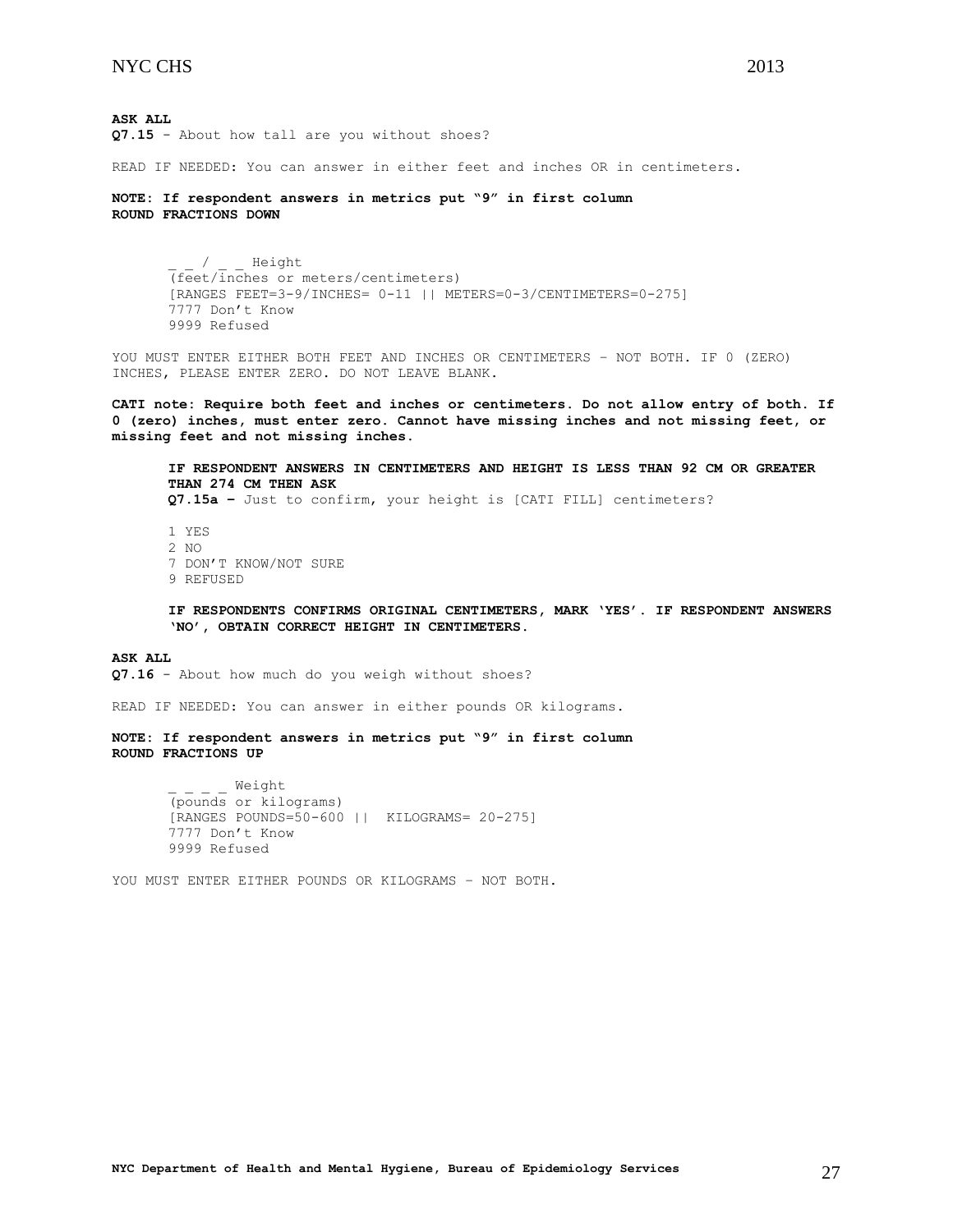**ASK ALL**
**Q7.15** - About how tall are you without shoes?

READ IF NEEDED: You can answer in either feet and inches OR in centimeters.

**NOTE: If respondent answers in metrics put "9" in first column**
**ROUND FRACTIONS DOWN**

_ _ / _ _ Height
(feet/inches or meters/centimeters)
[RANGES FEET=3-9/INCHES= 0-11 || METERS=0-3/CENTIMETERS=0-275]
7777 Don't Know
9999 Refused

YOU MUST ENTER EITHER BOTH FEET AND INCHES OR CENTIMETERS – NOT BOTH. IF 0 (ZERO) INCHES, PLEASE ENTER ZERO. DO NOT LEAVE BLANK.

**CATI note: Require both feet and inches or centimeters. Do not allow entry of both. If 0 (zero) inches, must enter zero. Cannot have missing inches and not missing feet, or missing feet and not missing inches.**

**IF RESPONDENT ANSWERS IN CENTIMETERS AND HEIGHT IS LESS THAN 92 CM OR GREATER THAN 274 CM THEN ASK**
**Q7.15a –** Just to confirm, your height is [CATI FILL] centimeters?

1 YES
2 NO
7 DON'T KNOW/NOT SURE
9 REFUSED

**IF RESPONDENTS CONFIRMS ORIGINAL CENTIMETERS, MARK 'YES'. IF RESPONDENT ANSWERS 'NO', OBTAIN CORRECT HEIGHT IN CENTIMETERS.**

**ASK ALL**
**Q7.16** - About how much do you weigh without shoes?

READ IF NEEDED: You can answer in either pounds OR kilograms.

**NOTE: If respondent answers in metrics put "9" in first column**
**ROUND FRACTIONS UP**

_ _ _ _ Weight
(pounds or kilograms)
[RANGES POUNDS=50-600 || KILOGRAMS= 20-275]
7777 Don't Know
9999 Refused

YOU MUST ENTER EITHER POUNDS OR KILOGRAMS – NOT BOTH.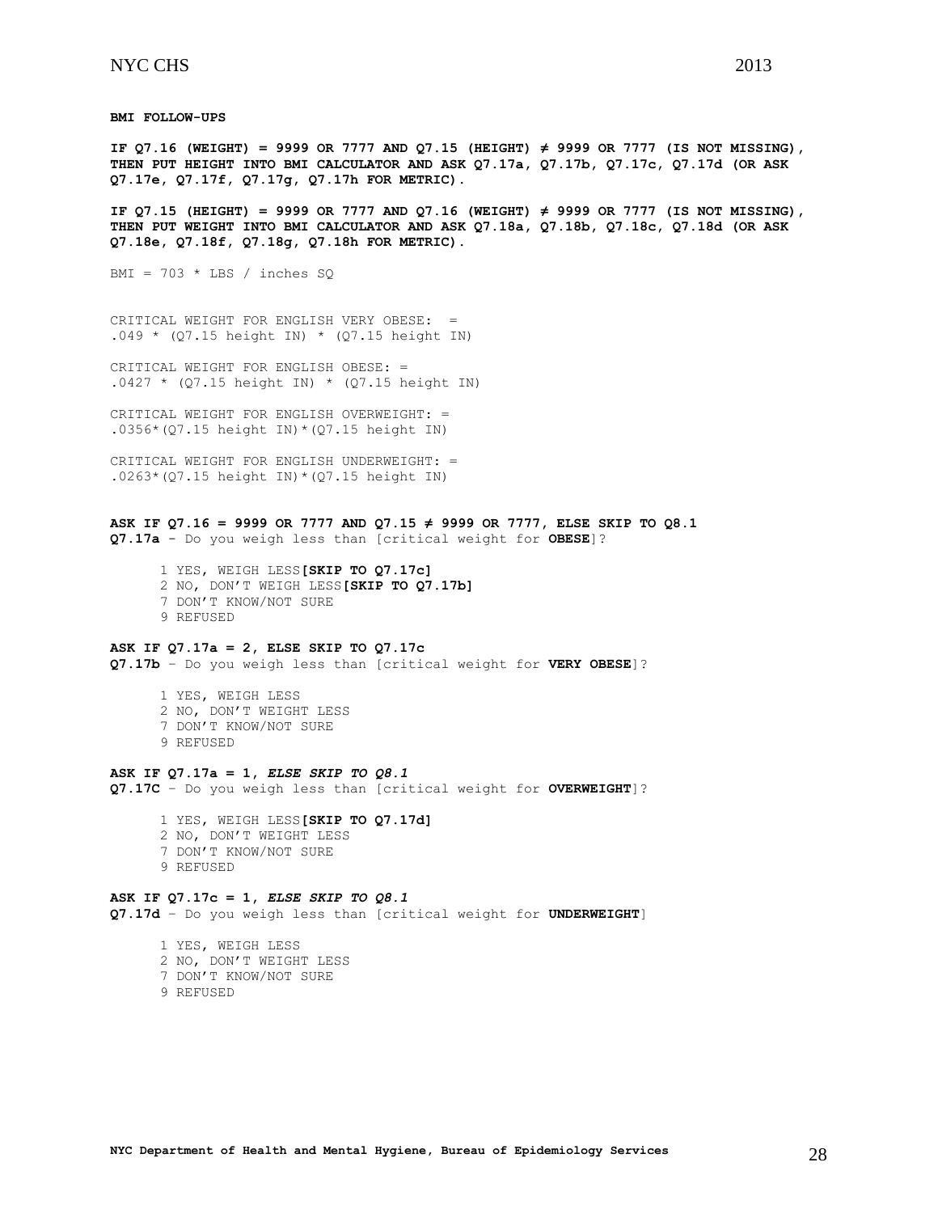**BMI FOLLOW-UPS**

**IF Q7.16 (WEIGHT) = 9999 OR 7777 AND Q7.15 (HEIGHT) ≠ 9999 OR 7777 (IS NOT MISSING), THEN PUT HEIGHT INTO BMI CALCULATOR AND ASK Q7.17a, Q7.17b, Q7.17c, Q7.17d (OR ASK Q7.17e, Q7.17f, Q7.17g, Q7.17h FOR METRIC).**

**IF Q7.15 (HEIGHT) = 9999 OR 7777 AND Q7.16 (WEIGHT) ≠ 9999 OR 7777 (IS NOT MISSING), THEN PUT WEIGHT INTO BMI CALCULATOR AND ASK Q7.18a, Q7.18b, Q7.18c, Q7.18d (OR ASK Q7.18e, Q7.18f, Q7.18g, Q7.18h FOR METRIC).**

BMI = 703 * LBS / inches SQ

CRITICAL WEIGHT FOR ENGLISH VERY OBESE: =
.049 * (Q7.15 height IN) * (Q7.15 height IN)

CRITICAL WEIGHT FOR ENGLISH OBESE: =
.0427 * (Q7.15 height IN) * (Q7.15 height IN)

CRITICAL WEIGHT FOR ENGLISH OVERWEIGHT: =
.0356*(Q7.15 height IN)*(Q7.15 height IN)

CRITICAL WEIGHT FOR ENGLISH UNDERWEIGHT: =
.0263*(Q7.15 height IN)*(Q7.15 height IN)

**ASK IF Q7.16 = 9999 OR 7777 AND Q7.15 ≠ 9999 OR 7777, ELSE SKIP TO Q8.1**
**Q7.17a** - Do you weigh less than [critical weight for **OBESE**]?

1 YES, WEIGH LESS **[SKIP TO Q7.17c]**
2 NO, DON'T WEIGH LESS **[SKIP TO Q7.17b]**
7 DON'T KNOW/NOT SURE
9 REFUSED

**ASK IF Q7.17a = 2, ELSE SKIP TO Q7.17c**
**Q7.17b** – Do you weigh less than [critical weight for **VERY OBESE**]?

1 YES, WEIGH LESS
2 NO, DON'T WEIGHT LESS
7 DON'T KNOW/NOT SURE
9 REFUSED

**ASK IF Q7.17a = 1, *ELSE SKIP TO Q8.1***
**Q7.17C** – Do you weigh less than [critical weight for **OVERWEIGHT**]?

1 YES, WEIGH LESS **[SKIP TO Q7.17d]**
2 NO, DON'T WEIGHT LESS
7 DON'T KNOW/NOT SURE
9 REFUSED

**ASK IF Q7.17c = 1, *ELSE SKIP TO Q8.1***
**Q7.17d** – Do you weigh less than [critical weight for **UNDERWEIGHT**]

1 YES, WEIGH LESS
2 NO, DON'T WEIGHT LESS
7 DON'T KNOW/NOT SURE
9 REFUSED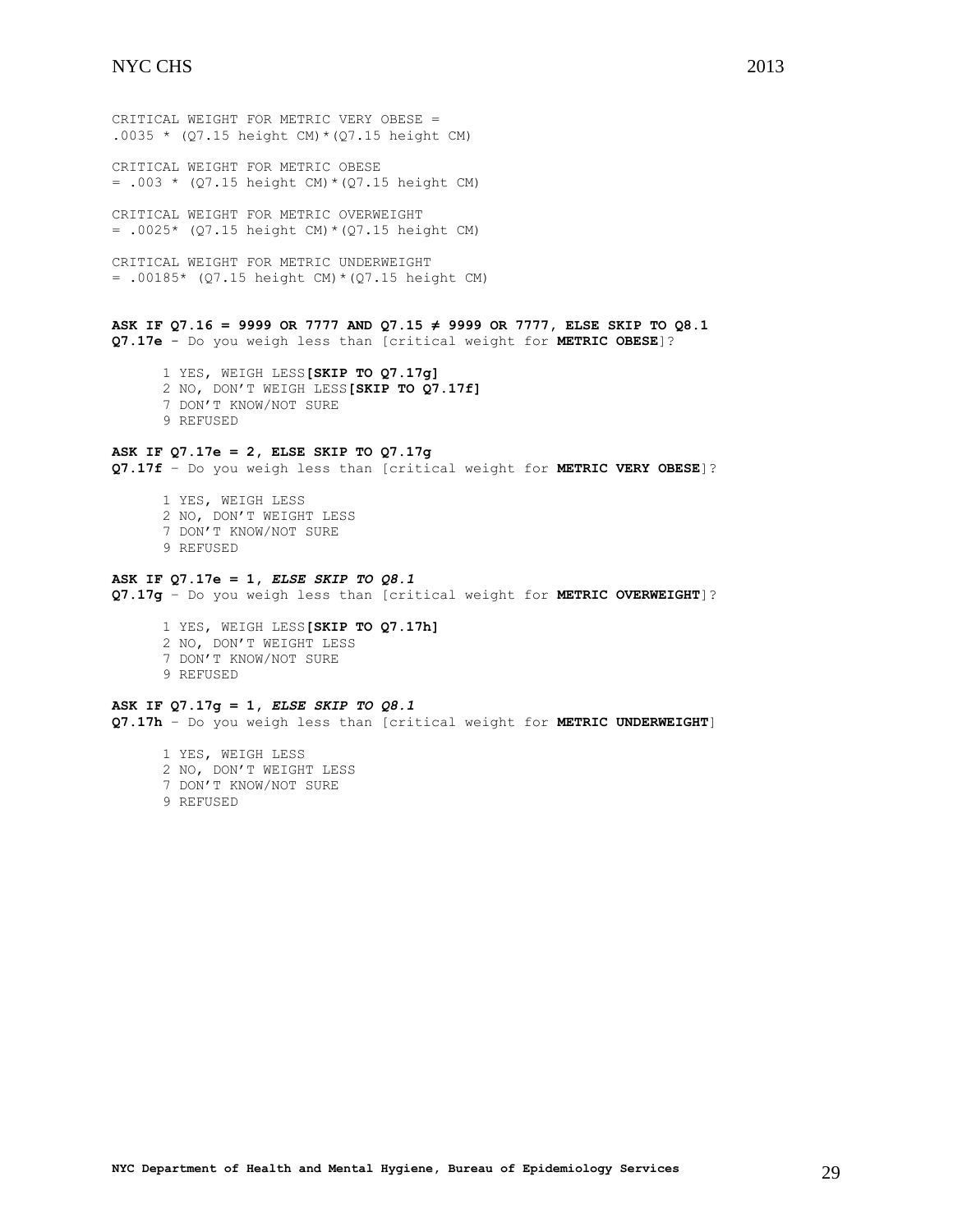CRITICAL WEIGHT FOR METRIC VERY OBESE =
.0035 * (Q7.15 height CM)*(Q7.15 height CM)

CRITICAL WEIGHT FOR METRIC OBESE
= .003 * (Q7.15 height CM)*(Q7.15 height CM)

CRITICAL WEIGHT FOR METRIC OVERWEIGHT
= .0025* (Q7.15 height CM)*(Q7.15 height CM)

CRITICAL WEIGHT FOR METRIC UNDERWEIGHT
= .00185* (Q7.15 height CM)*(Q7.15 height CM)

**ASK IF Q7.16 = 9999 OR 7777 AND Q7.15 ≠ 9999 OR 7777, ELSE SKIP TO Q8.1**
**Q7.17e** - Do you weigh less than [critical weight for **METRIC OBESE**]?

1 YES, WEIGH LESS **[SKIP TO Q7.17g]**
2 NO, DON'T WEIGH LESS **[SKIP TO Q7.17f]**
7 DON'T KNOW/NOT SURE
9 REFUSED

**ASK IF Q7.17e = 2, ELSE SKIP TO Q7.17g**
**Q7.17f** – Do you weigh less than [critical weight for **METRIC VERY OBESE**]?

1 YES, WEIGH LESS
2 NO, DON'T WEIGHT LESS
7 DON'T KNOW/NOT SURE
9 REFUSED

**ASK IF Q7.17e = 1, *ELSE SKIP TO Q8.1***
**Q7.17g** – Do you weigh less than [critical weight for **METRIC OVERWEIGHT**]?

1 YES, WEIGH LESS **[SKIP TO Q7.17h]**
2 NO, DON'T WEIGHT LESS
7 DON'T KNOW/NOT SURE
9 REFUSED

**ASK IF Q7.17g = 1, *ELSE SKIP TO Q8.1***
**Q7.17h** – Do you weigh less than [critical weight for **METRIC UNDERWEIGHT**]

1 YES, WEIGH LESS
2 NO, DON'T WEIGHT LESS
7 DON'T KNOW/NOT SURE
9 REFUSED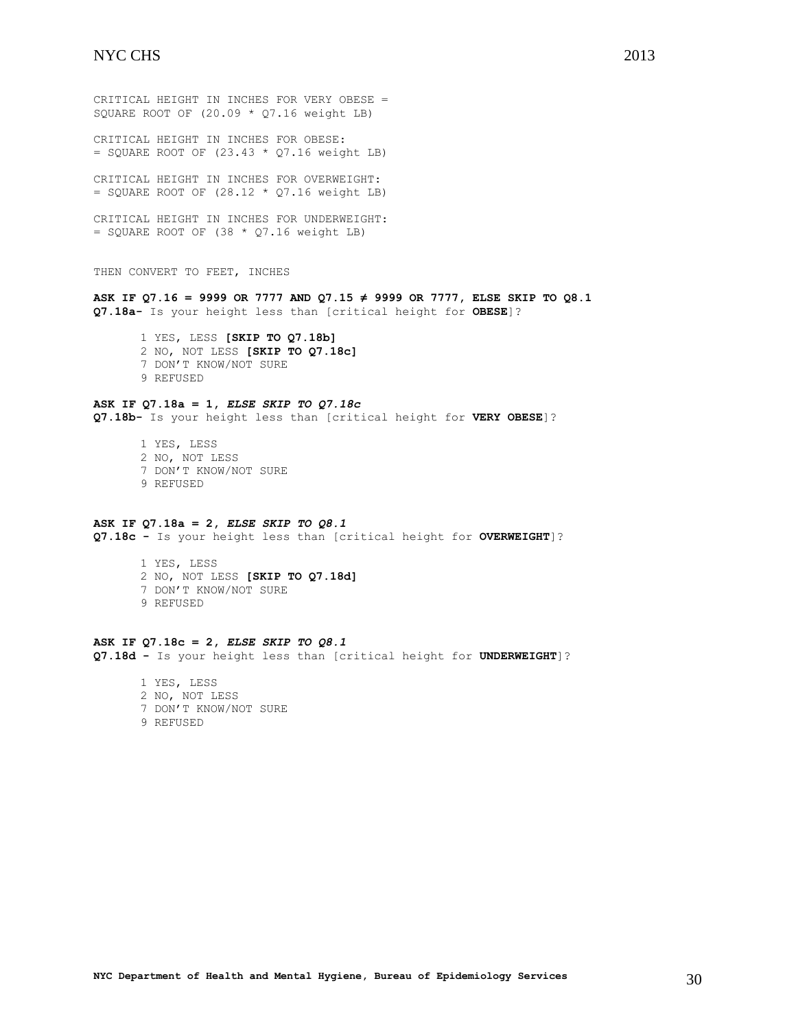CRITICAL HEIGHT IN INCHES FOR VERY OBESE =
SQUARE ROOT OF (20.09 * Q7.16 weight LB)

CRITICAL HEIGHT IN INCHES FOR OBESE:
= SQUARE ROOT OF (23.43 * Q7.16 weight LB)

CRITICAL HEIGHT IN INCHES FOR OVERWEIGHT:
= SQUARE ROOT OF (28.12 * Q7.16 weight LB)

CRITICAL HEIGHT IN INCHES FOR UNDERWEIGHT:
= SQUARE ROOT OF (38 * Q7.16 weight LB)

THEN CONVERT TO FEET, INCHES

**ASK IF Q7.16 = 9999 OR 7777 AND Q7.15 ≠ 9999 OR 7777, ELSE SKIP TO Q8.1**
**Q7.18a-** Is your height less than [critical height for **OBESE**]?

1 YES, LESS **[SKIP TO Q7.18b]**
2 NO, NOT LESS **[SKIP TO Q7.18c]**
7 DON'T KNOW/NOT SURE
9 REFUSED

**ASK IF Q7.18a = 1, *ELSE SKIP TO Q7.18c***
**Q7.18b-** Is your height less than [critical height for **VERY OBESE**]?

1 YES, LESS
2 NO, NOT LESS
7 DON'T KNOW/NOT SURE
9 REFUSED

**ASK IF Q7.18a = 2, *ELSE SKIP TO Q8.1***
**Q7.18c -** Is your height less than [critical height for **OVERWEIGHT**]?

1 YES, LESS
2 NO, NOT LESS **[SKIP TO Q7.18d]**
7 DON'T KNOW/NOT SURE
9 REFUSED

**ASK IF Q7.18c = 2, *ELSE SKIP TO Q8.1***
**Q7.18d -** Is your height less than [critical height for **UNDERWEIGHT**]?

1 YES, LESS
2 NO, NOT LESS
7 DON'T KNOW/NOT SURE
9 REFUSED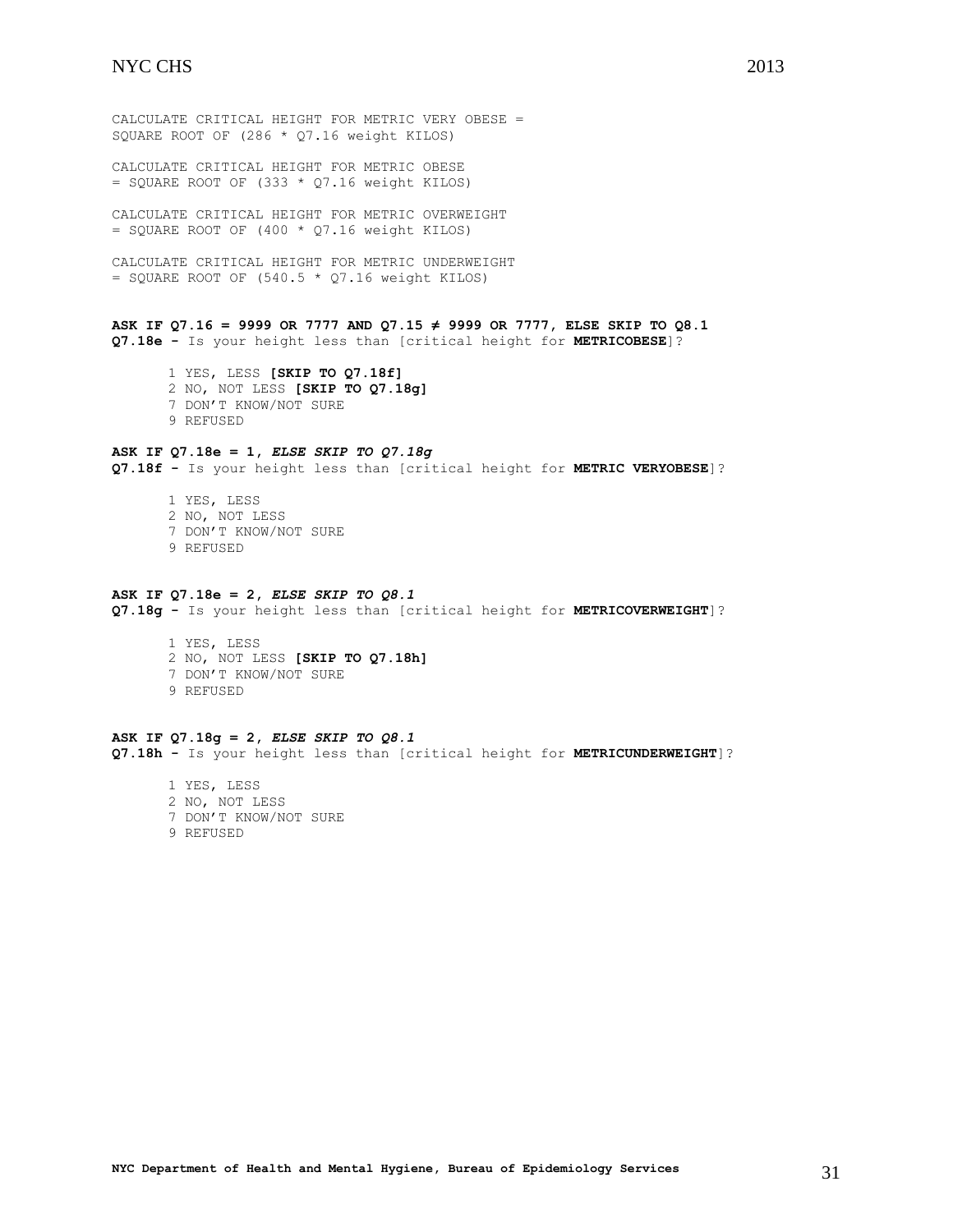CALCULATE CRITICAL HEIGHT FOR METRIC VERY OBESE = SQUARE ROOT OF (286 * Q7.16 weight KILOS)

CALCULATE CRITICAL HEIGHT FOR METRIC OBESE = SQUARE ROOT OF (333 * Q7.16 weight KILOS)

CALCULATE CRITICAL HEIGHT FOR METRIC OVERWEIGHT = SQUARE ROOT OF (400 * Q7.16 weight KILOS)

CALCULATE CRITICAL HEIGHT FOR METRIC UNDERWEIGHT = SQUARE ROOT OF (540.5 * Q7.16 weight KILOS)

**ASK IF Q7.16 = 9999 OR 7777 AND Q7.15 ≠ 9999 OR 7777, ELSE SKIP TO Q8.1**
**Q7.18e -** Is your height less than [critical height for **METRICOBESE**]?

1 YES, LESS **[SKIP TO Q7.18f]**
2 NO, NOT LESS **[SKIP TO Q7.18g]**
7 DON'T KNOW/NOT SURE
9 REFUSED

**ASK IF Q7.18e = 1,** ***ELSE SKIP TO Q7.18g***
**Q7.18f -** Is your height less than [critical height for **METRIC VERYOBESE**]?

1 YES, LESS
2 NO, NOT LESS
7 DON'T KNOW/NOT SURE
9 REFUSED

**ASK IF Q7.18e = 2,** ***ELSE SKIP TO Q8.1***
**Q7.18g -** Is your height less than [critical height for **METRICOVERWEIGHT**]?

1 YES, LESS
2 NO, NOT LESS **[SKIP TO Q7.18h]**
7 DON'T KNOW/NOT SURE
9 REFUSED

**ASK IF Q7.18g = 2,** ***ELSE SKIP TO Q8.1***
**Q7.18h -** Is your height less than [critical height for **METRICUNDERWEIGHT**]?

1 YES, LESS
2 NO, NOT LESS
7 DON'T KNOW/NOT SURE
9 REFUSED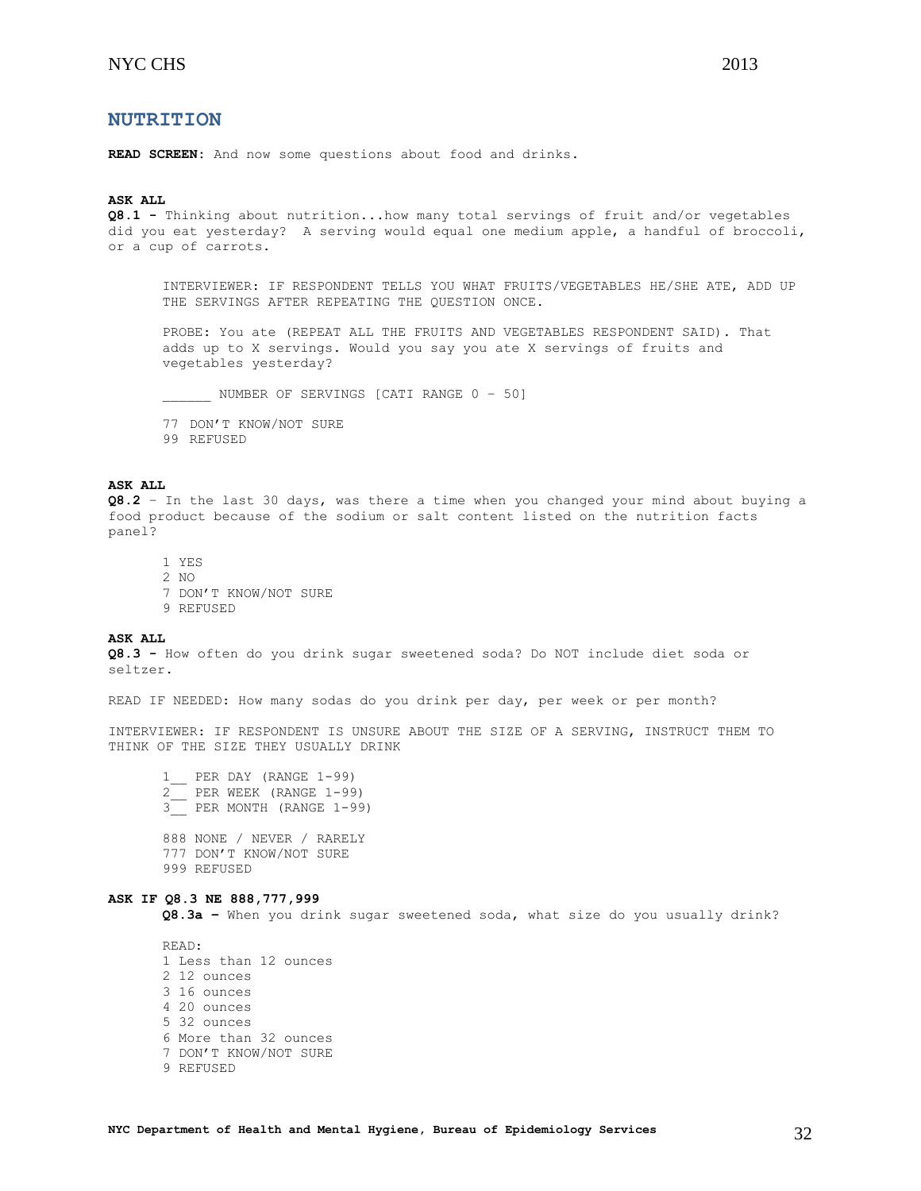## NUTRITION

**READ SCREEN**: And now some questions about food and drinks.

**ASK ALL**
**Q8.1 -** Thinking about nutrition...how many total servings of fruit and/or vegetables did you eat yesterday? A serving would equal one medium apple, a handful of broccoli, or a cup of carrots.

> INTERVIEWER: IF RESPONDENT TELLS YOU WHAT FRUITS/VEGETABLES HE/SHE ATE, ADD UP THE SERVINGS AFTER REPEATING THE QUESTION ONCE.
>
> PROBE: You ate (REPEAT ALL THE FRUITS AND VEGETABLES RESPONDENT SAID). That adds up to X servings. Would you say you ate X servings of fruits and vegetables yesterday?
>
> ______ NUMBER OF SERVINGS [CATI RANGE 0 – 50]
>
> 77 DON'T KNOW/NOT SURE
> 99 REFUSED

**ASK ALL**
**Q8.2** – In the last 30 days, was there a time when you changed your mind about buying a food product because of the sodium or salt content listed on the nutrition facts panel?

> 1 YES
> 2 NO
> 7 DON'T KNOW/NOT SURE
> 9 REFUSED

**ASK ALL**
**Q8.3 -** How often do you drink sugar sweetened soda? Do NOT include diet soda or seltzer.

READ IF NEEDED: How many sodas do you drink per day, per week or per month?

INTERVIEWER: IF RESPONDENT IS UNSURE ABOUT THE SIZE OF A SERVING, INSTRUCT THEM TO THINK OF THE SIZE THEY USUALLY DRINK

> 1__ PER DAY (RANGE 1-99)
> 2__ PER WEEK (RANGE 1-99)
> 3__ PER MONTH (RANGE 1-99)
>
> 888 NONE / NEVER / RARELY
> 777 DON'T KNOW/NOT SURE
> 999 REFUSED

**ASK IF Q8.3 NE 888,777,999**
**Q8.3a –** When you drink sugar sweetened soda, what size do you usually drink?

> READ:
> 1 Less than 12 ounces
> 2 12 ounces
> 3 16 ounces
> 4 20 ounces
> 5 32 ounces
> 6 More than 32 ounces
> 7 DON'T KNOW/NOT SURE
> 9 REFUSED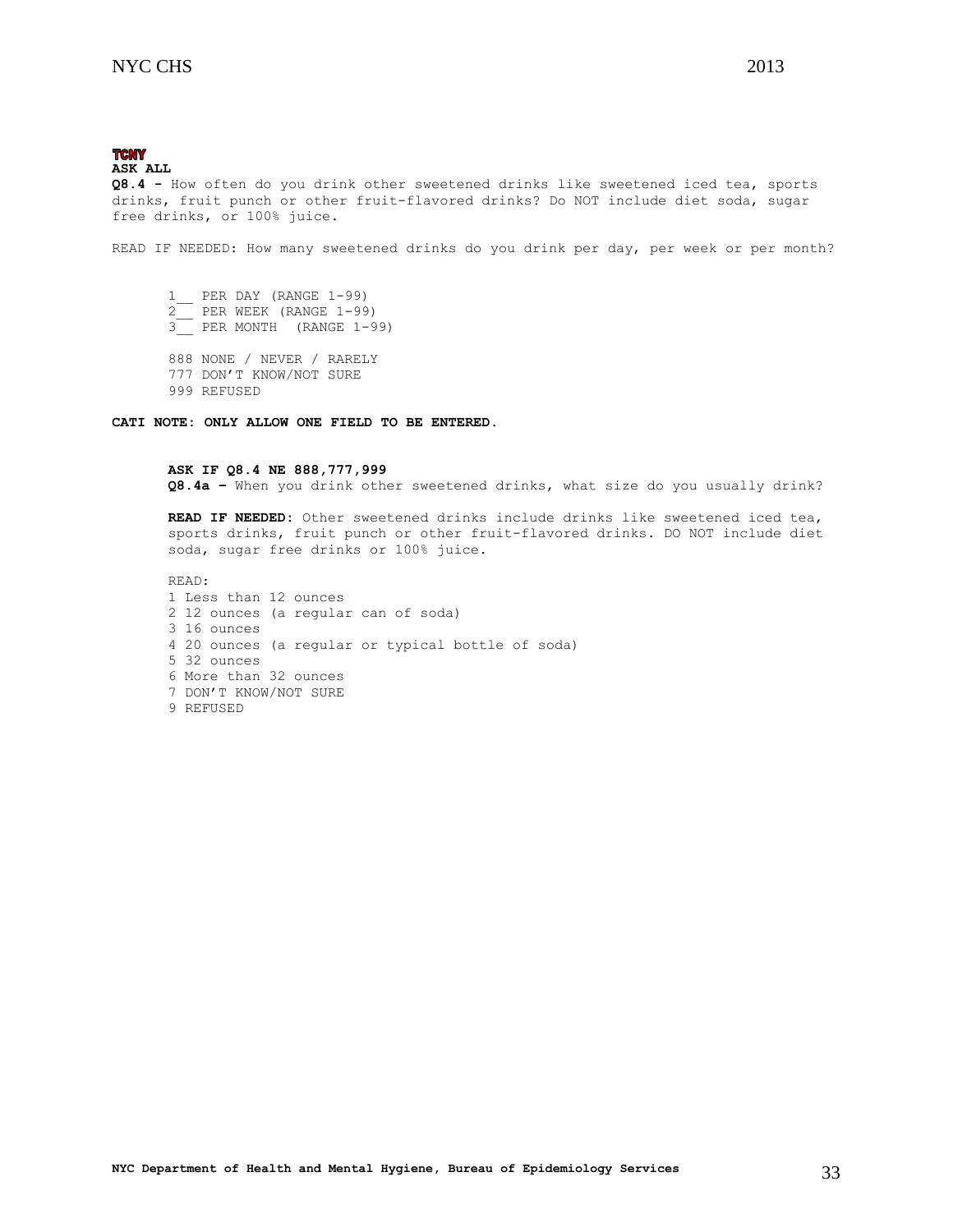**TCNY**

**ASK ALL**

**Q8.4 -** How often do you drink other sweetened drinks like sweetened iced tea, sports drinks, fruit punch or other fruit-flavored drinks? Do NOT include diet soda, sugar free drinks, or 100% juice.

READ IF NEEDED: How many sweetened drinks do you drink per day, per week or per month?

1__ PER DAY (RANGE 1-99)
2__ PER WEEK (RANGE 1-99)
3__ PER MONTH (RANGE 1-99)

888 NONE / NEVER / RARELY
777 DON'T KNOW/NOT SURE
999 REFUSED

**CATI NOTE: ONLY ALLOW ONE FIELD TO BE ENTERED.**

**ASK IF Q8.4 NE 888,777,999**

**Q8.4a –** When you drink other sweetened drinks, what size do you usually drink?

**READ IF NEEDED:** Other sweetened drinks include drinks like sweetened iced tea, sports drinks, fruit punch or other fruit-flavored drinks. DO NOT include diet soda, sugar free drinks or 100% juice.

READ:
1 Less than 12 ounces
2 12 ounces (a regular can of soda)
3 16 ounces
4 20 ounces (a regular or typical bottle of soda)
5 32 ounces
6 More than 32 ounces
7 DON'T KNOW/NOT SURE
9 REFUSED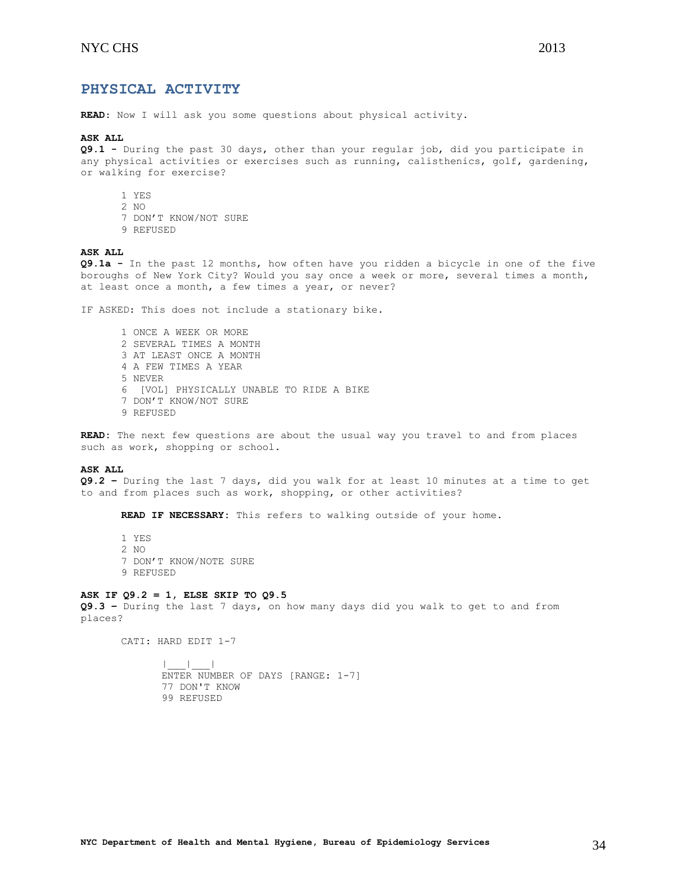## PHYSICAL ACTIVITY

**READ:** Now I will ask you some questions about physical activity.

**ASK ALL**
**Q9.1 -** During the past 30 days, other than your regular job, did you participate in any physical activities or exercises such as running, calisthenics, golf, gardening, or walking for exercise?

1 YES
2 NO
7 DON'T KNOW/NOT SURE
9 REFUSED

**ASK ALL**
**Q9.1a -** In the past 12 months, how often have you ridden a bicycle in one of the five boroughs of New York City? Would you say once a week or more, several times a month, at least once a month, a few times a year, or never?

IF ASKED: This does not include a stationary bike.

1 ONCE A WEEK OR MORE
2 SEVERAL TIMES A MONTH
3 AT LEAST ONCE A MONTH
4 A FEW TIMES A YEAR
5 NEVER
6 [VOL] PHYSICALLY UNABLE TO RIDE A BIKE
7 DON'T KNOW/NOT SURE
9 REFUSED

**READ:** The next few questions are about the usual way you travel to and from places such as work, shopping or school.

**ASK ALL**
**Q9.2 –** During the last 7 days, did you walk for at least 10 minutes at a time to get to and from places such as work, shopping, or other activities?

**READ IF NECESSARY:** This refers to walking outside of your home.

1 YES
2 NO
7 DON'T KNOW/NOTE SURE
9 REFUSED

**ASK IF Q9.2 = 1, ELSE SKIP TO Q9.5**
**Q9.3 –** During the last 7 days, on how many days did you walk to get to and from places?

CATI: HARD EDIT 1-7

|\_\_\_|\_\_\_|
ENTER NUMBER OF DAYS [RANGE: 1-7]
77 DON'T KNOW
99 REFUSED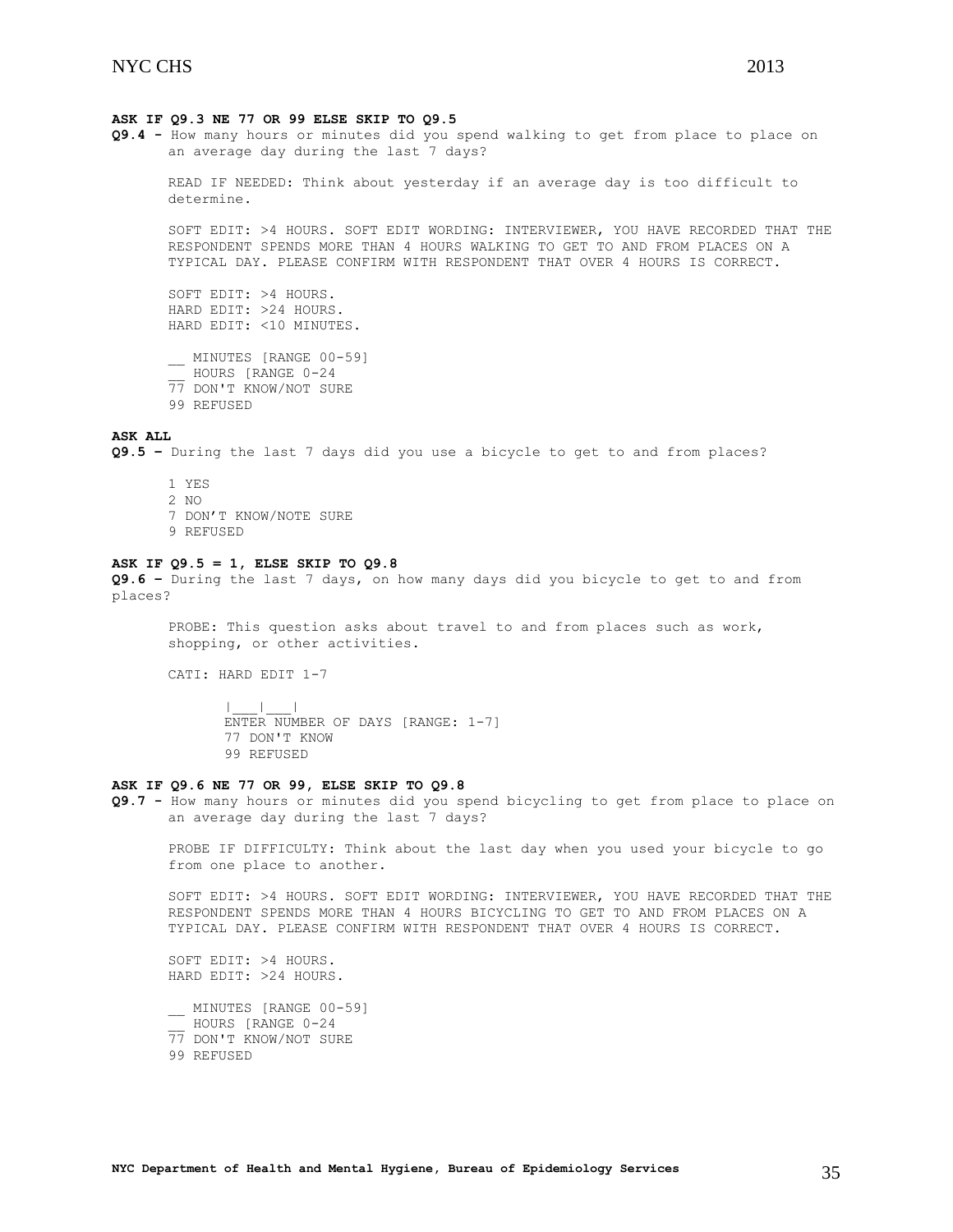**ASK IF Q9.3 NE 77 OR 99 ELSE SKIP TO Q9.5**

**Q9.4 -** How many hours or minutes did you spend walking to get from place to place on an average day during the last 7 days?

READ IF NEEDED: Think about yesterday if an average day is too difficult to determine.

SOFT EDIT: >4 HOURS. SOFT EDIT WORDING: INTERVIEWER, YOU HAVE RECORDED THAT THE RESPONDENT SPENDS MORE THAN 4 HOURS WALKING TO GET TO AND FROM PLACES ON A TYPICAL DAY. PLEASE CONFIRM WITH RESPONDENT THAT OVER 4 HOURS IS CORRECT.

SOFT EDIT: >4 HOURS.
HARD EDIT: >24 HOURS.
HARD EDIT: <10 MINUTES.

__ MINUTES [RANGE 00-59]
__ HOURS [RANGE 0-24
77 DON'T KNOW/NOT SURE
99 REFUSED

**ASK ALL**

**Q9.5 –** During the last 7 days did you use a bicycle to get to and from places?

1 YES
2 NO
7 DON'T KNOW/NOTE SURE
9 REFUSED

**ASK IF Q9.5 = 1, ELSE SKIP TO Q9.8**

**Q9.6 –** During the last 7 days, on how many days did you bicycle to get to and from places?

PROBE: This question asks about travel to and from places such as work, shopping, or other activities.

CATI: HARD EDIT 1-7

|___|___|
ENTER NUMBER OF DAYS [RANGE: 1-7]
77 DON'T KNOW
99 REFUSED

**ASK IF Q9.6 NE 77 OR 99, ELSE SKIP TO Q9.8**

**Q9.7 -** How many hours or minutes did you spend bicycling to get from place to place on an average day during the last 7 days?

PROBE IF DIFFICULTY: Think about the last day when you used your bicycle to go from one place to another.

SOFT EDIT: >4 HOURS. SOFT EDIT WORDING: INTERVIEWER, YOU HAVE RECORDED THAT THE RESPONDENT SPENDS MORE THAN 4 HOURS BICYCLING TO GET TO AND FROM PLACES ON A TYPICAL DAY. PLEASE CONFIRM WITH RESPONDENT THAT OVER 4 HOURS IS CORRECT.

SOFT EDIT: >4 HOURS.
HARD EDIT: >24 HOURS.

__ MINUTES [RANGE 00-59]
__ HOURS [RANGE 0-24
77 DON'T KNOW/NOT SURE
99 REFUSED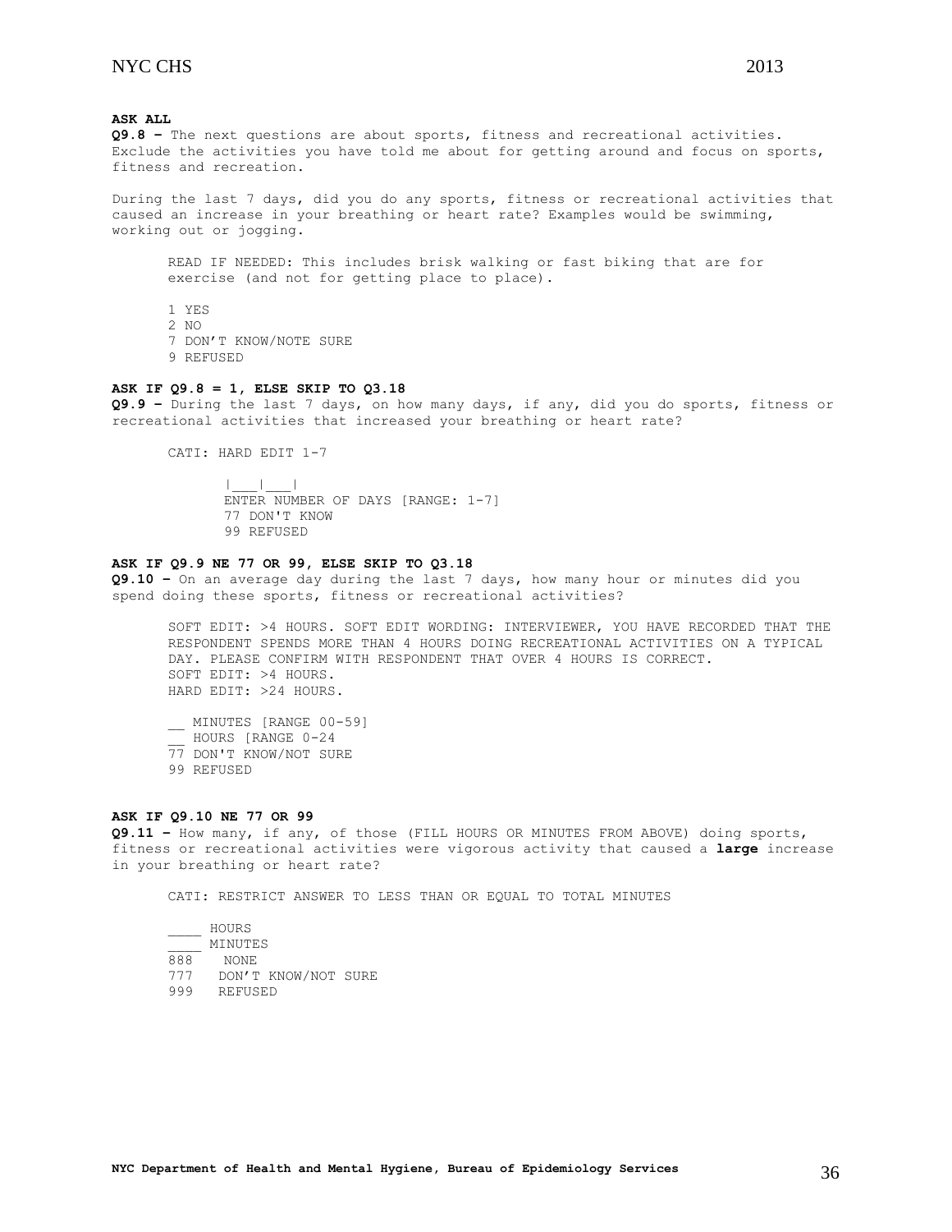**ASK ALL**

**Q9.8 –** The next questions are about sports, fitness and recreational activities. Exclude the activities you have told me about for getting around and focus on sports, fitness and recreation.

During the last 7 days, did you do any sports, fitness or recreational activities that caused an increase in your breathing or heart rate? Examples would be swimming, working out or jogging.

READ IF NEEDED: This includes brisk walking or fast biking that are for exercise (and not for getting place to place).

1 YES
2 NO
7 DON'T KNOW/NOTE SURE
9 REFUSED

**ASK IF Q9.8 = 1, ELSE SKIP TO Q3.18**

**Q9.9 –** During the last 7 days, on how many days, if any, did you do sports, fitness or recreational activities that increased your breathing or heart rate?

CATI: HARD EDIT 1-7

|___|___|
ENTER NUMBER OF DAYS [RANGE: 1-7]
77 DON'T KNOW
99 REFUSED

**ASK IF Q9.9 NE 77 OR 99, ELSE SKIP TO Q3.18**

**Q9.10 –** On an average day during the last 7 days, how many hour or minutes did you spend doing these sports, fitness or recreational activities?

SOFT EDIT: >4 HOURS. SOFT EDIT WORDING: INTERVIEWER, YOU HAVE RECORDED THAT THE RESPONDENT SPENDS MORE THAN 4 HOURS DOING RECREATIONAL ACTIVITIES ON A TYPICAL DAY. PLEASE CONFIRM WITH RESPONDENT THAT OVER 4 HOURS IS CORRECT.
SOFT EDIT: >4 HOURS.
HARD EDIT: >24 HOURS.

__ MINUTES [RANGE 00-59]
__ HOURS [RANGE 0-24
77 DON'T KNOW/NOT SURE
99 REFUSED

**ASK IF Q9.10 NE 77 OR 99**

**Q9.11 –** How many, if any, of those (FILL HOURS OR MINUTES FROM ABOVE) doing sports, fitness or recreational activities were vigorous activity that caused a **large** increase in your breathing or heart rate?

CATI: RESTRICT ANSWER TO LESS THAN OR EQUAL TO TOTAL MINUTES

____ HOURS
____ MINUTES
888 NONE
777 DON'T KNOW/NOT SURE
999 REFUSED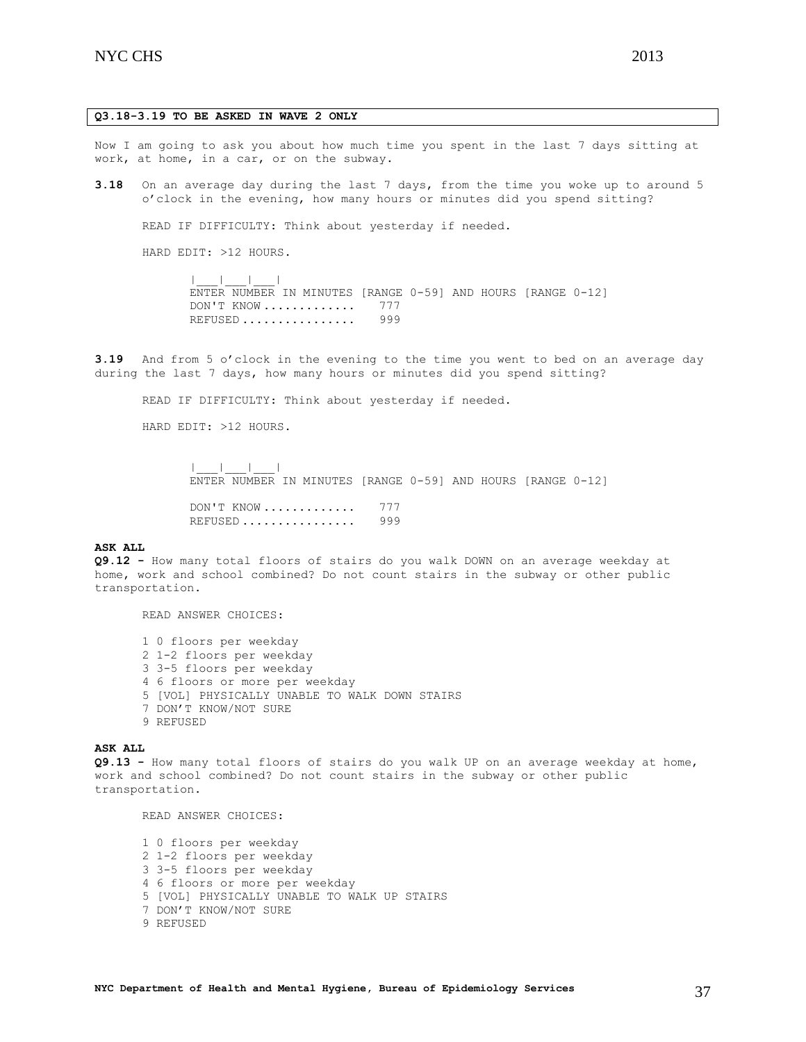**Q3.18-3.19 TO BE ASKED IN WAVE 2 ONLY**

Now I am going to ask you about how much time you spent in the last 7 days sitting at work, at home, in a car, or on the subway.

**3.18** On an average day during the last 7 days, from the time you woke up to around 5 o'clock in the evening, how many hours or minutes did you spend sitting?

READ IF DIFFICULTY: Think about yesterday if needed.

HARD EDIT: >12 HOURS.

|___|___|___|
ENTER NUMBER IN MINUTES [RANGE 0-59] AND HOURS [RANGE 0-12]
DON'T KNOW ............. 777
REFUSED ................ 999

**3.19** And from 5 o'clock in the evening to the time you went to bed on an average day during the last 7 days, how many hours or minutes did you spend sitting?

READ IF DIFFICULTY: Think about yesterday if needed.

HARD EDIT: >12 HOURS.

|___|___|___|
ENTER NUMBER IN MINUTES [RANGE 0-59] AND HOURS [RANGE 0-12]

DON'T KNOW ............. 777
REFUSED ................ 999

**ASK ALL**

**Q9.12 -** How many total floors of stairs do you walk DOWN on an average weekday at home, work and school combined? Do not count stairs in the subway or other public transportation.

READ ANSWER CHOICES:

1 0 floors per weekday
2 1-2 floors per weekday
3 3-5 floors per weekday
4 6 floors or more per weekday
5 [VOL] PHYSICALLY UNABLE TO WALK DOWN STAIRS
7 DON'T KNOW/NOT SURE
9 REFUSED

**ASK ALL**

**Q9.13 -** How many total floors of stairs do you walk UP on an average weekday at home, work and school combined? Do not count stairs in the subway or other public transportation.

READ ANSWER CHOICES:

1 0 floors per weekday
2 1-2 floors per weekday
3 3-5 floors per weekday
4 6 floors or more per weekday
5 [VOL] PHYSICALLY UNABLE TO WALK UP STAIRS
7 DON'T KNOW/NOT SURE
9 REFUSED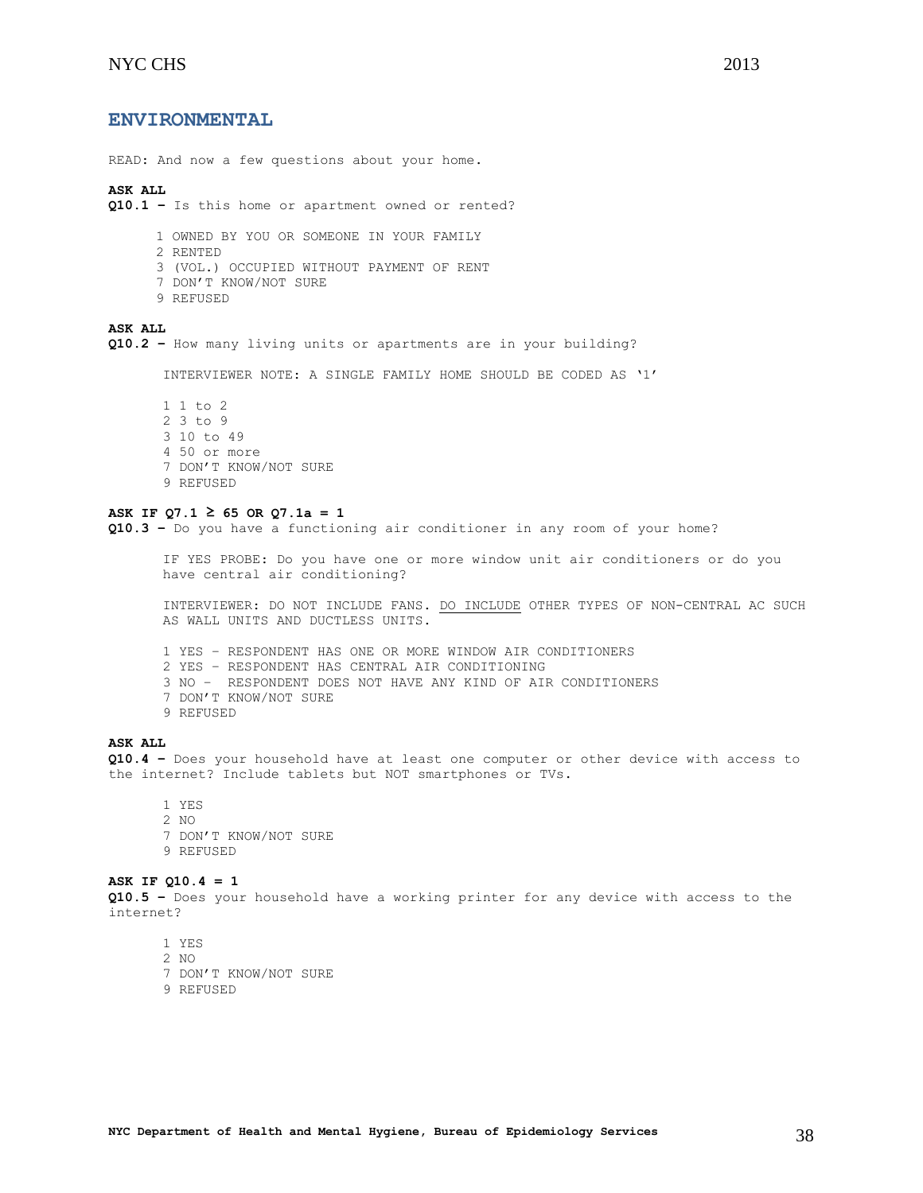## ENVIRONMENTAL

READ: And now a few questions about your home.

**ASK ALL**

**Q10.1 –** Is this home or apartment owned or rented?

1 OWNED BY YOU OR SOMEONE IN YOUR FAMILY
2 RENTED
3 (VOL.) OCCUPIED WITHOUT PAYMENT OF RENT
7 DON'T KNOW/NOT SURE
9 REFUSED

**ASK ALL**

**Q10.2 –** How many living units or apartments are in your building?

INTERVIEWER NOTE: A SINGLE FAMILY HOME SHOULD BE CODED AS '1'

1 1 to 2
2 3 to 9
3 10 to 49
4 50 or more
7 DON'T KNOW/NOT SURE
9 REFUSED

**ASK IF Q7.1 ≥ 65 OR Q7.1a = 1**

**Q10.3 –** Do you have a functioning air conditioner in any room of your home?

IF YES PROBE: Do you have one or more window unit air conditioners or do you have central air conditioning?

INTERVIEWER: DO NOT INCLUDE FANS. <u>DO INCLUDE</u> OTHER TYPES OF NON-CENTRAL AC SUCH AS WALL UNITS AND DUCTLESS UNITS.

1 YES – RESPONDENT HAS ONE OR MORE WINDOW AIR CONDITIONERS
2 YES – RESPONDENT HAS CENTRAL AIR CONDITIONING
3 NO – RESPONDENT DOES NOT HAVE ANY KIND OF AIR CONDITIONERS
7 DON'T KNOW/NOT SURE
9 REFUSED

**ASK ALL**

**Q10.4 –** Does your household have at least one computer or other device with access to the internet? Include tablets but NOT smartphones or TVs.

1 YES
2 NO
7 DON'T KNOW/NOT SURE
9 REFUSED

**ASK IF Q10.4 = 1**

**Q10.5 –** Does your household have a working printer for any device with access to the internet?

1 YES
2 NO
7 DON'T KNOW/NOT SURE
9 REFUSED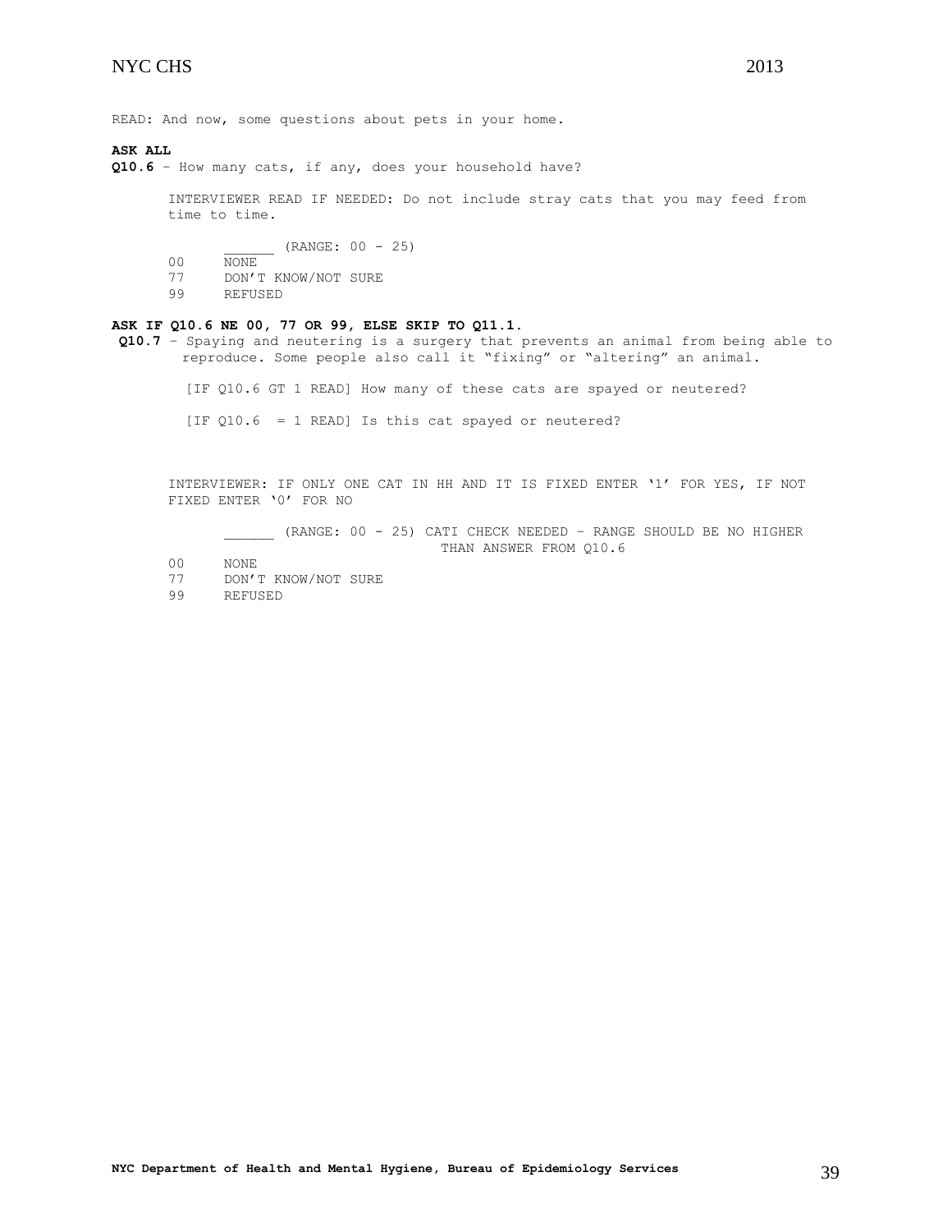READ: And now, some questions about pets in your home.

**ASK ALL**

**Q10.6** – How many cats, if any, does your household have?

INTERVIEWER READ IF NEEDED: Do not include stray cats that you may feed from time to time.

______ (RANGE: 00 - 25)

00 NONE

77 DON'T KNOW/NOT SURE

99 REFUSED

**ASK IF Q10.6 NE 00, 77 OR 99, ELSE SKIP TO Q11.1.**

**Q10.7** – Spaying and neutering is a surgery that prevents an animal from being able to reproduce. Some people also call it "fixing" or "altering" an animal.

[IF Q10.6 GT 1 READ] How many of these cats are spayed or neutered?

[IF Q10.6 = 1 READ] Is this cat spayed or neutered?

INTERVIEWER: IF ONLY ONE CAT IN HH AND IT IS FIXED ENTER '1' FOR YES, IF NOT FIXED ENTER '0' FOR NO

______ (RANGE: 00 - 25) CATI CHECK NEEDED – RANGE SHOULD BE NO HIGHER THAN ANSWER FROM Q10.6

00 NONE

77 DON'T KNOW/NOT SURE

99 REFUSED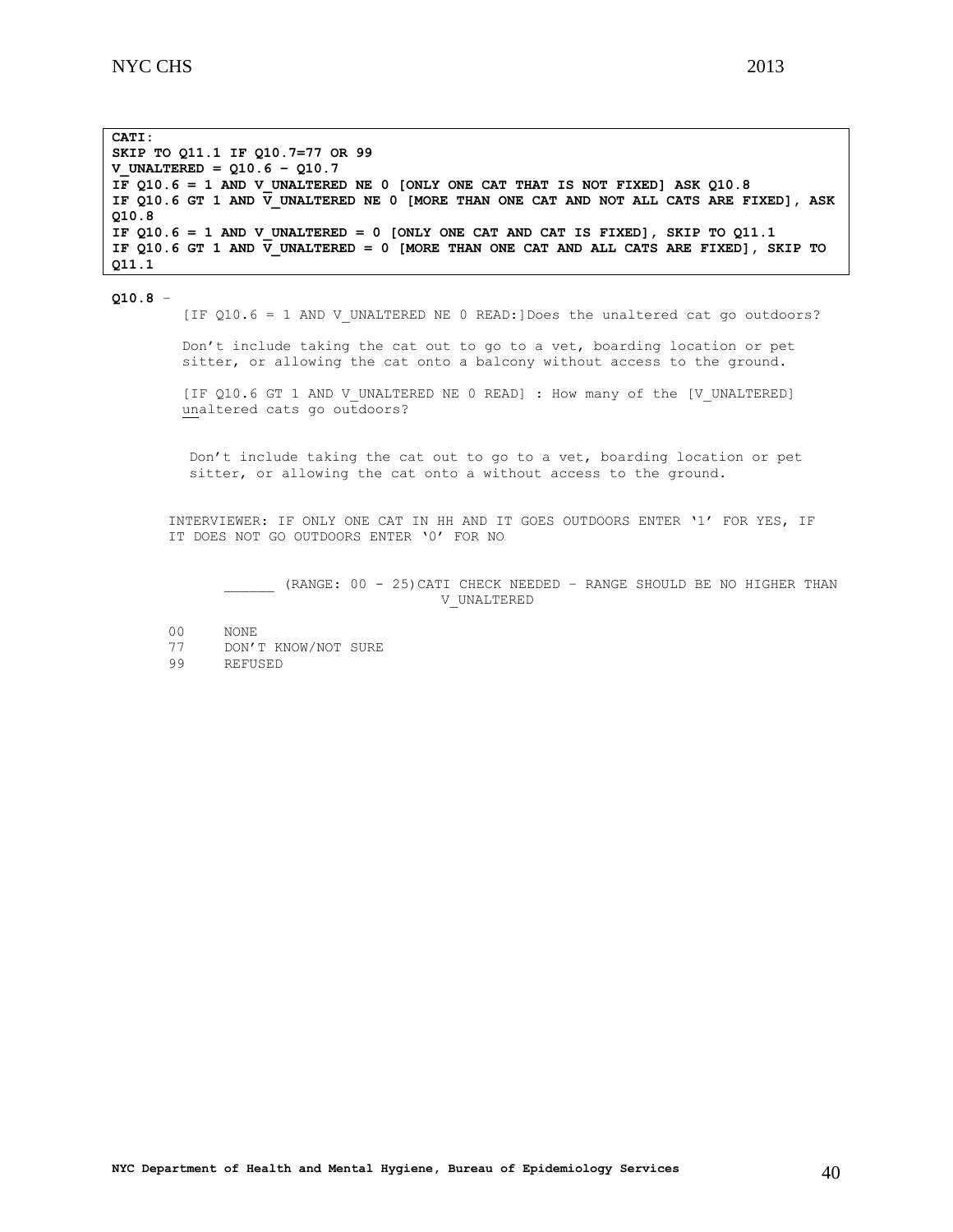**CATI:**
**SKIP TO Q11.1 IF Q10.7=77 OR 99**
**V_UNALTERED = Q10.6 – Q10.7**
**IF Q10.6 = 1 AND V_UNALTERED NE 0 [ONLY ONE CAT THAT IS NOT FIXED] ASK Q10.8**
**IF Q10.6 GT 1 AND V_UNALTERED NE 0 [MORE THAN ONE CAT AND NOT ALL CATS ARE FIXED], ASK Q10.8**
**IF Q10.6 = 1 AND V_UNALTERED = 0 [ONLY ONE CAT AND CAT IS FIXED], SKIP TO Q11.1**
**IF Q10.6 GT 1 AND V_UNALTERED = 0 [MORE THAN ONE CAT AND ALL CATS ARE FIXED], SKIP TO Q11.1**

**Q10.8** –

[IF Q10.6 = 1 AND V_UNALTERED NE 0 READ:]Does the unaltered cat go outdoors?

Don't include taking the cat out to go to a vet, boarding location or pet sitter, or allowing the cat onto a balcony without access to the ground.

[IF Q10.6 GT 1 AND V_UNALTERED NE 0 READ] : How many of the [V_UNALTERED] unaltered cats go outdoors?

Don't include taking the cat out to go to a vet, boarding location or pet sitter, or allowing the cat onto a without access to the ground.

INTERVIEWER: IF ONLY ONE CAT IN HH AND IT GOES OUTDOORS ENTER '1' FOR YES, IF IT DOES NOT GO OUTDOORS ENTER '0' FOR NO

______ (RANGE: 00 - 25) CATI CHECK NEEDED – RANGE SHOULD BE NO HIGHER THAN V_UNALTERED

00 NONE
77 DON'T KNOW/NOT SURE
99 REFUSED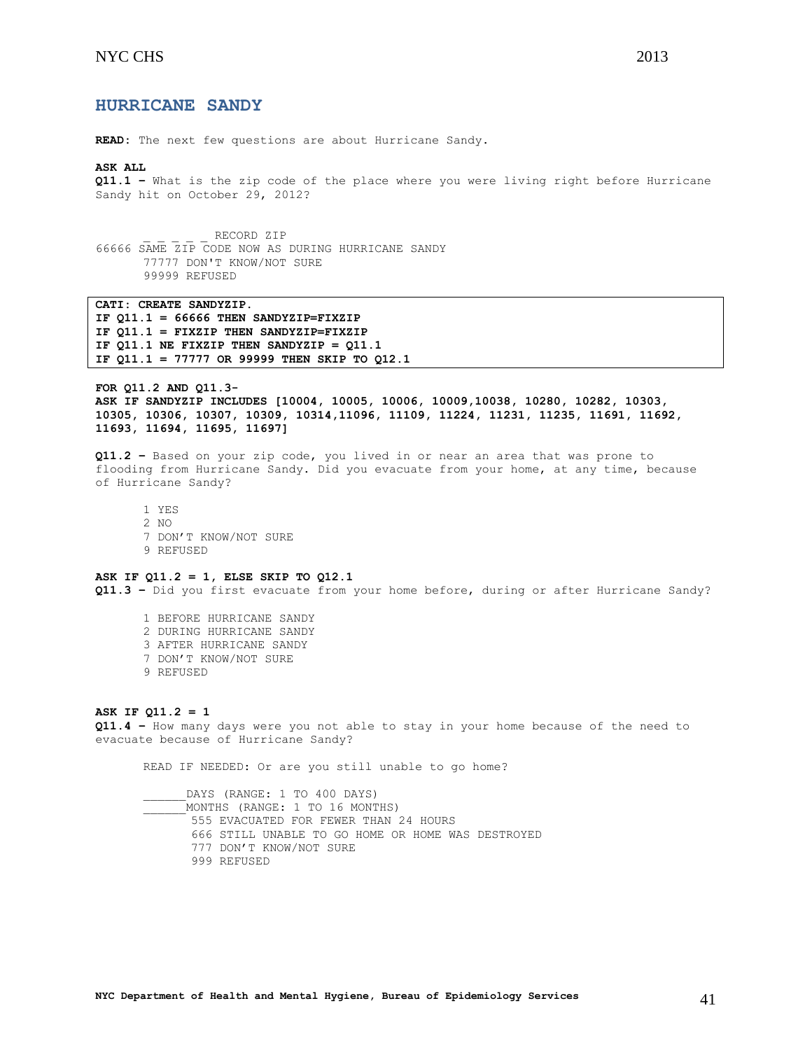## HURRICANE SANDY

**READ:** The next few questions are about Hurricane Sandy.

**ASK ALL**
**Q11.1 –** What is the zip code of the place where you were living right before Hurricane Sandy hit on October 29, 2012?

_ _ _ _ _ RECORD ZIP
66666 SAME ZIP CODE NOW AS DURING HURRICANE SANDY
77777 DON'T KNOW/NOT SURE
99999 REFUSED

**CATI: CREATE SANDYZIP.**
**IF Q11.1 = 66666 THEN SANDYZIP=FIXZIP**
**IF Q11.1 = FIXZIP THEN SANDYZIP=FIXZIP**
**IF Q11.1 NE FIXZIP THEN SANDYZIP = Q11.1**
**IF Q11.1 = 77777 OR 99999 THEN SKIP TO Q12.1**

**FOR Q11.2 AND Q11.3-**
**ASK IF SANDYZIP INCLUDES [10004, 10005, 10006, 10009,10038, 10280, 10282, 10303, 10305, 10306, 10307, 10309, 10314,11096, 11109, 11224, 11231, 11235, 11691, 11692, 11693, 11694, 11695, 11697]**

**Q11.2 –** Based on your zip code, you lived in or near an area that was prone to flooding from Hurricane Sandy. Did you evacuate from your home, at any time, because of Hurricane Sandy?

1 YES
2 NO
7 DON'T KNOW/NOT SURE
9 REFUSED

**ASK IF Q11.2 = 1, ELSE SKIP TO Q12.1**
**Q11.3 –** Did you first evacuate from your home before, during or after Hurricane Sandy?

1 BEFORE HURRICANE SANDY
2 DURING HURRICANE SANDY
3 AFTER HURRICANE SANDY
7 DON'T KNOW/NOT SURE
9 REFUSED

**ASK IF Q11.2 = 1**
**Q11.4 –** How many days were you not able to stay in your home because of the need to evacuate because of Hurricane Sandy?

READ IF NEEDED: Or are you still unable to go home?

______DAYS (RANGE: 1 TO 400 DAYS)
______MONTHS (RANGE: 1 TO 16 MONTHS)
555 EVACUATED FOR FEWER THAN 24 HOURS
666 STILL UNABLE TO GO HOME OR HOME WAS DESTROYED
777 DON'T KNOW/NOT SURE
999 REFUSED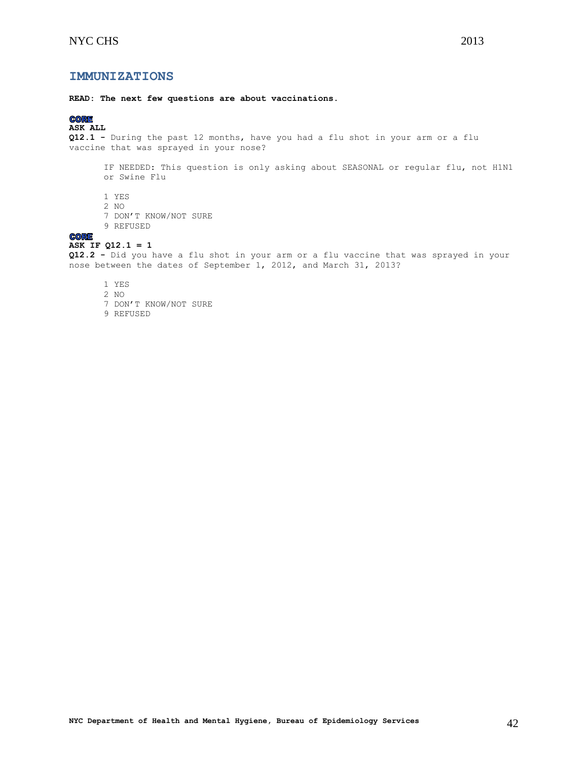## IMMUNIZATIONS

**READ: The next few questions are about vaccinations.**

**CORE**
**ASK ALL**
**Q12.1 -** During the past 12 months, have you had a flu shot in your arm or a flu vaccine that was sprayed in your nose?

IF NEEDED: This question is only asking about SEASONAL or regular flu, not H1N1 or Swine Flu

1 YES
2 NO
7 DON'T KNOW/NOT SURE
9 REFUSED

**CORE**
**ASK IF Q12.1 = 1**
**Q12.2 -** Did you have a flu shot in your arm or a flu vaccine that was sprayed in your nose between the dates of September 1, 2012, and March 31, 2013?

1 YES
2 NO
7 DON'T KNOW/NOT SURE
9 REFUSED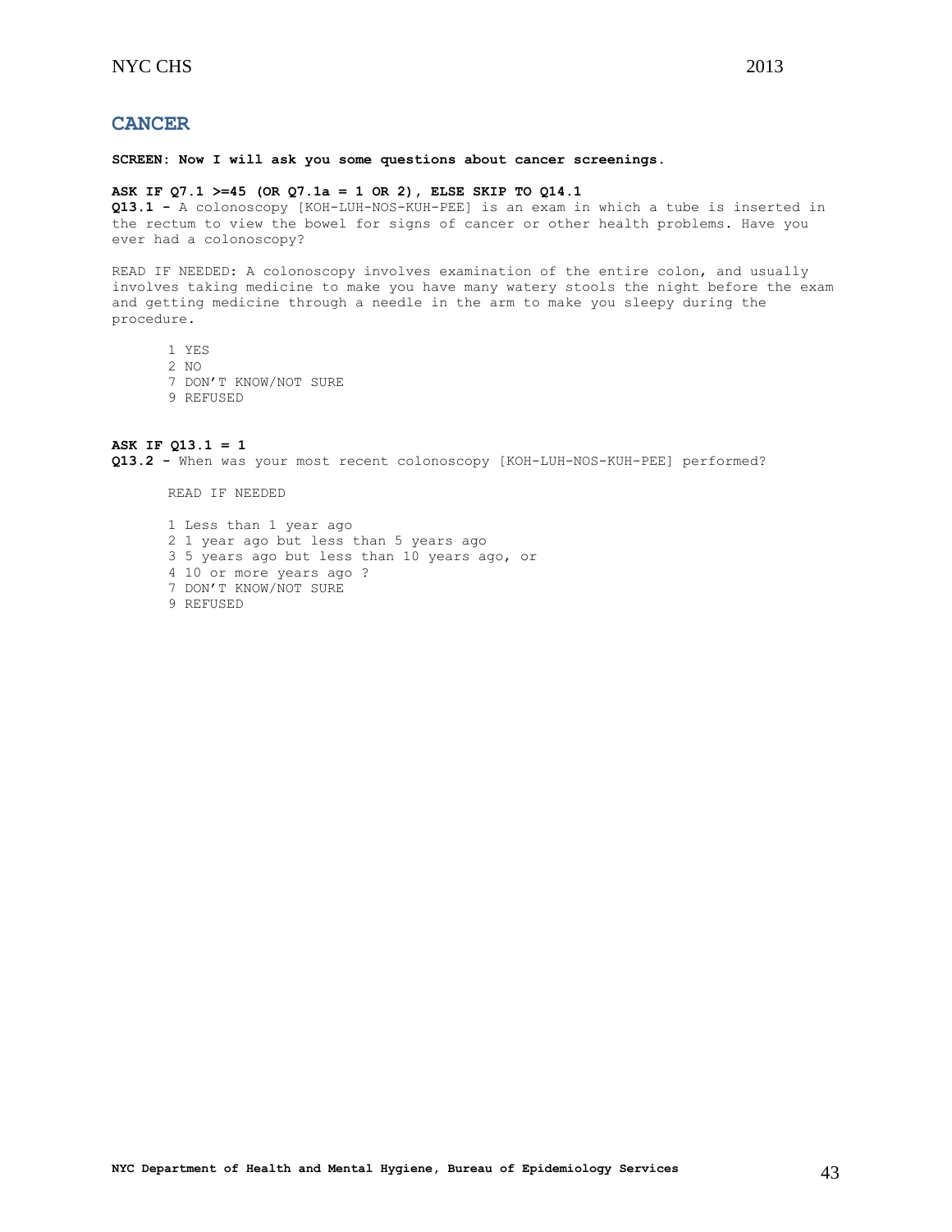## CANCER

**SCREEN: Now I will ask you some questions about cancer screenings.**

**ASK IF Q7.1 >=45 (OR Q7.1a = 1 OR 2), ELSE SKIP TO Q14.1**

**Q13.1 -** A colonoscopy [KOH-LUH-NOS-KUH-PEE] is an exam in which a tube is inserted in the rectum to view the bowel for signs of cancer or other health problems. Have you ever had a colonoscopy?

READ IF NEEDED: A colonoscopy involves examination of the entire colon, and usually involves taking medicine to make you have many watery stools the night before the exam and getting medicine through a needle in the arm to make you sleepy during the procedure.

1 YES
2 NO
7 DON'T KNOW/NOT SURE
9 REFUSED

**ASK IF Q13.1 = 1**

**Q13.2 -** When was your most recent colonoscopy [KOH-LUH-NOS-KUH-PEE] performed?

READ IF NEEDED

1 Less than 1 year ago
2 1 year ago but less than 5 years ago
3 5 years ago but less than 10 years ago, or
4 10 or more years ago ?
7 DON'T KNOW/NOT SURE
9 REFUSED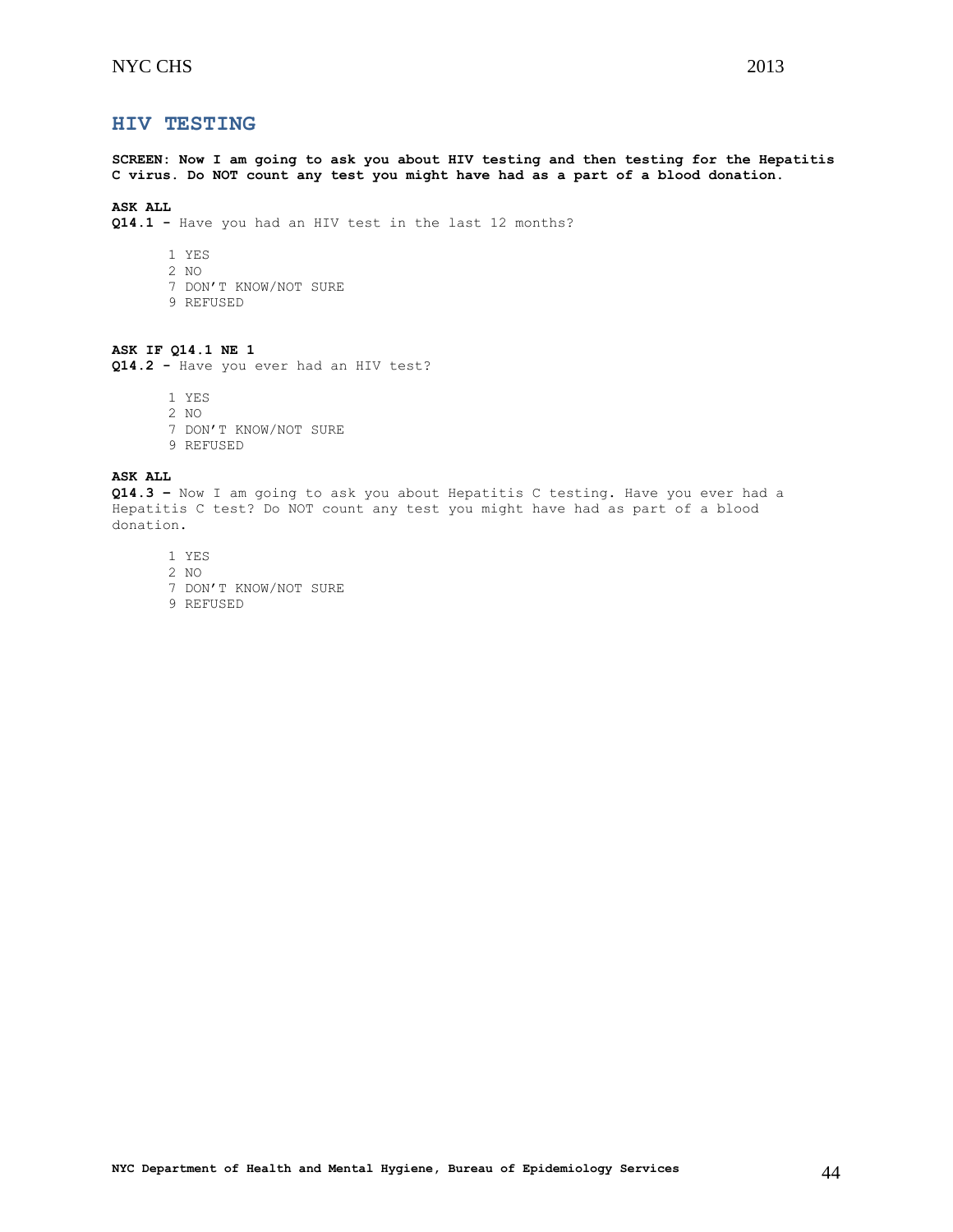## HIV TESTING

**SCREEN: Now I am going to ask you about HIV testing and then testing for the Hepatitis C virus. Do NOT count any test you might have had as a part of a blood donation.**

**ASK ALL**

**Q14.1 -** Have you had an HIV test in the last 12 months?

1 YES
2 NO
7 DON'T KNOW/NOT SURE
9 REFUSED

**ASK IF Q14.1 NE 1**

**Q14.2 -** Have you ever had an HIV test?

1 YES
2 NO
7 DON'T KNOW/NOT SURE
9 REFUSED

**ASK ALL**

**Q14.3 –** Now I am going to ask you about Hepatitis C testing. Have you ever had a Hepatitis C test? Do NOT count any test you might have had as part of a blood donation.

1 YES
2 NO
7 DON'T KNOW/NOT SURE
9 REFUSED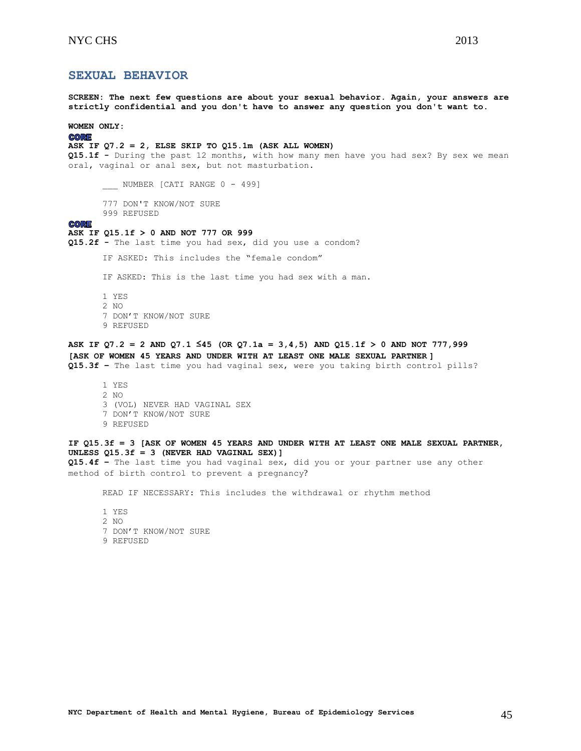## SEXUAL BEHAVIOR

**SCREEN: The next few questions are about your sexual behavior. Again, your answers are strictly confidential and you don't have to answer any question you don't want to.**

**WOMEN ONLY:**

**CORE**

**ASK IF Q7.2 = 2, ELSE SKIP TO Q15.1m (ASK ALL WOMEN)**

**Q15.1f -** During the past 12 months, with how many men have you had sex? By sex we mean oral, vaginal or anal sex, but not masturbation.

___ NUMBER [CATI RANGE 0 - 499]

777 DON'T KNOW/NOT SURE
999 REFUSED

**CORE**

**ASK IF Q15.1f > 0 AND NOT 777 OR 999**

**Q15.2f -** The last time you had sex, did you use a condom?

IF ASKED: This includes the "female condom"

IF ASKED: This is the last time you had sex with a man.

1 YES
2 NO
7 DON'T KNOW/NOT SURE
9 REFUSED

**ASK IF Q7.2 = 2 AND Q7.1 ≤45 (OR Q7.1a = 3,4,5) AND Q15.1f > 0 AND NOT 777,999**
**[ASK OF WOMEN 45 YEARS AND UNDER WITH AT LEAST ONE MALE SEXUAL PARTNER ]**

**Q15.3f –** The last time you had vaginal sex, were you taking birth control pills?

1 YES
2 NO
3 (VOL) NEVER HAD VAGINAL SEX
7 DON'T KNOW/NOT SURE
9 REFUSED

**IF Q15.3f = 3 [ASK OF WOMEN 45 YEARS AND UNDER WITH AT LEAST ONE MALE SEXUAL PARTNER, UNLESS Q15.3f = 3 (NEVER HAD VAGINAL SEX)]**

**Q15.4f –** The last time you had vaginal sex, did you or your partner use any other method of birth control to prevent a pregnancy?

READ IF NECESSARY: This includes the withdrawal or rhythm method

1 YES
2 NO
7 DON'T KNOW/NOT SURE
9 REFUSED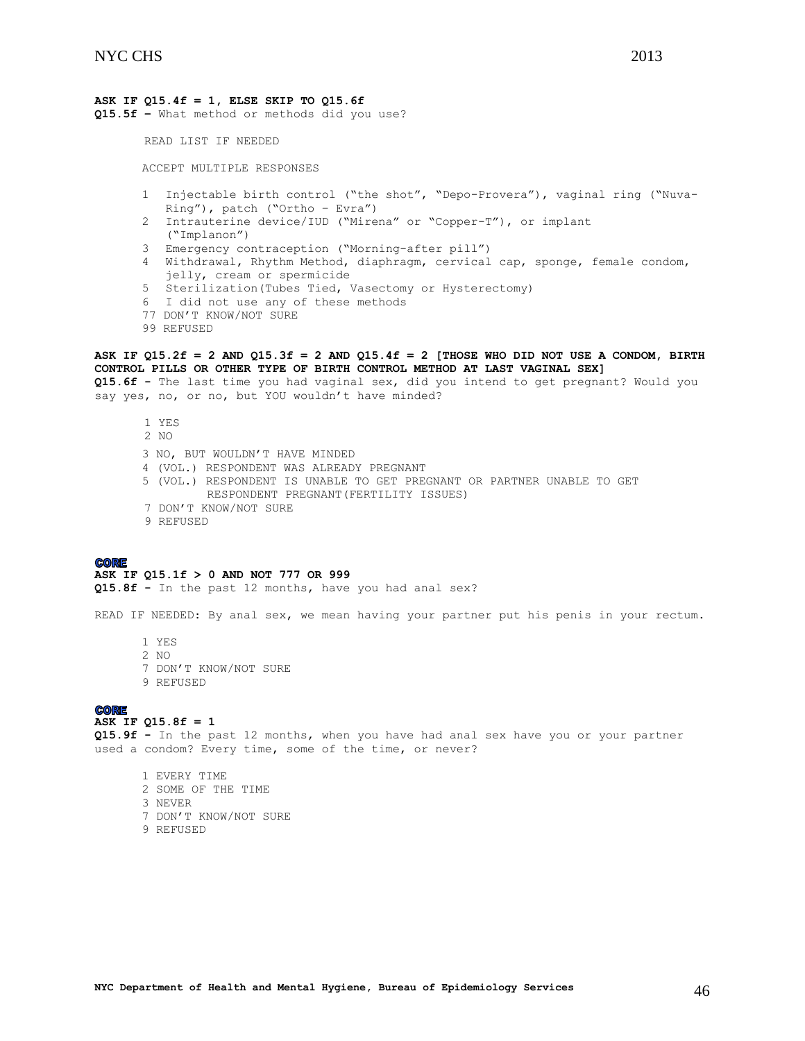**ASK IF Q15.4f = 1, ELSE SKIP TO Q15.6f**
**Q15.5f –** What method or methods did you use?

READ LIST IF NEEDED

ACCEPT MULTIPLE RESPONSES

1 Injectable birth control ("the shot", "Depo-Provera"), vaginal ring ("Nuva-Ring"), patch ("Ortho – Evra")
2 Intrauterine device/IUD ("Mirena" or "Copper-T"), or implant ("Implanon")
3 Emergency contraception ("Morning-after pill")
4 Withdrawal, Rhythm Method, diaphragm, cervical cap, sponge, female condom, jelly, cream or spermicide
5 Sterilization(Tubes Tied, Vasectomy or Hysterectomy)
6 I did not use any of these methods
77 DON'T KNOW/NOT SURE
99 REFUSED

**ASK IF Q15.2f = 2 AND Q15.3f = 2 AND Q15.4f = 2 [THOSE WHO DID NOT USE A CONDOM, BIRTH CONTROL PILLS OR OTHER TYPE OF BIRTH CONTROL METHOD AT LAST VAGINAL SEX]**
**Q15.6f -** The last time you had vaginal sex, did you intend to get pregnant? Would you say yes, no, or no, but YOU wouldn't have minded?

1 YES
2 NO
3 NO, BUT WOULDN'T HAVE MINDED
4 (VOL.) RESPONDENT WAS ALREADY PREGNANT
5 (VOL.) RESPONDENT IS UNABLE TO GET PREGNANT OR PARTNER UNABLE TO GET RESPONDENT PREGNANT(FERTILITY ISSUES)
7 DON'T KNOW/NOT SURE
9 REFUSED

**CORE**
**ASK IF Q15.1f > 0 AND NOT 777 OR 999**
**Q15.8f -** In the past 12 months, have you had anal sex?

READ IF NEEDED: By anal sex, we mean having your partner put his penis in your rectum.

1 YES
2 NO
7 DON'T KNOW/NOT SURE
9 REFUSED

**CORE**
**ASK IF Q15.8f = 1**
**Q15.9f -** In the past 12 months, when you have had anal sex have you or your partner used a condom? Every time, some of the time, or never?

1 EVERY TIME
2 SOME OF THE TIME
3 NEVER
7 DON'T KNOW/NOT SURE
9 REFUSED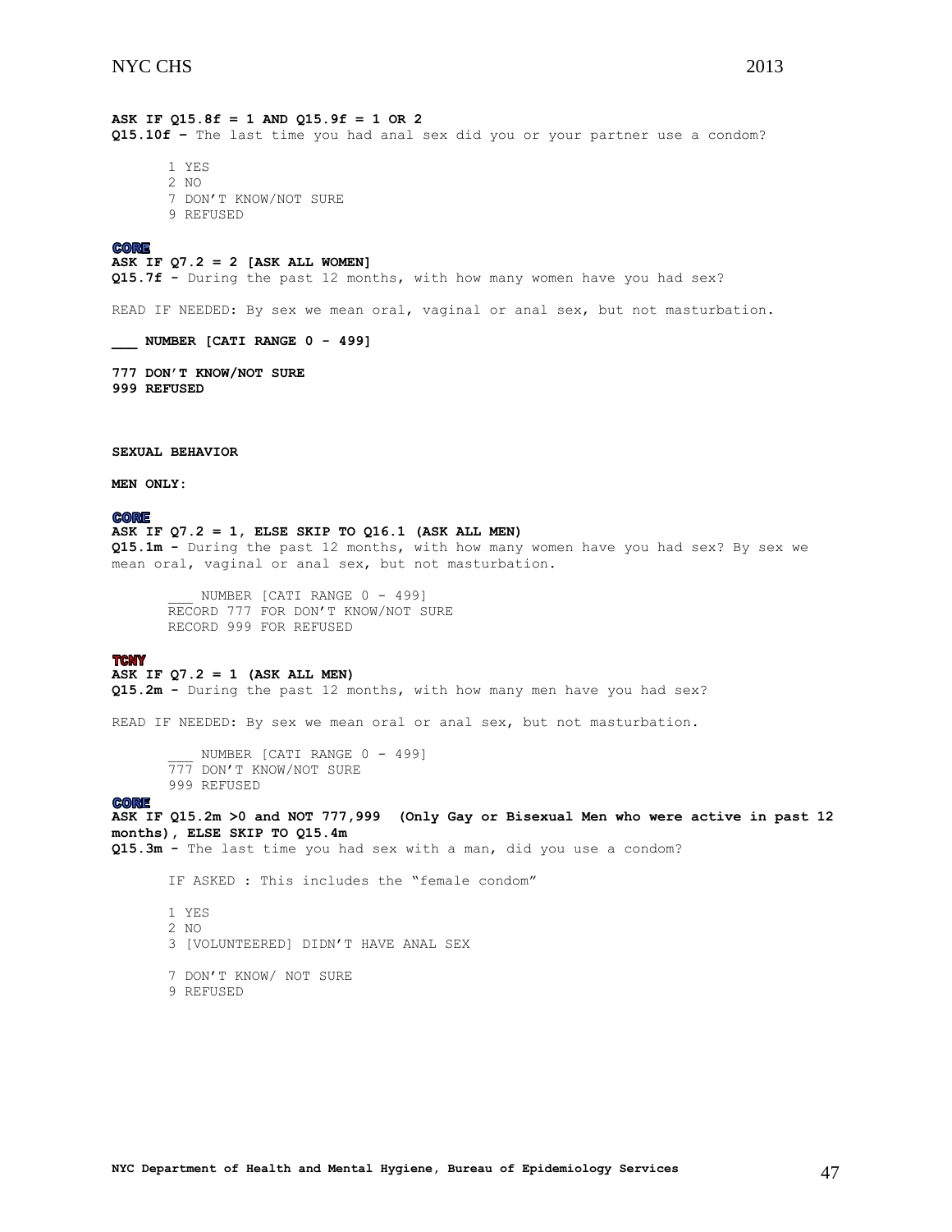**ASK IF Q15.8f = 1 AND Q15.9f = 1 OR 2**
**Q15.10f –** The last time you had anal sex did you or your partner use a condom?

1 YES
2 NO
7 DON'T KNOW/NOT SURE
9 REFUSED

**CORE**
**ASK IF Q7.2 = 2 [ASK ALL WOMEN]**
**Q15.7f -** During the past 12 months, with how many women have you had sex?

READ IF NEEDED: By sex we mean oral, vaginal or anal sex, but not masturbation.

**___ NUMBER [CATI RANGE 0 - 499]**

**777 DON'T KNOW/NOT SURE**
**999 REFUSED**

**SEXUAL BEHAVIOR**

**MEN ONLY:**

**CORE**
**ASK IF Q7.2 = 1, ELSE SKIP TO Q16.1 (ASK ALL MEN)**
**Q15.1m -** During the past 12 months, with how many women have you had sex? By sex we mean oral, vaginal or anal sex, but not masturbation.

___ NUMBER [CATI RANGE 0 - 499]
RECORD 777 FOR DON'T KNOW/NOT SURE
RECORD 999 FOR REFUSED

**TCNY**
**ASK IF Q7.2 = 1 (ASK ALL MEN)**
**Q15.2m -** During the past 12 months, with how many men have you had sex?

READ IF NEEDED: By sex we mean oral or anal sex, but not masturbation.

___ NUMBER [CATI RANGE 0 - 499]
777 DON'T KNOW/NOT SURE
999 REFUSED

**CORE**
**ASK IF Q15.2m >0 and NOT 777,999 (Only Gay or Bisexual Men who were active in past 12 months), ELSE SKIP TO Q15.4m**
**Q15.3m -** The last time you had sex with a man, did you use a condom?

IF ASKED : This includes the "female condom"

1 YES
2 NO
3 [VOLUNTEERED] DIDN'T HAVE ANAL SEX

7 DON'T KNOW/ NOT SURE
9 REFUSED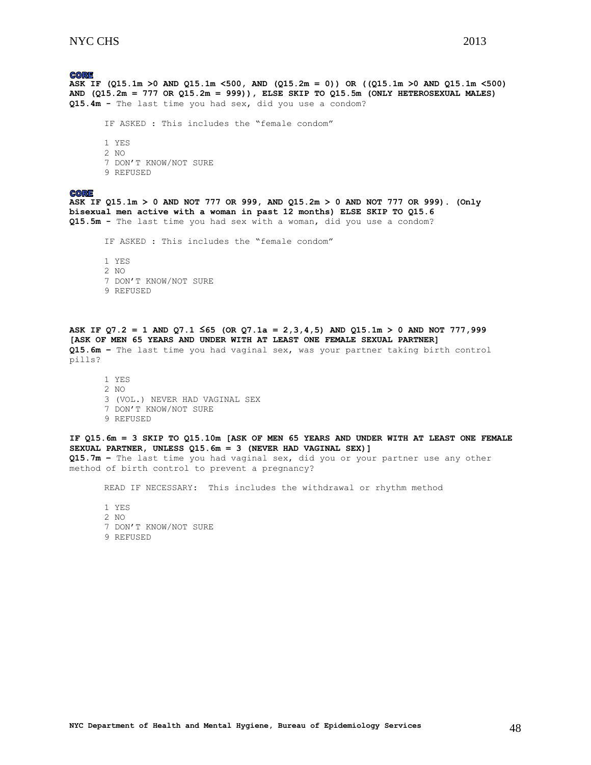**CORE**

**ASK IF (Q15.1m >0 AND Q15.1m <500, AND (Q15.2m = 0)) OR ((Q15.1m >0 AND Q15.1m <500) AND (Q15.2m = 777 OR Q15.2m = 999)), ELSE SKIP TO Q15.5m (ONLY HETEROSEXUAL MALES)**

**Q15.4m -** The last time you had sex, did you use a condom?

IF ASKED : This includes the "female condom"

1 YES
2 NO
7 DON'T KNOW/NOT SURE
9 REFUSED

**CORE**

**ASK IF Q15.1m > 0 AND NOT 777 OR 999, AND Q15.2m > 0 AND NOT 777 OR 999). (Only bisexual men active with a woman in past 12 months) ELSE SKIP TO Q15.6**

**Q15.5m -** The last time you had sex with a woman, did you use a condom?

IF ASKED : This includes the "female condom"

1 YES
2 NO
7 DON'T KNOW/NOT SURE
9 REFUSED

**ASK IF Q7.2 = 1 AND Q7.1 ≤65 (OR Q7.1a = 2,3,4,5) AND Q15.1m > 0 AND NOT 777,999 [ASK OF MEN 65 YEARS AND UNDER WITH AT LEAST ONE FEMALE SEXUAL PARTNER]**

**Q15.6m –** The last time you had vaginal sex, was your partner taking birth control pills?

1 YES
2 NO
3 (VOL.) NEVER HAD VAGINAL SEX
7 DON'T KNOW/NOT SURE
9 REFUSED

**IF Q15.6m = 3 SKIP TO Q15.10m [ASK OF MEN 65 YEARS AND UNDER WITH AT LEAST ONE FEMALE SEXUAL PARTNER, UNLESS Q15.6m = 3 (NEVER HAD VAGINAL SEX)]**

**Q15.7m –** The last time you had vaginal sex, did you or your partner use any other method of birth control to prevent a pregnancy?

READ IF NECESSARY: This includes the withdrawal or rhythm method

1 YES
2 NO
7 DON'T KNOW/NOT SURE
9 REFUSED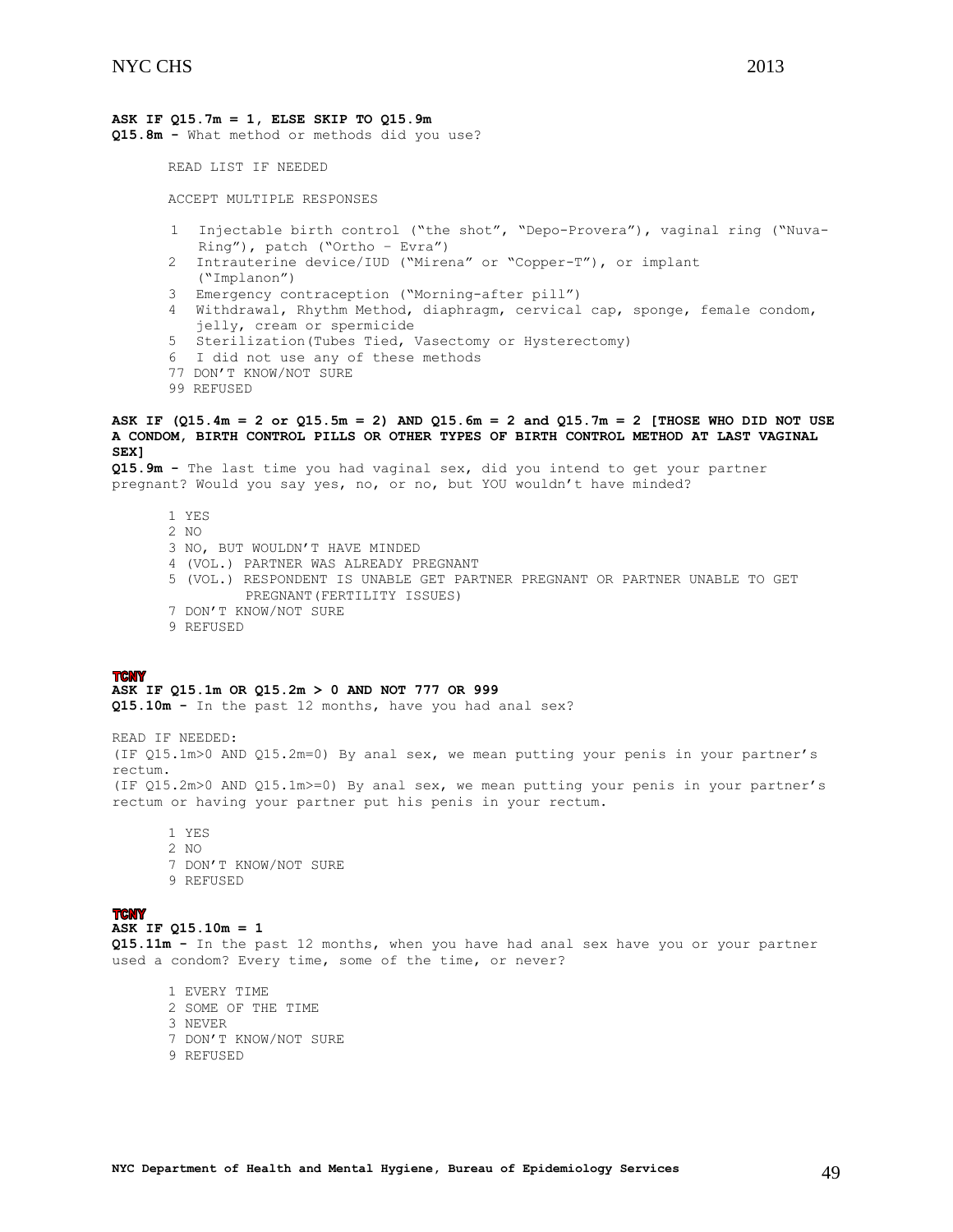**ASK IF Q15.7m = 1, ELSE SKIP TO Q15.9m**
**Q15.8m -** What method or methods did you use?

READ LIST IF NEEDED

ACCEPT MULTIPLE RESPONSES

1 Injectable birth control ("the shot", "Depo-Provera"), vaginal ring ("Nuva-Ring"), patch ("Ortho – Evra")
2 Intrauterine device/IUD ("Mirena" or "Copper-T"), or implant ("Implanon")
3 Emergency contraception ("Morning-after pill")
4 Withdrawal, Rhythm Method, diaphragm, cervical cap, sponge, female condom, jelly, cream or spermicide
5 Sterilization(Tubes Tied, Vasectomy or Hysterectomy)
6 I did not use any of these methods
77 DON'T KNOW/NOT SURE
99 REFUSED

**ASK IF (Q15.4m = 2 or Q15.5m = 2) AND Q15.6m = 2 and Q15.7m = 2 [THOSE WHO DID NOT USE A CONDOM, BIRTH CONTROL PILLS OR OTHER TYPES OF BIRTH CONTROL METHOD AT LAST VAGINAL SEX]**
**Q15.9m -** The last time you had vaginal sex, did you intend to get your partner pregnant? Would you say yes, no, or no, but YOU wouldn't have minded?

1 YES
2 NO
3 NO, BUT WOULDN'T HAVE MINDED
4 (VOL.) PARTNER WAS ALREADY PREGNANT
5 (VOL.) RESPONDENT IS UNABLE GET PARTNER PREGNANT OR PARTNER UNABLE TO GET PREGNANT(FERTILITY ISSUES)
7 DON'T KNOW/NOT SURE
9 REFUSED

**TCNY**
**ASK IF Q15.1m OR Q15.2m > 0 AND NOT 777 OR 999**
**Q15.10m -** In the past 12 months, have you had anal sex?

READ IF NEEDED:
(IF Q15.1m>0 AND Q15.2m=0) By anal sex, we mean putting your penis in your partner's rectum.
(IF Q15.2m>0 AND Q15.1m>=0) By anal sex, we mean putting your penis in your partner's rectum or having your partner put his penis in your rectum.

1 YES
2 NO
7 DON'T KNOW/NOT SURE
9 REFUSED

**TCNY**
**ASK IF Q15.10m = 1**
**Q15.11m -** In the past 12 months, when you have had anal sex have you or your partner used a condom? Every time, some of the time, or never?

1 EVERY TIME
2 SOME OF THE TIME
3 NEVER
7 DON'T KNOW/NOT SURE
9 REFUSED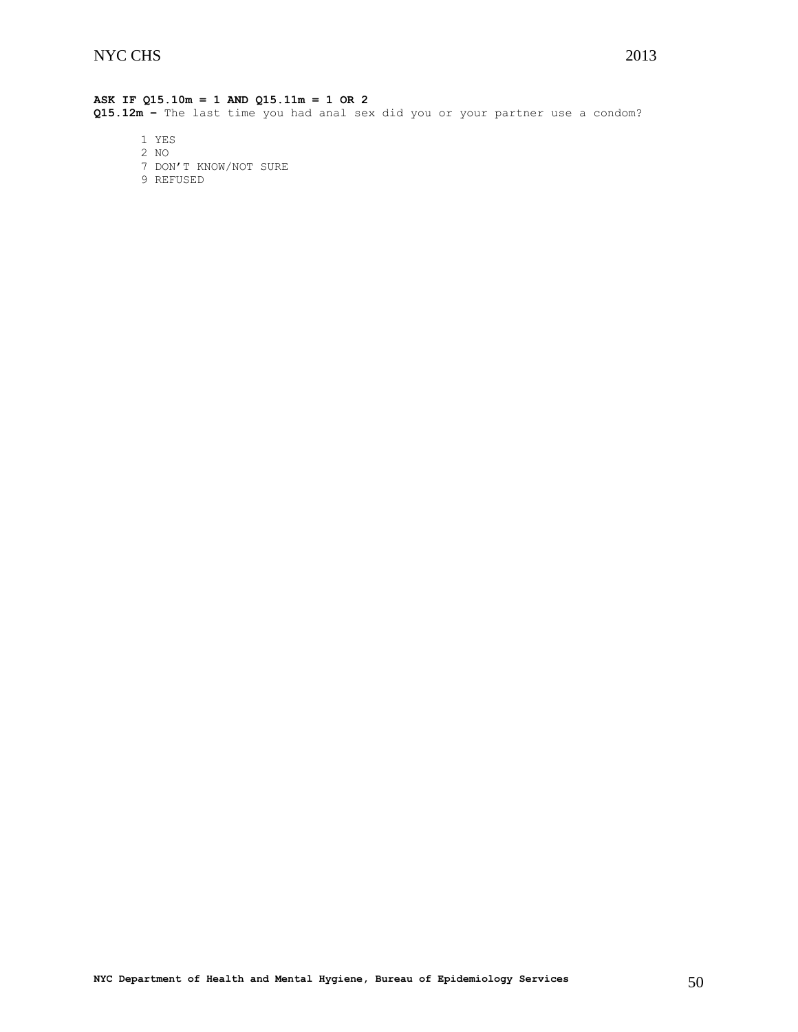**ASK IF Q15.10m = 1 AND Q15.11m = 1 OR 2**

**Q15.12m –** The last time you had anal sex did you or your partner use a condom?

1 YES
2 NO
7 DON'T KNOW/NOT SURE
9 REFUSED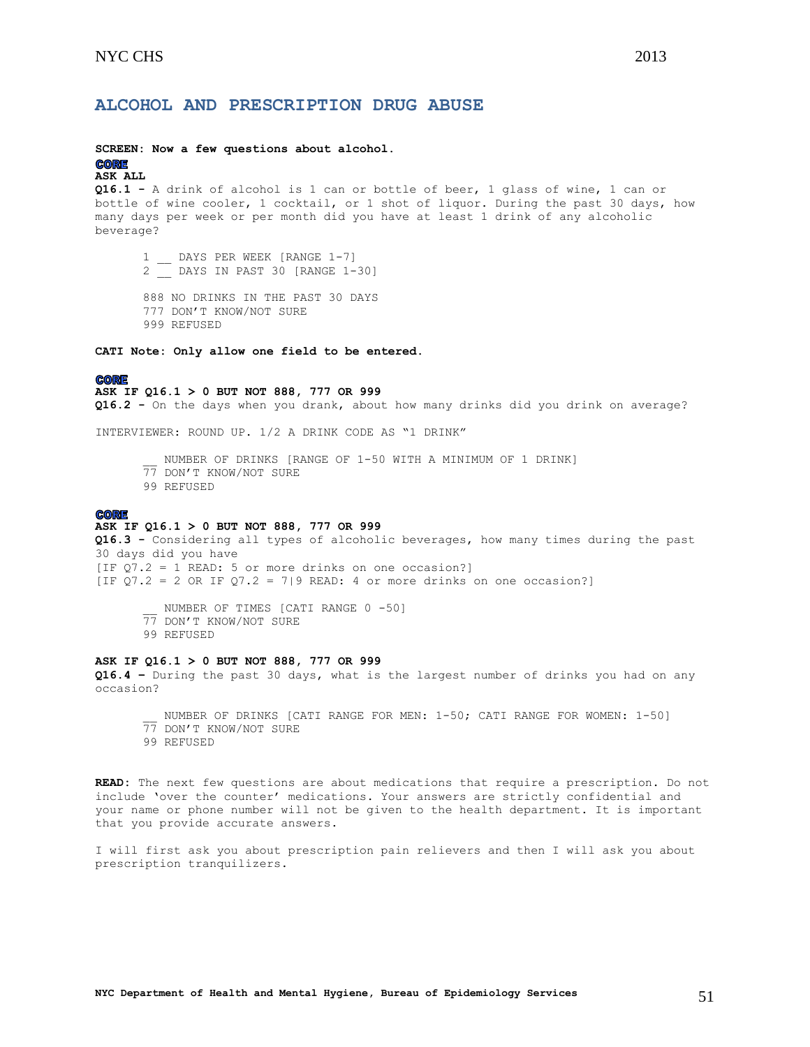## ALCOHOL AND PRESCRIPTION DRUG ABUSE

**SCREEN: Now a few questions about alcohol.**

**CORE**
**ASK ALL**
**Q16.1 -** A drink of alcohol is 1 can or bottle of beer, 1 glass of wine, 1 can or bottle of wine cooler, 1 cocktail, or 1 shot of liquor. During the past 30 days, how many days per week or per month did you have at least 1 drink of any alcoholic beverage?

1 __ DAYS PER WEEK [RANGE 1-7]
2 __ DAYS IN PAST 30 [RANGE 1-30]

888 NO DRINKS IN THE PAST 30 DAYS
777 DON'T KNOW/NOT SURE
999 REFUSED

**CATI Note: Only allow one field to be entered.**

**CORE**
**ASK IF Q16.1 > 0 BUT NOT 888, 777 OR 999**
**Q16.2 -** On the days when you drank, about how many drinks did you drink on average?

INTERVIEWER: ROUND UP. 1/2 A DRINK CODE AS "1 DRINK"

__ NUMBER OF DRINKS [RANGE OF 1-50 WITH A MINIMUM OF 1 DRINK]
77 DON'T KNOW/NOT SURE
99 REFUSED

**CORE**
**ASK IF Q16.1 > 0 BUT NOT 888, 777 OR 999**
**Q16.3 -** Considering all types of alcoholic beverages, how many times during the past 30 days did you have
[IF Q7.2 = 1 READ: 5 or more drinks on one occasion?]
[IF Q7.2 = 2 OR IF Q7.2 = 7|9 READ: 4 or more drinks on one occasion?]

__ NUMBER OF TIMES [CATI RANGE 0 -50]
77 DON'T KNOW/NOT SURE
99 REFUSED

**ASK IF Q16.1 > 0 BUT NOT 888, 777 OR 999**
**Q16.4 –** During the past 30 days, what is the largest number of drinks you had on any occasion?

__ NUMBER OF DRINKS [CATI RANGE FOR MEN: 1-50; CATI RANGE FOR WOMEN: 1-50]
77 DON'T KNOW/NOT SURE
99 REFUSED

**READ:** The next few questions are about medications that require a prescription. Do not include 'over the counter' medications. Your answers are strictly confidential and your name or phone number will not be given to the health department. It is important that you provide accurate answers.

I will first ask you about prescription pain relievers and then I will ask you about prescription tranquilizers.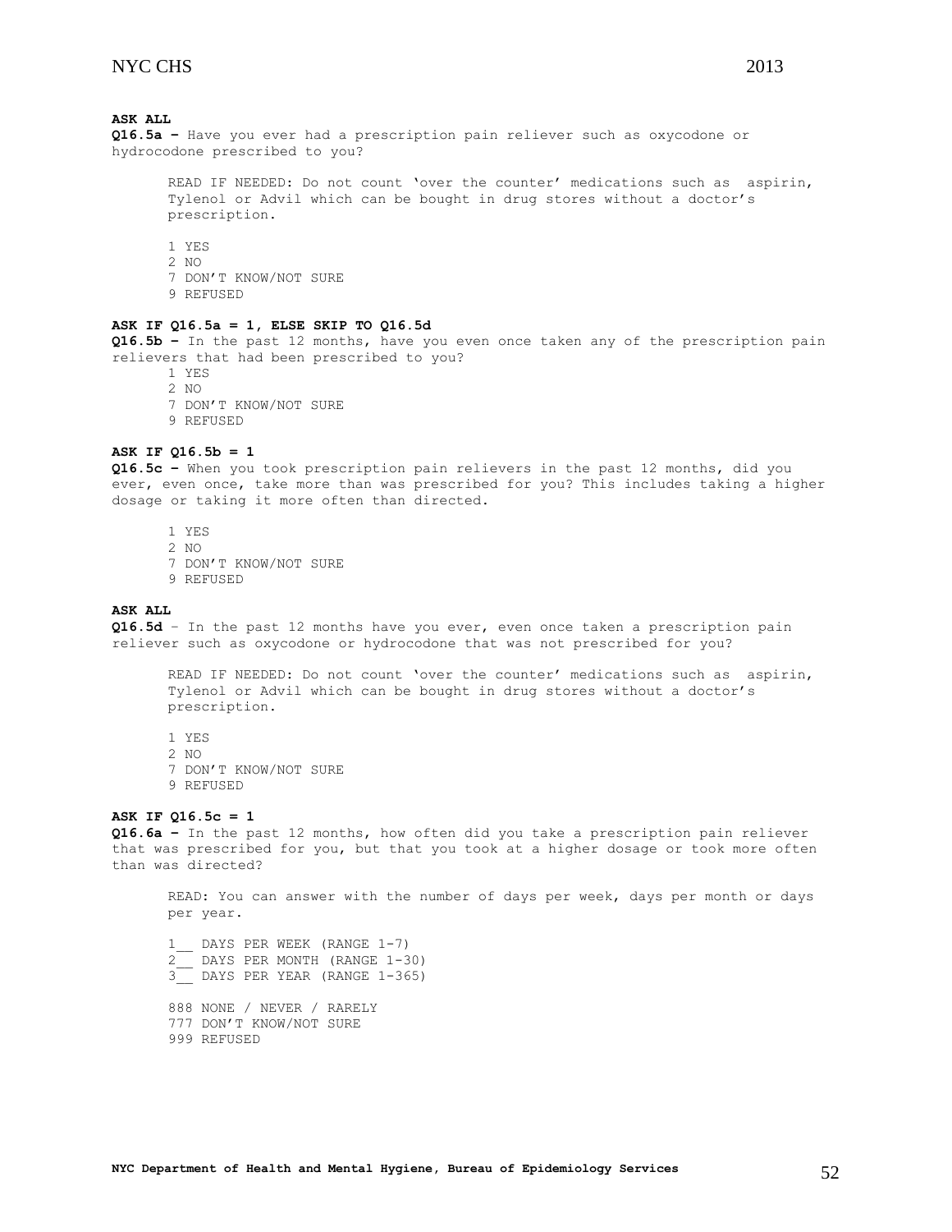**ASK ALL**

**Q16.5a –** Have you ever had a prescription pain reliever such as oxycodone or hydrocodone prescribed to you?

READ IF NEEDED: Do not count 'over the counter' medications such as aspirin, Tylenol or Advil which can be bought in drug stores without a doctor's prescription.

1 YES
2 NO
7 DON'T KNOW/NOT SURE
9 REFUSED

**ASK IF Q16.5a = 1, ELSE SKIP TO Q16.5d**

**Q16.5b –** In the past 12 months, have you even once taken any of the prescription pain relievers that had been prescribed to you?

1 YES
2 NO
7 DON'T KNOW/NOT SURE
9 REFUSED

**ASK IF Q16.5b = 1**

**Q16.5c –** When you took prescription pain relievers in the past 12 months, did you ever, even once, take more than was prescribed for you? This includes taking a higher dosage or taking it more often than directed.

1 YES
2 NO
7 DON'T KNOW/NOT SURE
9 REFUSED

**ASK ALL**

**Q16.5d** – In the past 12 months have you ever, even once taken a prescription pain reliever such as oxycodone or hydrocodone that was not prescribed for you?

READ IF NEEDED: Do not count 'over the counter' medications such as aspirin, Tylenol or Advil which can be bought in drug stores without a doctor's prescription.

1 YES
2 NO
7 DON'T KNOW/NOT SURE
9 REFUSED

**ASK IF Q16.5c = 1**

**Q16.6a –** In the past 12 months, how often did you take a prescription pain reliever that was prescribed for you, but that you took at a higher dosage or took more often than was directed?

READ: You can answer with the number of days per week, days per month or days per year.

1__ DAYS PER WEEK (RANGE 1-7)
2__ DAYS PER MONTH (RANGE 1-30)
3__ DAYS PER YEAR (RANGE 1-365)

888 NONE / NEVER / RARELY
777 DON'T KNOW/NOT SURE
999 REFUSED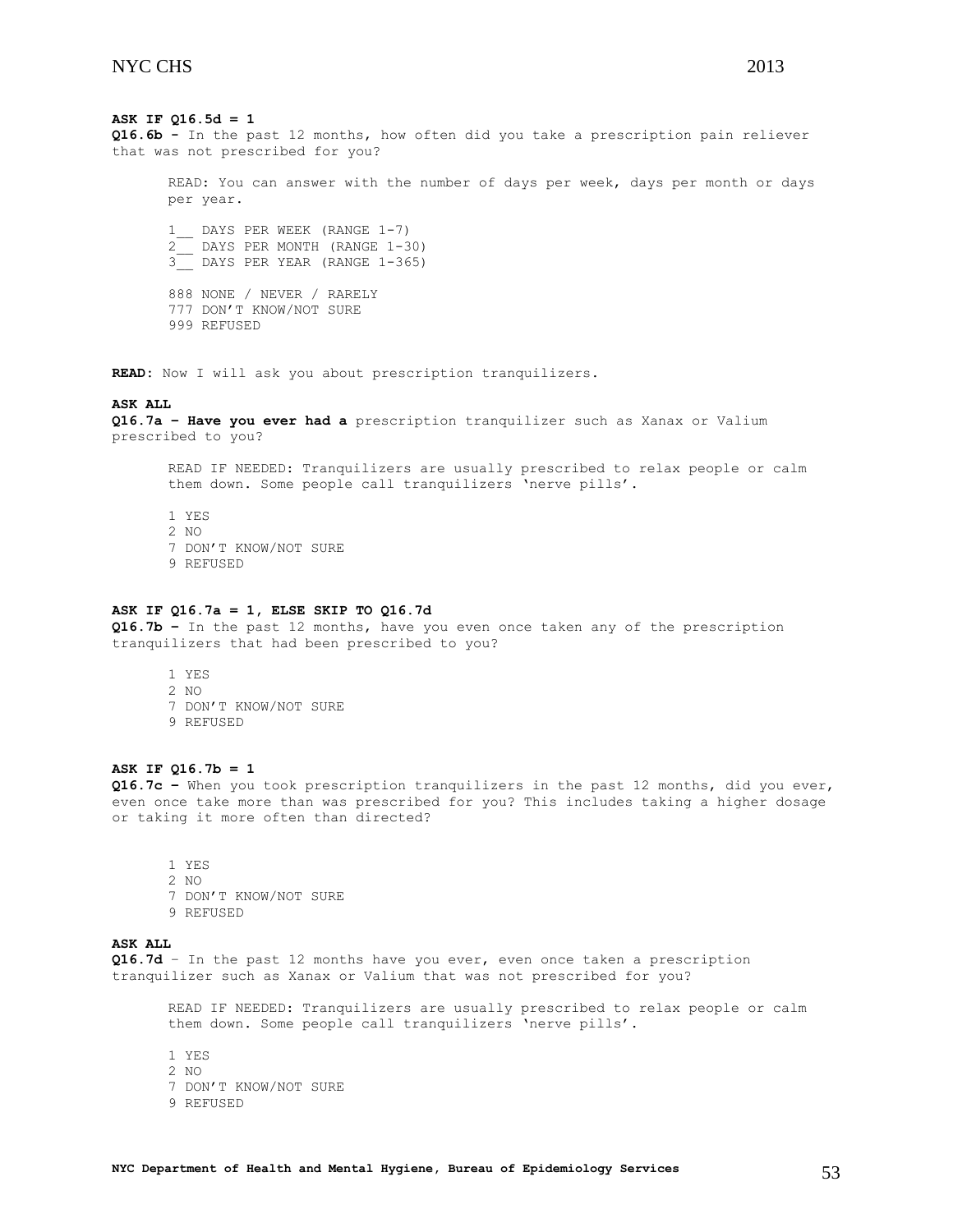**ASK IF Q16.5d = 1**

**Q16.6b -** In the past 12 months, how often did you take a prescription pain reliever that was not prescribed for you?

READ: You can answer with the number of days per week, days per month or days per year.

1__ DAYS PER WEEK (RANGE 1-7)
2__ DAYS PER MONTH (RANGE 1-30)
3__ DAYS PER YEAR (RANGE 1-365)

888 NONE / NEVER / RARELY
777 DON'T KNOW/NOT SURE
999 REFUSED

**READ:** Now I will ask you about prescription tranquilizers.

**ASK ALL**

**Q16.7a – Have you ever had a** prescription tranquilizer such as Xanax or Valium prescribed to you?

READ IF NEEDED: Tranquilizers are usually prescribed to relax people or calm them down. Some people call tranquilizers 'nerve pills'.

1 YES
2 NO
7 DON'T KNOW/NOT SURE
9 REFUSED

**ASK IF Q16.7a = 1, ELSE SKIP TO Q16.7d**

**Q16.7b –** In the past 12 months, have you even once taken any of the prescription tranquilizers that had been prescribed to you?

1 YES
2 NO
7 DON'T KNOW/NOT SURE
9 REFUSED

**ASK IF Q16.7b = 1**

**Q16.7c –** When you took prescription tranquilizers in the past 12 months, did you ever, even once take more than was prescribed for you? This includes taking a higher dosage or taking it more often than directed?

1 YES
2 NO
7 DON'T KNOW/NOT SURE
9 REFUSED

**ASK ALL**

**Q16.7d** – In the past 12 months have you ever, even once taken a prescription tranquilizer such as Xanax or Valium that was not prescribed for you?

READ IF NEEDED: Tranquilizers are usually prescribed to relax people or calm them down. Some people call tranquilizers 'nerve pills'.

1 YES
2 NO
7 DON'T KNOW/NOT SURE
9 REFUSED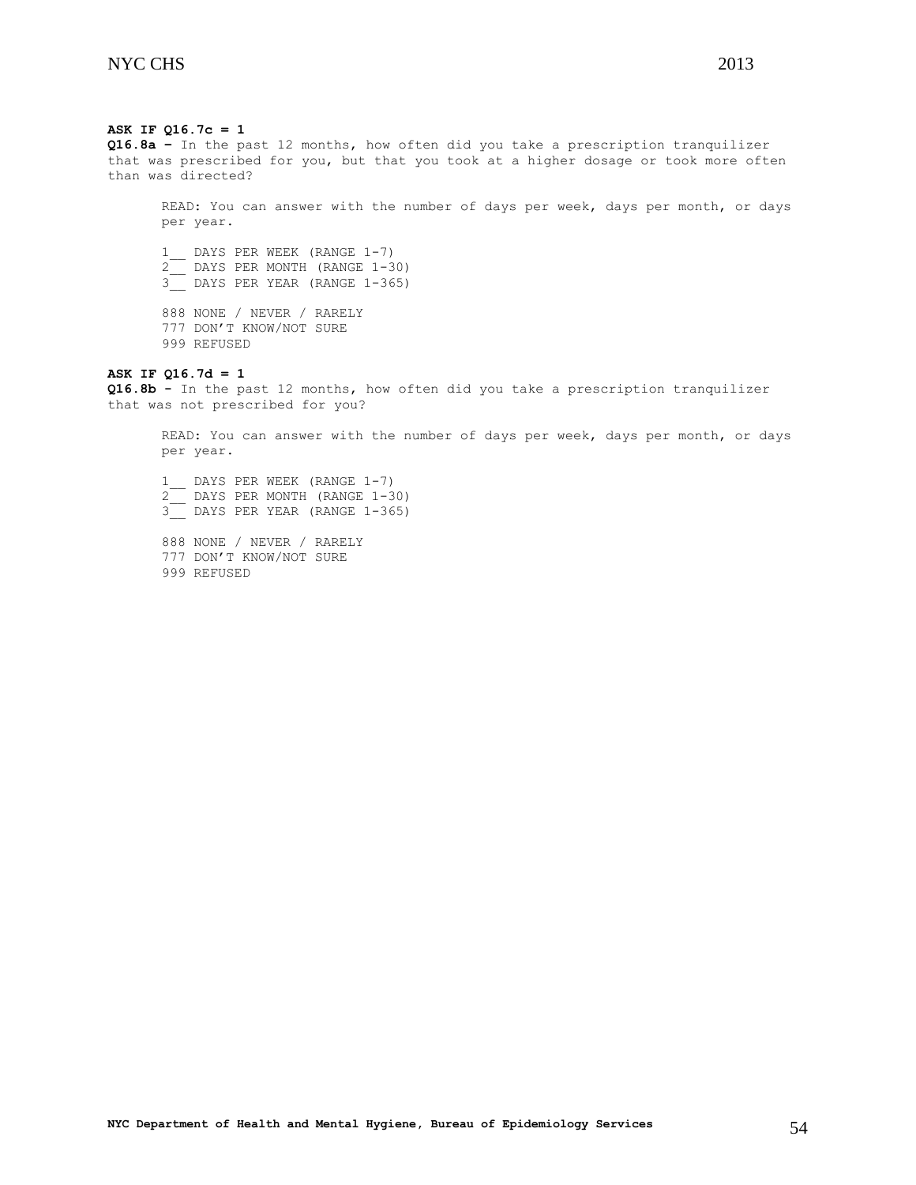**ASK IF Q16.7c = 1**

**Q16.8a –** In the past 12 months, how often did you take a prescription tranquilizer that was prescribed for you, but that you took at a higher dosage or took more often than was directed?

READ: You can answer with the number of days per week, days per month, or days per year.

1__ DAYS PER WEEK (RANGE 1-7)
2__ DAYS PER MONTH (RANGE 1-30)
3__ DAYS PER YEAR (RANGE 1-365)

888 NONE / NEVER / RARELY
777 DON'T KNOW/NOT SURE
999 REFUSED

**ASK IF Q16.7d = 1**

**Q16.8b -** In the past 12 months, how often did you take a prescription tranquilizer that was not prescribed for you?

READ: You can answer with the number of days per week, days per month, or days per year.

1__ DAYS PER WEEK (RANGE 1-7)
2__ DAYS PER MONTH (RANGE 1-30)
3__ DAYS PER YEAR (RANGE 1-365)

888 NONE / NEVER / RARELY
777 DON'T KNOW/NOT SURE
999 REFUSED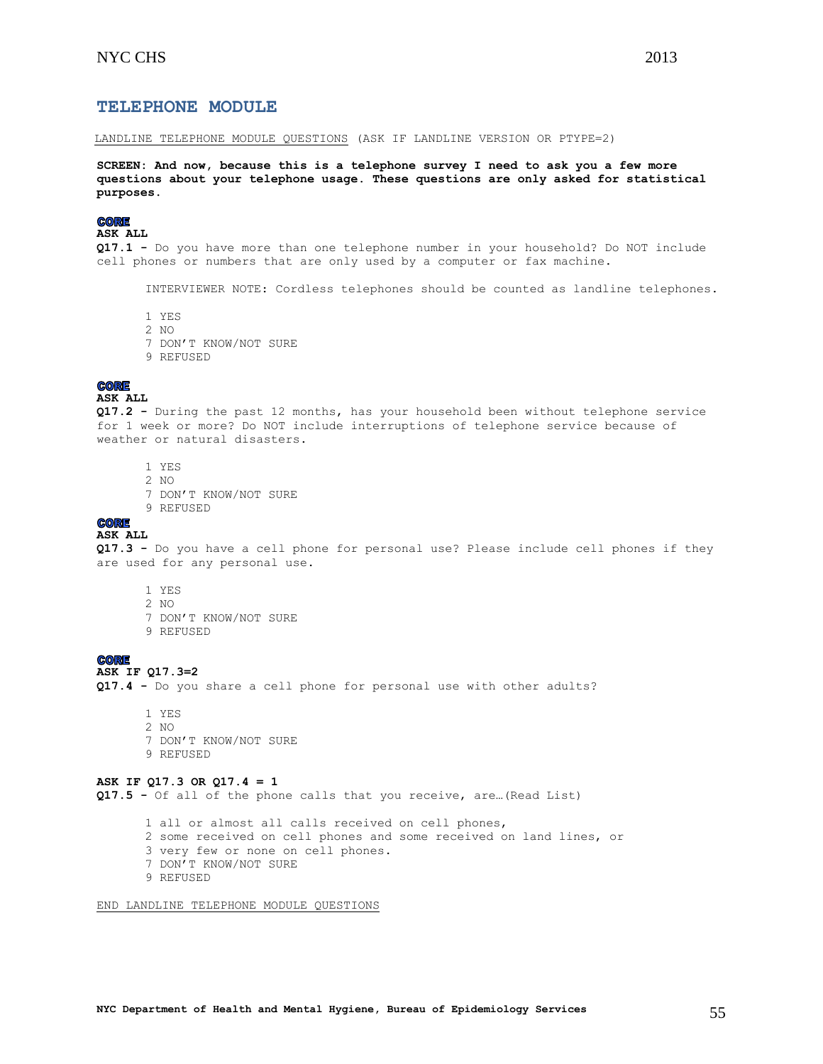## TELEPHONE MODULE

LANDLINE TELEPHONE MODULE QUESTIONS (ASK IF LANDLINE VERSION OR PTYPE=2)

**SCREEN: And now, because this is a telephone survey I need to ask you a few more questions about your telephone usage. These questions are only asked for statistical purposes.**

**CORE**
**ASK ALL**
**Q17.1 -** Do you have more than one telephone number in your household? Do NOT include cell phones or numbers that are only used by a computer or fax machine.

INTERVIEWER NOTE: Cordless telephones should be counted as landline telephones.

1 YES
2 NO
7 DON'T KNOW/NOT SURE
9 REFUSED

**CORE**
**ASK ALL**
**Q17.2 -** During the past 12 months, has your household been without telephone service for 1 week or more? Do NOT include interruptions of telephone service because of weather or natural disasters.

1 YES
2 NO
7 DON'T KNOW/NOT SURE
9 REFUSED

**CORE**
**ASK ALL**
**Q17.3 -** Do you have a cell phone for personal use? Please include cell phones if they are used for any personal use.

1 YES
2 NO
7 DON'T KNOW/NOT SURE
9 REFUSED

**CORE**
**ASK IF Q17.3=2**
**Q17.4 -** Do you share a cell phone for personal use with other adults?

1 YES
2 NO
7 DON'T KNOW/NOT SURE
9 REFUSED

**ASK IF Q17.3 OR Q17.4 = 1**
**Q17.5 -** Of all of the phone calls that you receive, are…(Read List)

1 all or almost all calls received on cell phones,
2 some received on cell phones and some received on land lines, or
3 very few or none on cell phones.
7 DON'T KNOW/NOT SURE
9 REFUSED

END LANDLINE TELEPHONE MODULE QUESTIONS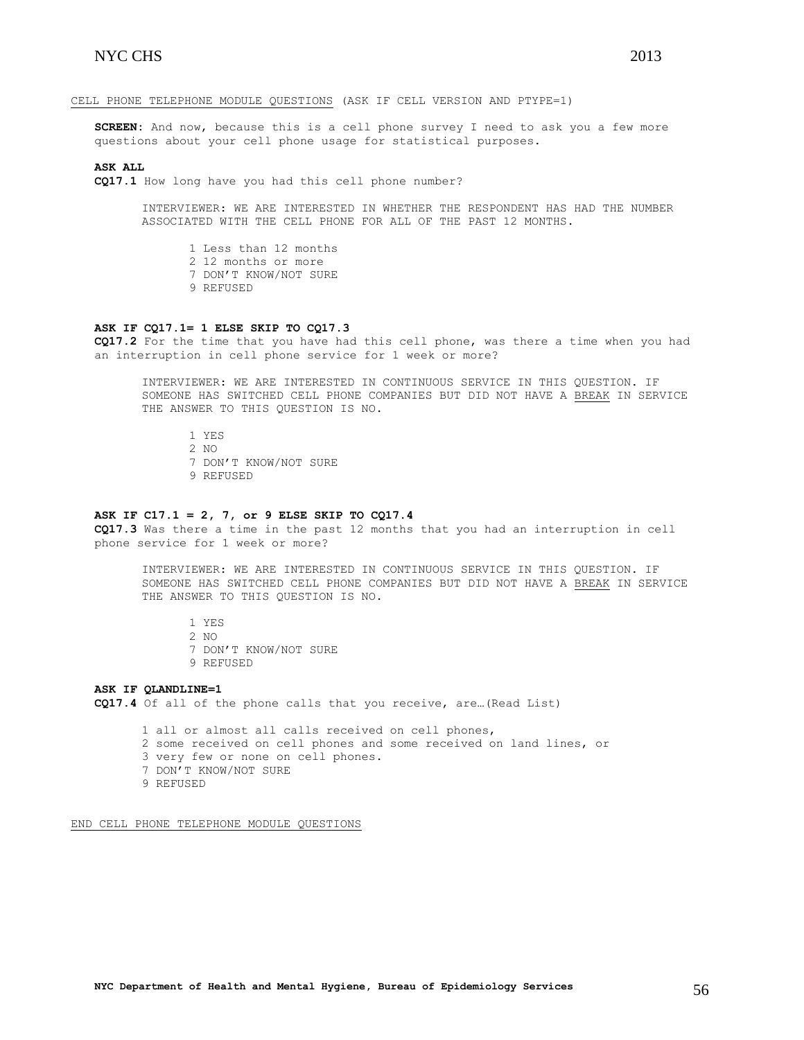CELL PHONE TELEPHONE MODULE QUESTIONS (ASK IF CELL VERSION AND PTYPE=1)

**SCREEN**: And now, because this is a cell phone survey I need to ask you a few more questions about your cell phone usage for statistical purposes.

**ASK ALL**

**CQ17.1** How long have you had this cell phone number?

INTERVIEWER: WE ARE INTERESTED IN WHETHER THE RESPONDENT HAS HAD THE NUMBER ASSOCIATED WITH THE CELL PHONE FOR ALL OF THE PAST 12 MONTHS.

1 Less than 12 months
2 12 months or more
7 DON'T KNOW/NOT SURE
9 REFUSED

**ASK IF CQ17.1= 1 ELSE SKIP TO CQ17.3**

**CQ17.2** For the time that you have had this cell phone, was there a time when you had an interruption in cell phone service for 1 week or more?

INTERVIEWER: WE ARE INTERESTED IN CONTINUOUS SERVICE IN THIS QUESTION. IF SOMEONE HAS SWITCHED CELL PHONE COMPANIES BUT DID NOT HAVE A BREAK IN SERVICE THE ANSWER TO THIS QUESTION IS NO.

1 YES
2 NO
7 DON'T KNOW/NOT SURE
9 REFUSED

**ASK IF C17.1 = 2, 7, or 9 ELSE SKIP TO CQ17.4**

**CQ17.3** Was there a time in the past 12 months that you had an interruption in cell phone service for 1 week or more?

INTERVIEWER: WE ARE INTERESTED IN CONTINUOUS SERVICE IN THIS QUESTION. IF SOMEONE HAS SWITCHED CELL PHONE COMPANIES BUT DID NOT HAVE A BREAK IN SERVICE THE ANSWER TO THIS QUESTION IS NO.

1 YES
2 NO
7 DON'T KNOW/NOT SURE
9 REFUSED

**ASK IF QLANDLINE=1**

**CQ17.4** Of all of the phone calls that you receive, are…(Read List)

1 all or almost all calls received on cell phones,
2 some received on cell phones and some received on land lines, or
3 very few or none on cell phones.
7 DON'T KNOW/NOT SURE
9 REFUSED

END CELL PHONE TELEPHONE MODULE QUESTIONS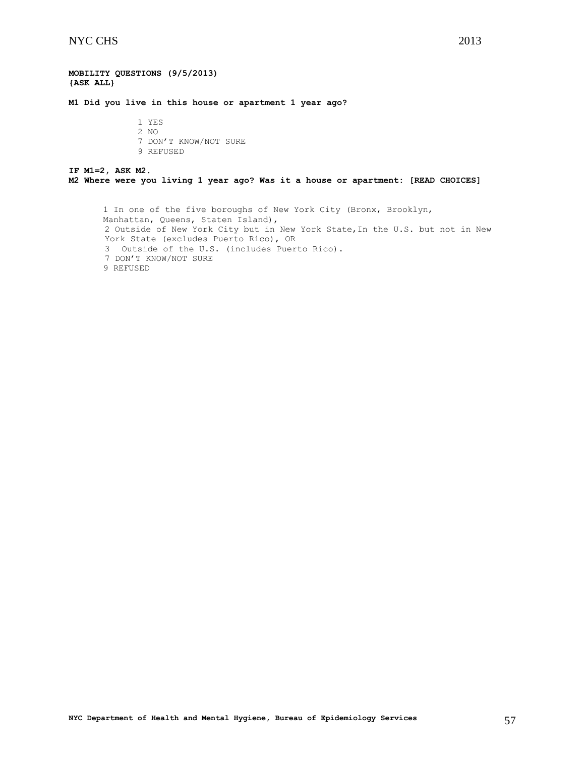**MOBILITY QUESTIONS (9/5/2013)**
**{ASK ALL}**

**M1 Did you live in this house or apartment 1 year ago?**

1 YES
2 NO
7 DON'T KNOW/NOT SURE
9 REFUSED

**IF M1=2, ASK M2.**
**M2 Where were you living 1 year ago? Was it a house or apartment: [READ CHOICES]**

1 In one of the five boroughs of New York City (Bronx, Brooklyn, Manhattan, Queens, Staten Island),
2 Outside of New York City but in New York State, In the U.S. but not in New York State (excludes Puerto Rico), OR
3 Outside of the U.S. (includes Puerto Rico).
7 DON'T KNOW/NOT SURE
9 REFUSED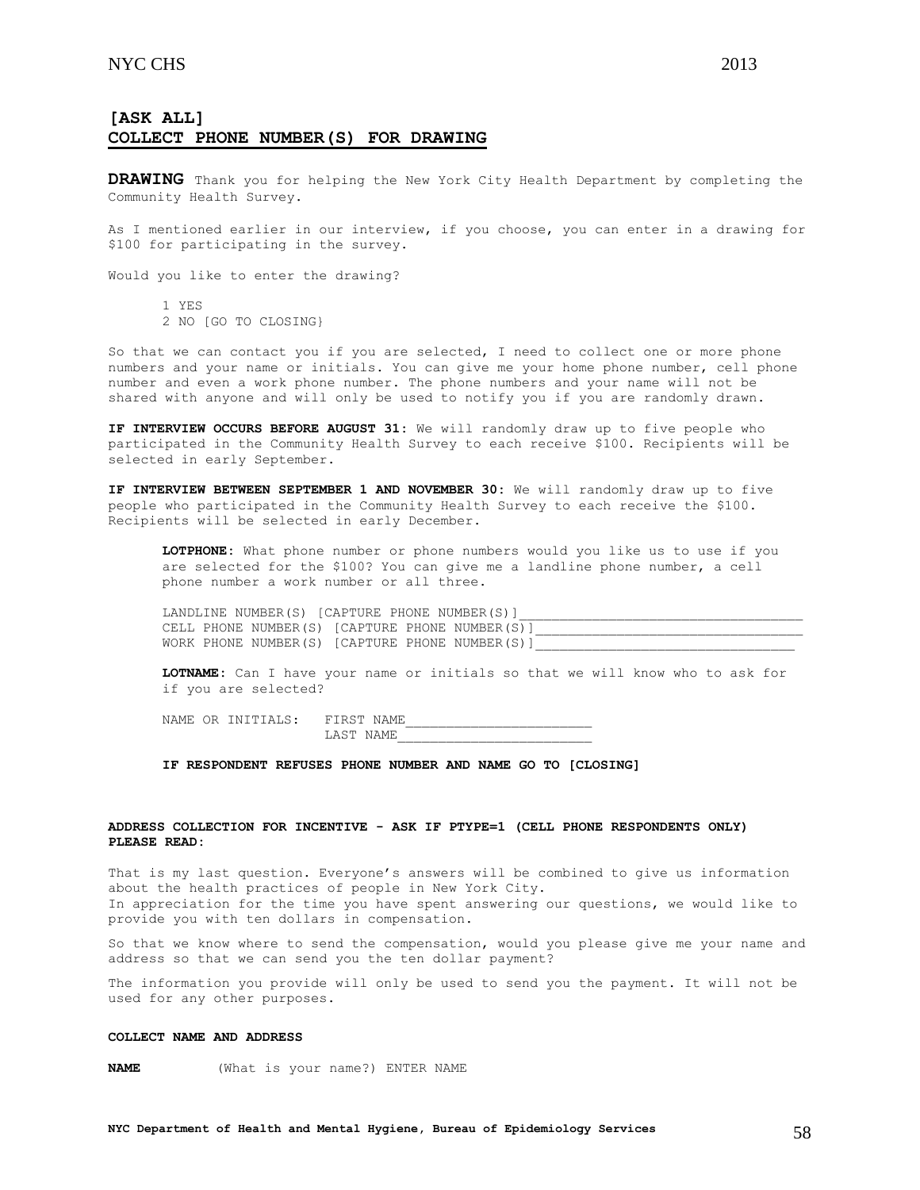## [ASK ALL]
## COLLECT PHONE NUMBER(S) FOR DRAWING

**DRAWING** Thank you for helping the New York City Health Department by completing the Community Health Survey.

As I mentioned earlier in our interview, if you choose, you can enter in a drawing for $100 for participating in the survey.

Would you like to enter the drawing?

1 YES
2 NO [GO TO CLOSING}

So that we can contact you if you are selected, I need to collect one or more phone numbers and your name or initials. You can give me your home phone number, cell phone number and even a work phone number. The phone numbers and your name will not be shared with anyone and will only be used to notify you if you are randomly drawn.

**IF INTERVIEW OCCURS BEFORE AUGUST 31:** We will randomly draw up to five people who participated in the Community Health Survey to each receive $100. Recipients will be selected in early September.

**IF INTERVIEW BETWEEN SEPTEMBER 1 AND NOVEMBER 30:** We will randomly draw up to five people who participated in the Community Health Survey to each receive the $100. Recipients will be selected in early December.

**LOTPHONE:** What phone number or phone numbers would you like us to use if you are selected for the $100? You can give me a landline phone number, a cell phone number a work number or all three.

LANDLINE NUMBER(S) [CAPTURE PHONE NUMBER(S)]___________________________________
CELL PHONE NUMBER(S) [CAPTURE PHONE NUMBER(S)]_________________________________
WORK PHONE NUMBER(S) [CAPTURE PHONE NUMBER(S)]________________________________

**LOTNAME:** Can I have your name or initials so that we will know who to ask for if you are selected?

NAME OR INITIALS: FIRST NAME_______________________
LAST NAME________________________

**IF RESPONDENT REFUSES PHONE NUMBER AND NAME GO TO [CLOSING]**

**ADDRESS COLLECTION FOR INCENTIVE - ASK IF PTYPE=1 (CELL PHONE RESPONDENTS ONLY)**
**PLEASE READ:**

That is my last question. Everyone's answers will be combined to give us information about the health practices of people in New York City.
In appreciation for the time you have spent answering our questions, we would like to provide you with ten dollars in compensation.

So that we know where to send the compensation, would you please give me your name and address so that we can send you the ten dollar payment?

The information you provide will only be used to send you the payment. It will not be used for any other purposes.

**COLLECT NAME AND ADDRESS**

**NAME** (What is your name?) ENTER NAME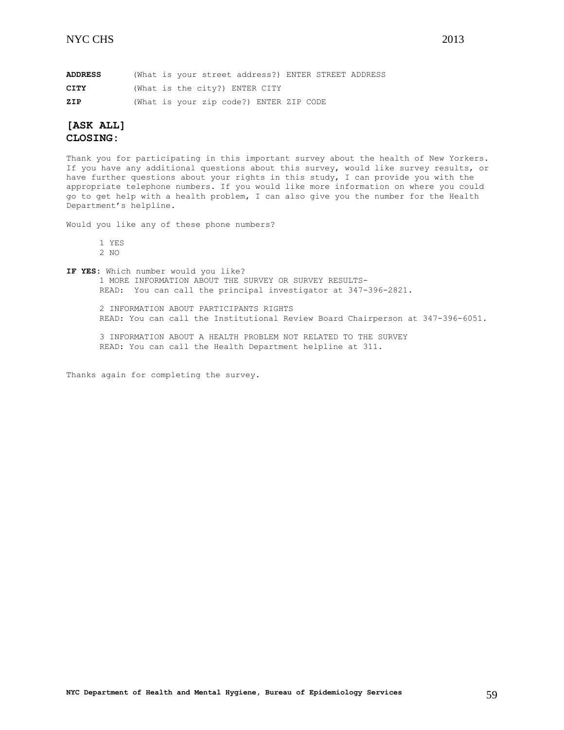**ADDRESS** (What is your street address?) ENTER STREET ADDRESS

**CITY** (What is the city?) ENTER CITY

**ZIP** (What is your zip code?) ENTER ZIP CODE

## [ASK ALL]
## CLOSING:

Thank you for participating in this important survey about the health of New Yorkers. If you have any additional questions about this survey, would like survey results, or have further questions about your rights in this study, I can provide you with the appropriate telephone numbers. If you would like more information on where you could go to get help with a health problem, I can also give you the number for the Health Department's helpline.

Would you like any of these phone numbers?

1 YES
2 NO

**IF YES**: Which number would you like?

1 MORE INFORMATION ABOUT THE SURVEY OR SURVEY RESULTS-
READ: You can call the principal investigator at 347-396-2821.

2 INFORMATION ABOUT PARTICIPANTS RIGHTS
READ: You can call the Institutional Review Board Chairperson at 347-396-6051.

3 INFORMATION ABOUT A HEALTH PROBLEM NOT RELATED TO THE SURVEY
READ: You can call the Health Department helpline at 311.

Thanks again for completing the survey.